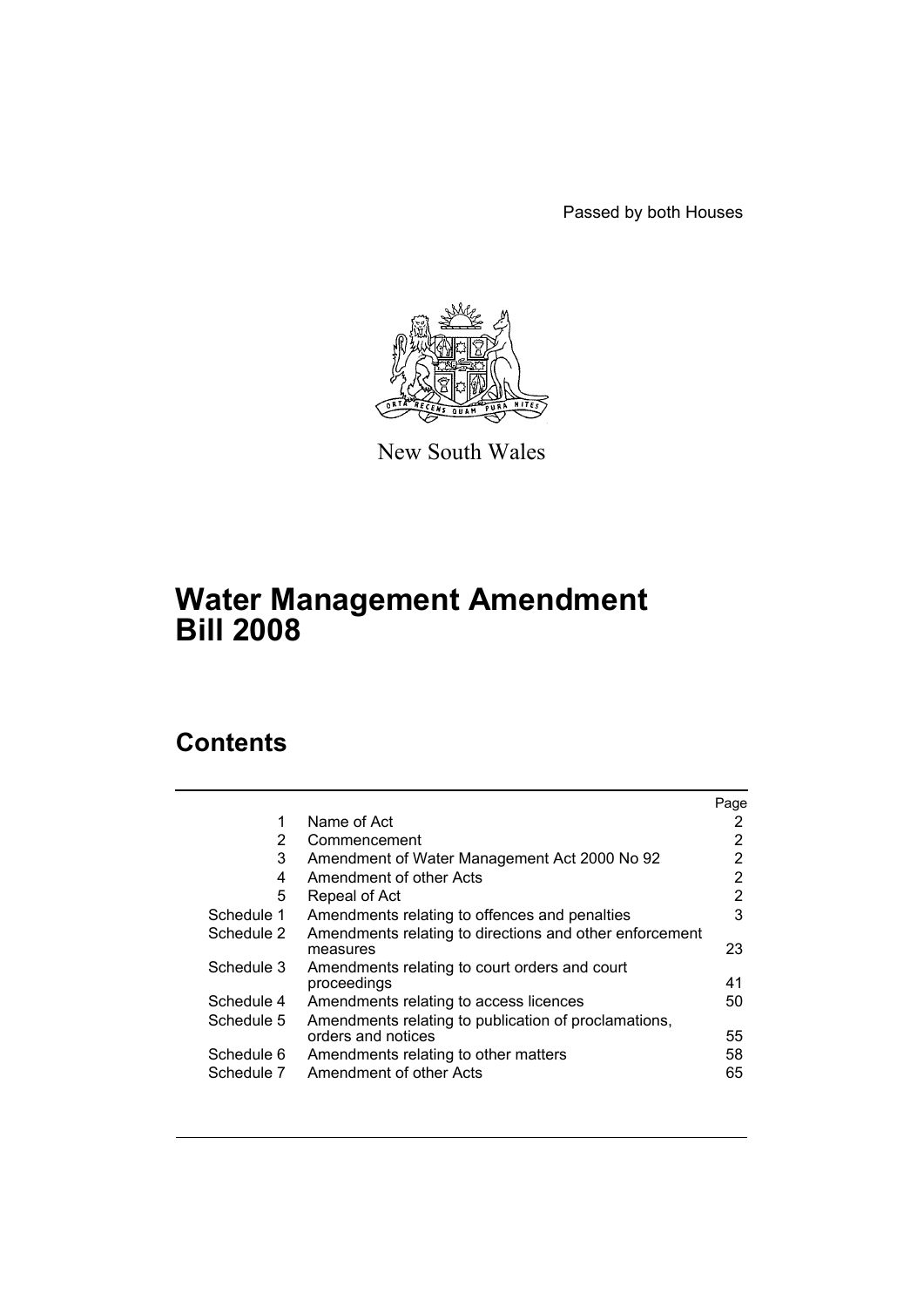Passed by both Houses

New South Wales

# Water Management Amendment Bill 2008

## Contents

| | | Page |
|---|---|---|
| 1 | Name of Act | 2 |
| 2 | Commencement | 2 |
| 3 | Amendment of Water Management Act 2000 No 92 | 2 |
| 4 | Amendment of other Acts | 2 |
| 5 | Repeal of Act | 2 |
| Schedule 1 | Amendments relating to offences and penalties | 3 |
| Schedule 2 | Amendments relating to directions and other enforcement measures | 23 |
| Schedule 3 | Amendments relating to court orders and court proceedings | 41 |
| Schedule 4 | Amendments relating to access licences | 50 |
| Schedule 5 | Amendments relating to publication of proclamations, orders and notices | 55 |
| Schedule 6 | Amendments relating to other matters | 58 |
| Schedule 7 | Amendment of other Acts | 65 |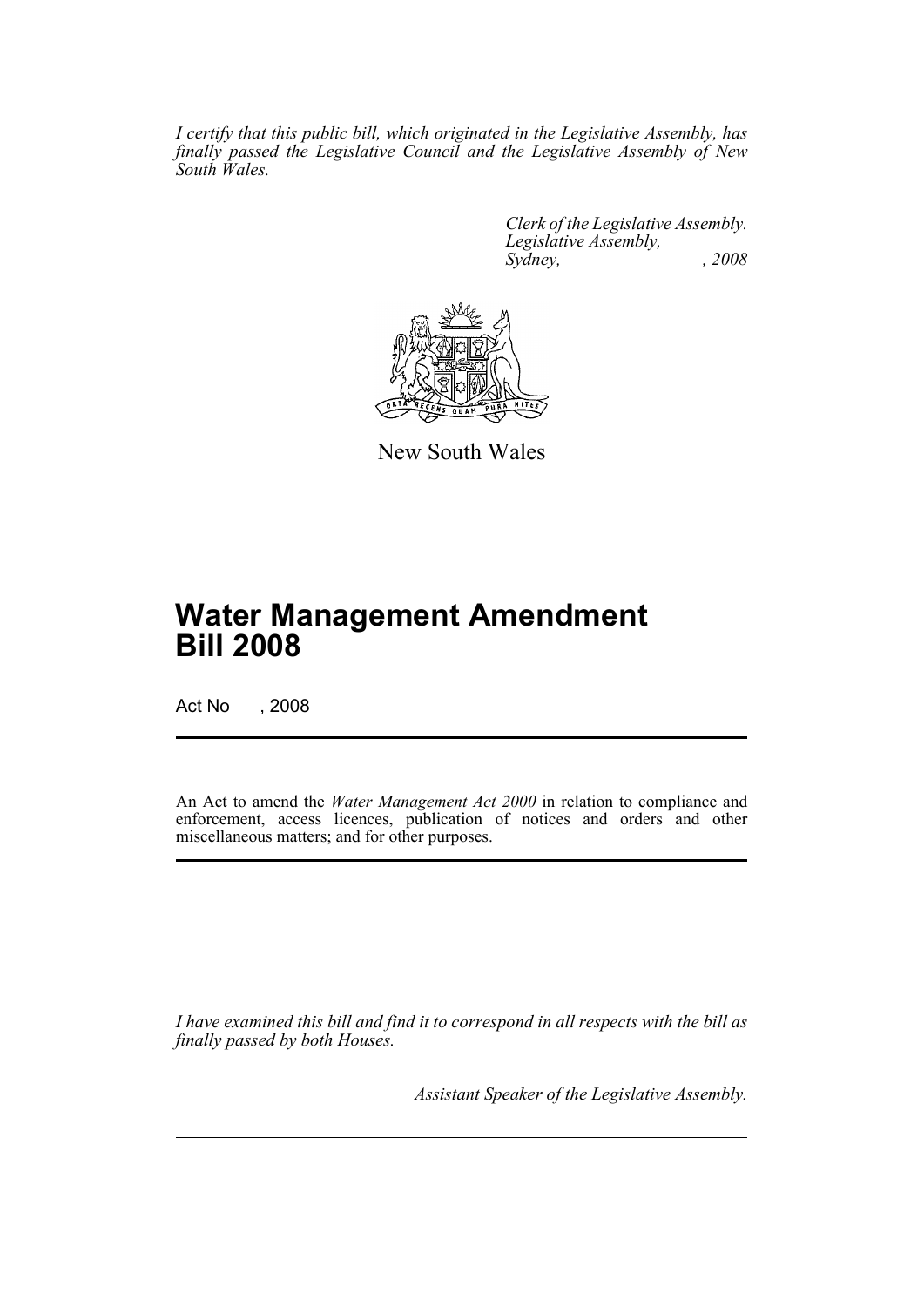*I certify that this public bill, which originated in the Legislative Assembly, has finally passed the Legislative Council and the Legislative Assembly of New South Wales.*

*Clerk of the Legislative Assembly.*
*Legislative Assembly,*
*Sydney, , 2008*

New South Wales

# Water Management Amendment Bill 2008

Act No , 2008

An Act to amend the *Water Management Act 2000* in relation to compliance and enforcement, access licences, publication of notices and orders and other miscellaneous matters; and for other purposes.

*I have examined this bill and find it to correspond in all respects with the bill as finally passed by both Houses.*

*Assistant Speaker of the Legislative Assembly.*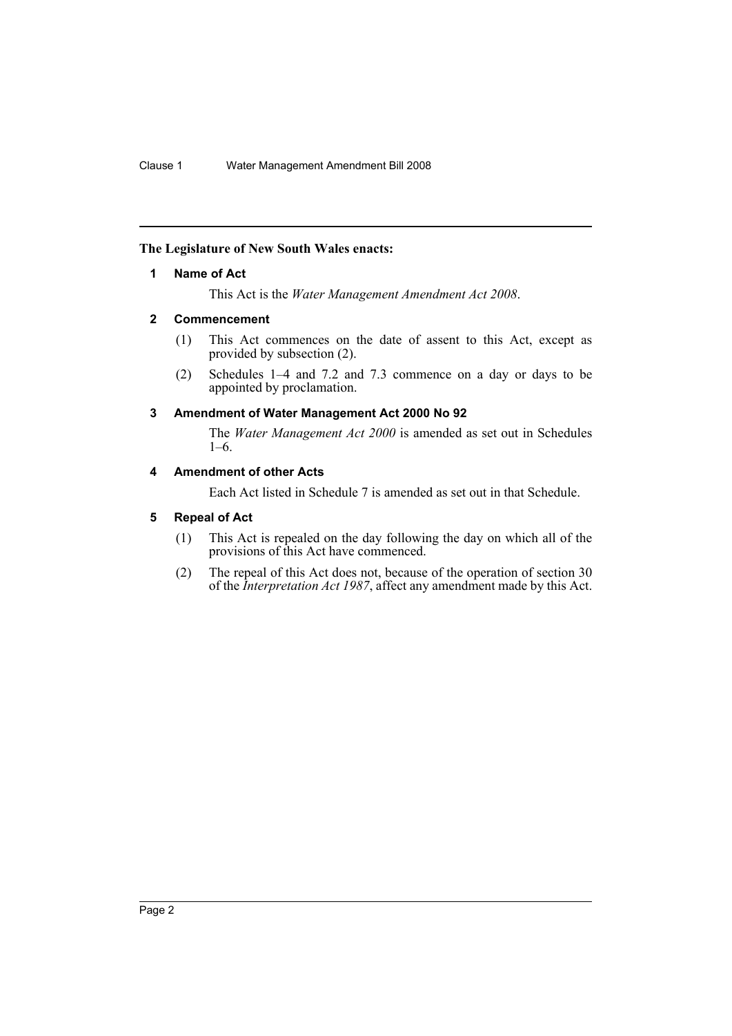**The Legislature of New South Wales enacts:**

### 1 Name of Act

This Act is the *Water Management Amendment Act 2008*.

### 2 Commencement

(1) This Act commences on the date of assent to this Act, except as provided by subsection (2).

(2) Schedules 1–4 and 7.2 and 7.3 commence on a day or days to be appointed by proclamation.

### 3 Amendment of Water Management Act 2000 No 92

The *Water Management Act 2000* is amended as set out in Schedules 1–6.

### 4 Amendment of other Acts

Each Act listed in Schedule 7 is amended as set out in that Schedule.

### 5 Repeal of Act

(1) This Act is repealed on the day following the day on which all of the provisions of this Act have commenced.

(2) The repeal of this Act does not, because of the operation of section 30 of the *Interpretation Act 1987*, affect any amendment made by this Act.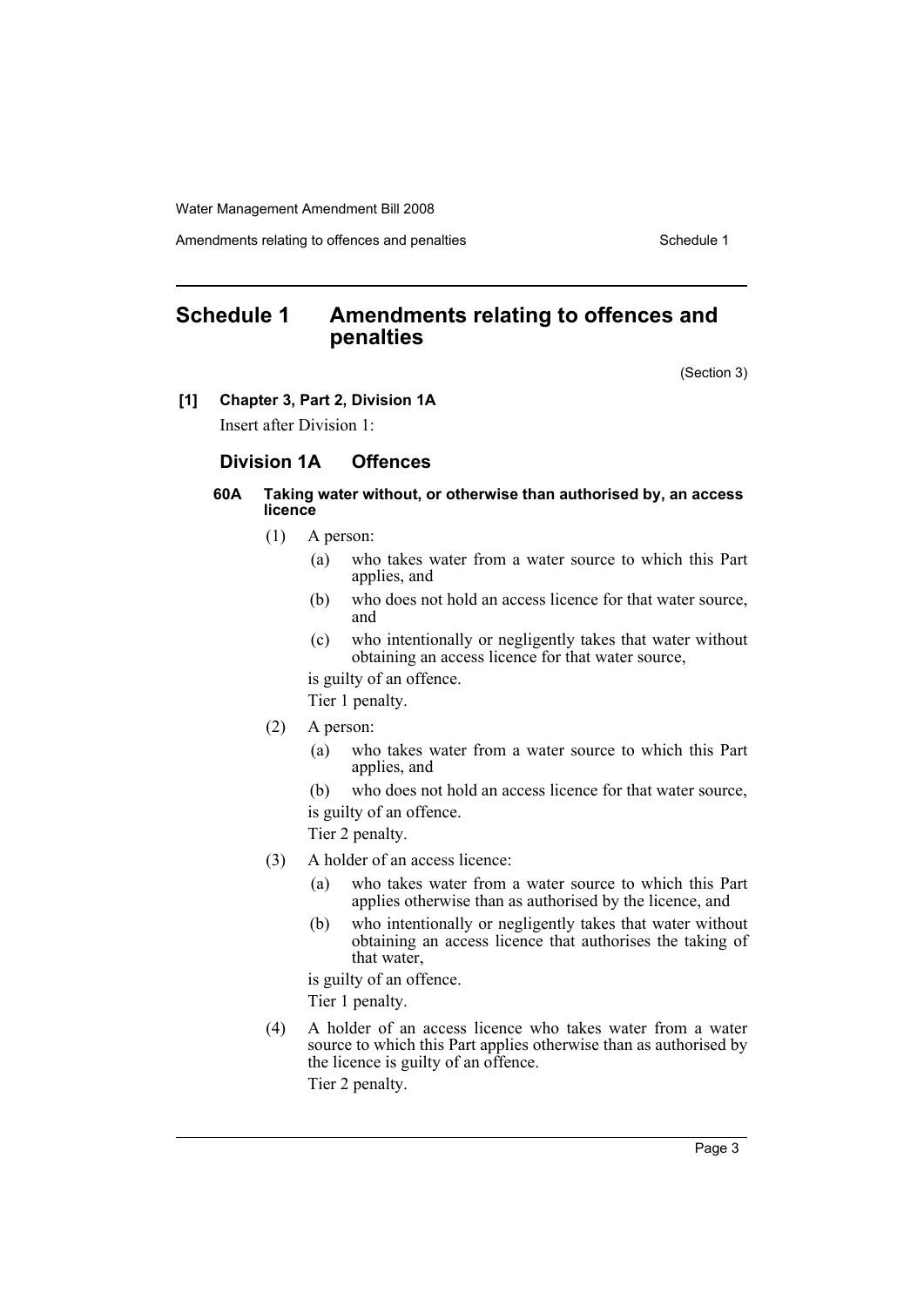## Schedule 1 Amendments relating to offences and penalties

(Section 3)

**[1] Chapter 3, Part 2, Division 1A**

Insert after Division 1:

### Division 1A Offences

#### 60A Taking water without, or otherwise than authorised by, an access licence

(1) A person:

- (a) who takes water from a water source to which this Part applies, and
- (b) who does not hold an access licence for that water source, and
- (c) who intentionally or negligently takes that water without obtaining an access licence for that water source,

is guilty of an offence.

Tier 1 penalty.

(2) A person:

- (a) who takes water from a water source to which this Part applies, and
- (b) who does not hold an access licence for that water source,

is guilty of an offence.

Tier 2 penalty.

(3) A holder of an access licence:

- (a) who takes water from a water source to which this Part applies otherwise than as authorised by the licence, and
- (b) who intentionally or negligently takes that water without obtaining an access licence that authorises the taking of that water,

is guilty of an offence.

Tier 1 penalty.

(4) A holder of an access licence who takes water from a water source to which this Part applies otherwise than as authorised by the licence is guilty of an offence.

Tier 2 penalty.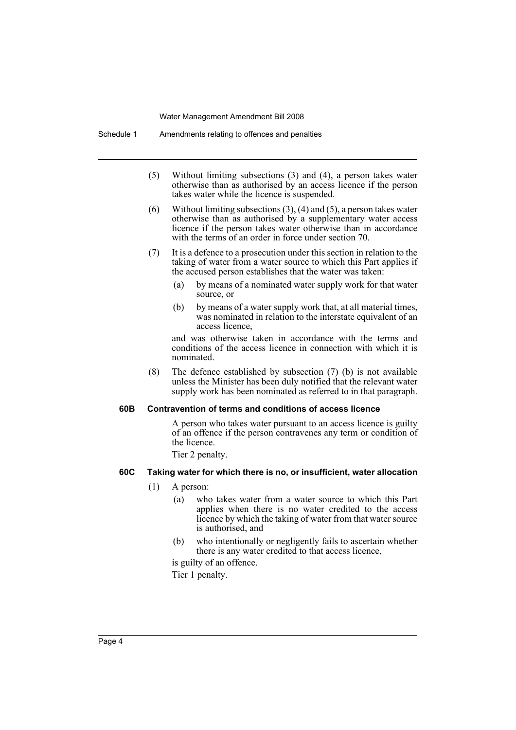(5) Without limiting subsections (3) and (4), a person takes water otherwise than as authorised by an access licence if the person takes water while the licence is suspended.

(6) Without limiting subsections (3), (4) and (5), a person takes water otherwise than as authorised by a supplementary water access licence if the person takes water otherwise than in accordance with the terms of an order in force under section 70.

(7) It is a defence to a prosecution under this section in relation to the taking of water from a water source to which this Part applies if the accused person establishes that the water was taken:

- (a) by means of a nominated water supply work for that water source, or
- (b) by means of a water supply work that, at all material times, was nominated in relation to the interstate equivalent of an access licence,

and was otherwise taken in accordance with the terms and conditions of the access licence in connection with which it is nominated.

(8) The defence established by subsection (7) (b) is not available unless the Minister has been duly notified that the relevant water supply work has been nominated as referred to in that paragraph.

#### 60B Contravention of terms and conditions of access licence

A person who takes water pursuant to an access licence is guilty of an offence if the person contravenes any term or condition of the licence.

Tier 2 penalty.

#### 60C Taking water for which there is no, or insufficient, water allocation

(1) A person:

- (a) who takes water from a water source to which this Part applies when there is no water credited to the access licence by which the taking of water from that water source is authorised, and
- (b) who intentionally or negligently fails to ascertain whether there is any water credited to that access licence,

is guilty of an offence.

Tier 1 penalty.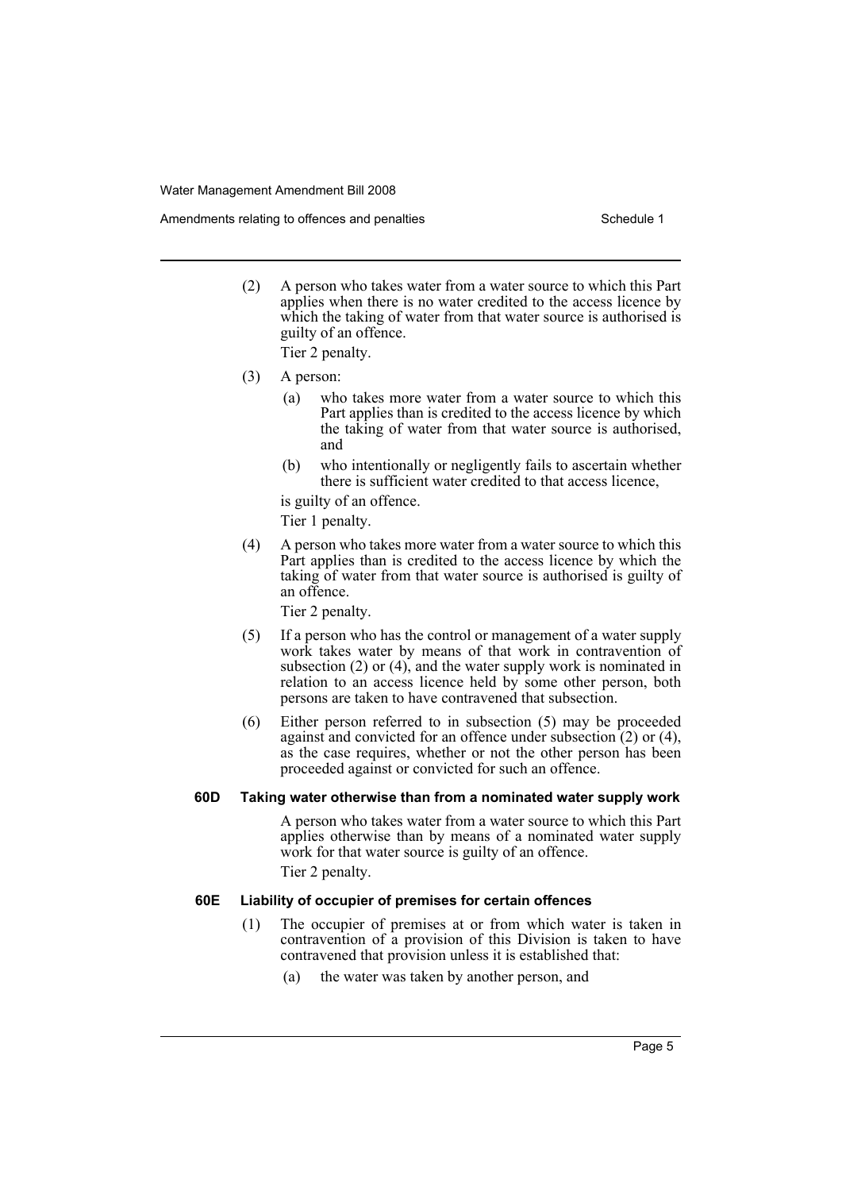(2) A person who takes water from a water source to which this Part applies when there is no water credited to the access licence by which the taking of water from that water source is authorised is guilty of an offence.

Tier 2 penalty.

(3) A person:

(a) who takes more water from a water source to which this Part applies than is credited to the access licence by which the taking of water from that water source is authorised, and

(b) who intentionally or negligently fails to ascertain whether there is sufficient water credited to that access licence,

is guilty of an offence.

Tier 1 penalty.

(4) A person who takes more water from a water source to which this Part applies than is credited to the access licence by which the taking of water from that water source is authorised is guilty of an offence.

Tier 2 penalty.

(5) If a person who has the control or management of a water supply work takes water by means of that work in contravention of subsection (2) or (4), and the water supply work is nominated in relation to an access licence held by some other person, both persons are taken to have contravened that subsection.

(6) Either person referred to in subsection (5) may be proceeded against and convicted for an offence under subsection (2) or (4), as the case requires, whether or not the other person has been proceeded against or convicted for such an offence.

**60D Taking water otherwise than from a nominated water supply work**

A person who takes water from a water source to which this Part applies otherwise than by means of a nominated water supply work for that water source is guilty of an offence.

Tier 2 penalty.

**60E Liability of occupier of premises for certain offences**

(1) The occupier of premises at or from which water is taken in contravention of a provision of this Division is taken to have contravened that provision unless it is established that:

(a) the water was taken by another person, and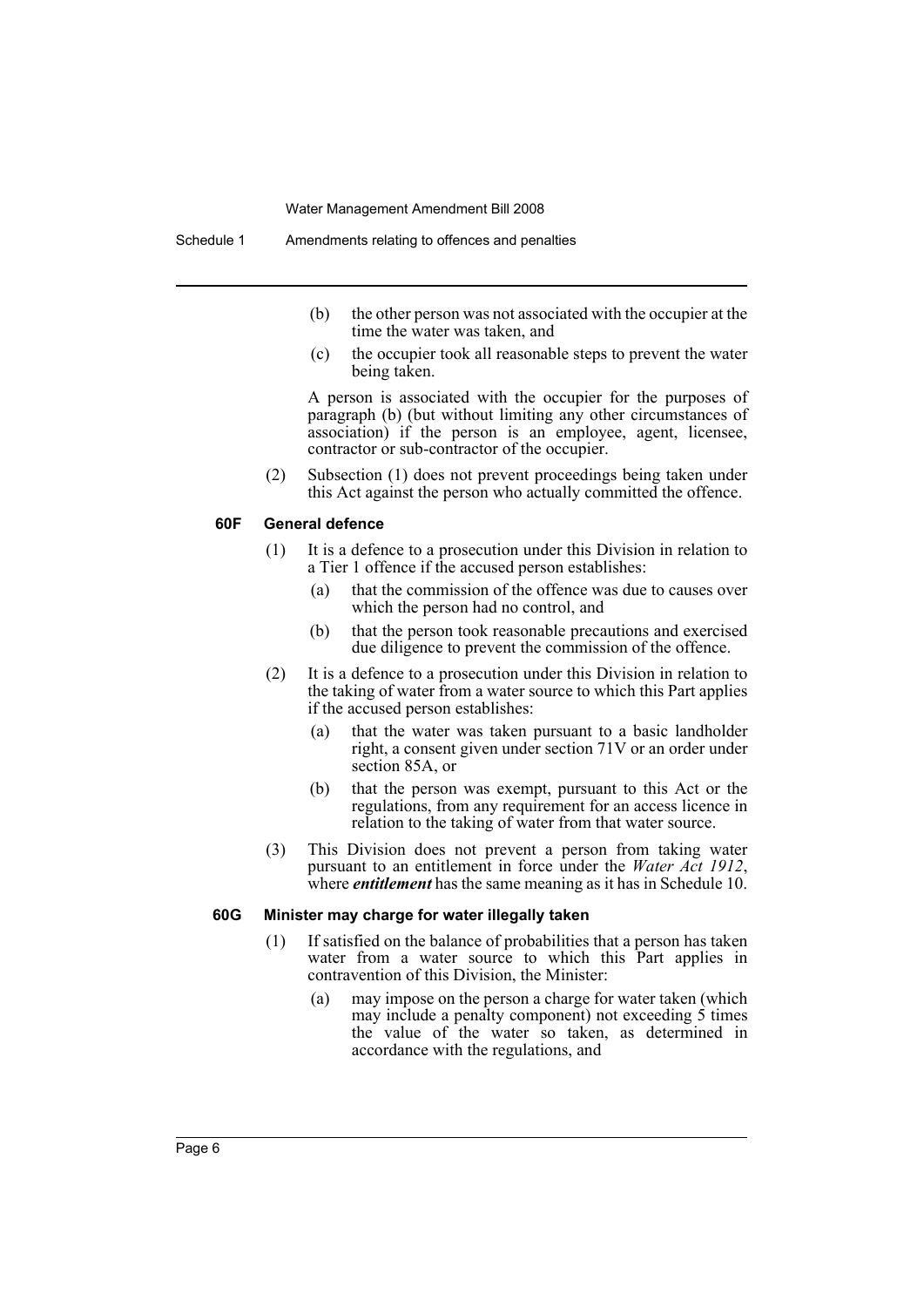(b) the other person was not associated with the occupier at the time the water was taken, and

(c) the occupier took all reasonable steps to prevent the water being taken.

A person is associated with the occupier for the purposes of paragraph (b) (but without limiting any other circumstances of association) if the person is an employee, agent, licensee, contractor or sub-contractor of the occupier.

(2) Subsection (1) does not prevent proceedings being taken under this Act against the person who actually committed the offence.

#### 60F General defence

(1) It is a defence to a prosecution under this Division in relation to a Tier 1 offence if the accused person establishes:

(a) that the commission of the offence was due to causes over which the person had no control, and

(b) that the person took reasonable precautions and exercised due diligence to prevent the commission of the offence.

(2) It is a defence to a prosecution under this Division in relation to the taking of water from a water source to which this Part applies if the accused person establishes:

(a) that the water was taken pursuant to a basic landholder right, a consent given under section 71V or an order under section 85A, or

(b) that the person was exempt, pursuant to this Act or the regulations, from any requirement for an access licence in relation to the taking of water from that water source.

(3) This Division does not prevent a person from taking water pursuant to an entitlement in force under the *Water Act 1912*, where ***entitlement*** has the same meaning as it has in Schedule 10.

#### 60G Minister may charge for water illegally taken

(1) If satisfied on the balance of probabilities that a person has taken water from a water source to which this Part applies in contravention of this Division, the Minister:

(a) may impose on the person a charge for water taken (which may include a penalty component) not exceeding 5 times the value of the water so taken, as determined in accordance with the regulations, and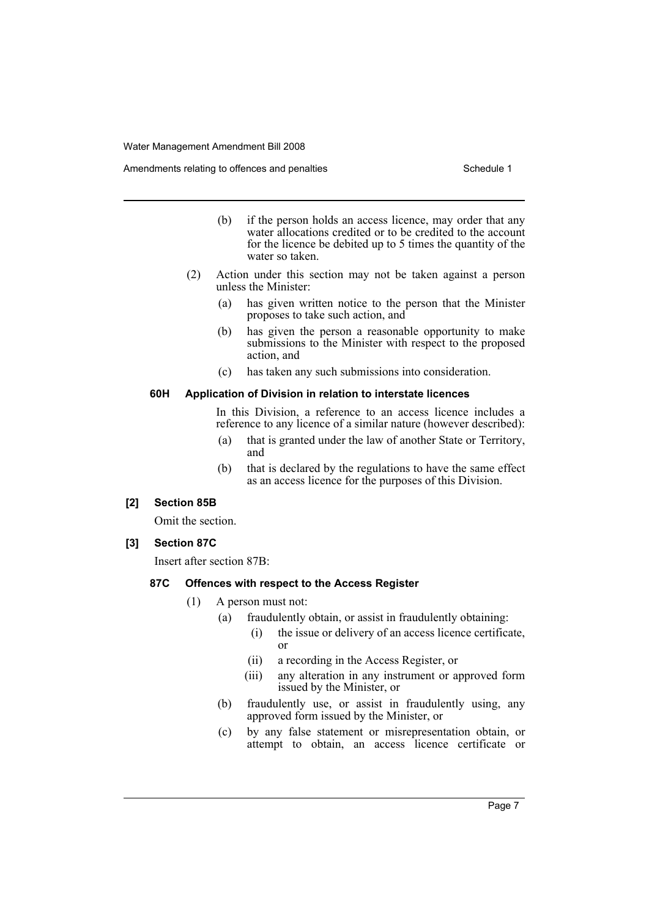(b) if the person holds an access licence, may order that any water allocations credited or to be credited to the account for the licence be debited up to 5 times the quantity of the water so taken.

(2) Action under this section may not be taken against a person unless the Minister:

(a) has given written notice to the person that the Minister proposes to take such action, and

(b) has given the person a reasonable opportunity to make submissions to the Minister with respect to the proposed action, and

(c) has taken any such submissions into consideration.

**60H Application of Division in relation to interstate licences**

In this Division, a reference to an access licence includes a reference to any licence of a similar nature (however described):

(a) that is granted under the law of another State or Territory, and

(b) that is declared by the regulations to have the same effect as an access licence for the purposes of this Division.

**[2] Section 85B**

Omit the section.

**[3] Section 87C**

Insert after section 87B:

**87C Offences with respect to the Access Register**

(1) A person must not:

(a) fraudulently obtain, or assist in fraudulently obtaining:

(i) the issue or delivery of an access licence certificate, or

(ii) a recording in the Access Register, or

(iii) any alteration in any instrument or approved form issued by the Minister, or

(b) fraudulently use, or assist in fraudulently using, any approved form issued by the Minister, or

(c) by any false statement or misrepresentation obtain, or attempt to obtain, an access licence certificate or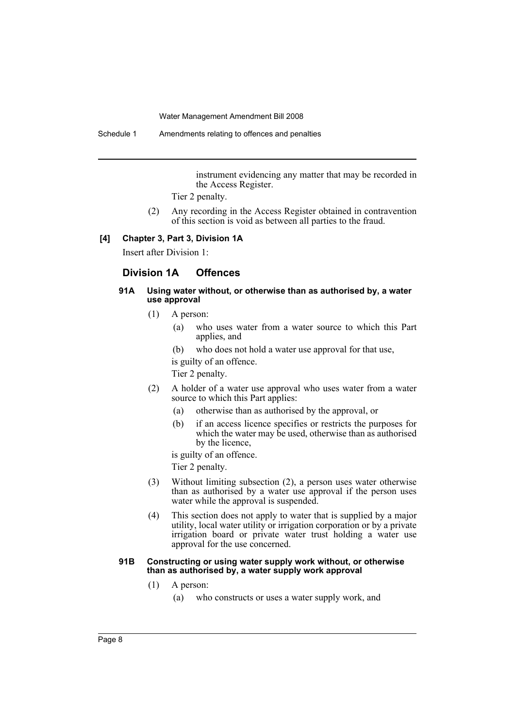instrument evidencing any matter that may be recorded in the Access Register.

Tier 2 penalty.

(2) Any recording in the Access Register obtained in contravention of this section is void as between all parties to the fraud.

**[4] Chapter 3, Part 3, Division 1A**

Insert after Division 1:

## Division 1A Offences

#### 91A Using water without, or otherwise than as authorised by, a water use approval

(1) A person:

(a) who uses water from a water source to which this Part applies, and

(b) who does not hold a water use approval for that use,

is guilty of an offence.

Tier 2 penalty.

(2) A holder of a water use approval who uses water from a water source to which this Part applies:

(a) otherwise than as authorised by the approval, or

(b) if an access licence specifies or restricts the purposes for which the water may be used, otherwise than as authorised by the licence,

is guilty of an offence.

Tier 2 penalty.

(3) Without limiting subsection (2), a person uses water otherwise than as authorised by a water use approval if the person uses water while the approval is suspended.

(4) This section does not apply to water that is supplied by a major utility, local water utility or irrigation corporation or by a private irrigation board or private water trust holding a water use approval for the use concerned.

#### 91B Constructing or using water supply work without, or otherwise than as authorised by, a water supply work approval

(1) A person:

(a) who constructs or uses a water supply work, and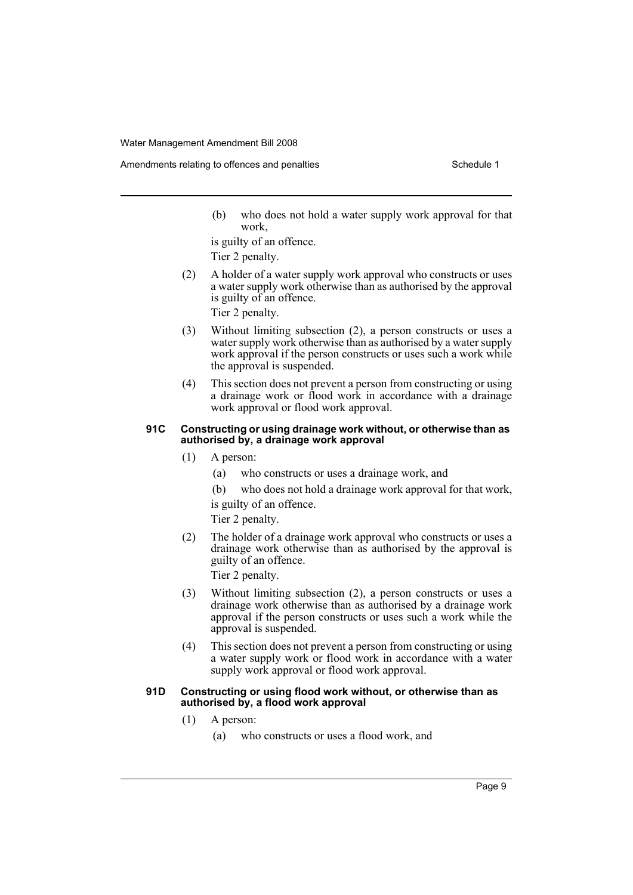(b) who does not hold a water supply work approval for that work,

is guilty of an offence.

Tier 2 penalty.

(2) A holder of a water supply work approval who constructs or uses a water supply work otherwise than as authorised by the approval is guilty of an offence.

Tier 2 penalty.

(3) Without limiting subsection (2), a person constructs or uses a water supply work otherwise than as authorised by a water supply work approval if the person constructs or uses such a work while the approval is suspended.

(4) This section does not prevent a person from constructing or using a drainage work or flood work in accordance with a drainage work approval or flood work approval.

#### 91C Constructing or using drainage work without, or otherwise than as authorised by, a drainage work approval

(1) A person:

(a) who constructs or uses a drainage work, and

(b) who does not hold a drainage work approval for that work,

is guilty of an offence.

Tier 2 penalty.

(2) The holder of a drainage work approval who constructs or uses a drainage work otherwise than as authorised by the approval is guilty of an offence.

Tier 2 penalty.

(3) Without limiting subsection (2), a person constructs or uses a drainage work otherwise than as authorised by a drainage work approval if the person constructs or uses such a work while the approval is suspended.

(4) This section does not prevent a person from constructing or using a water supply work or flood work in accordance with a water supply work approval or flood work approval.

#### 91D Constructing or using flood work without, or otherwise than as authorised by, a flood work approval

(1) A person:

(a) who constructs or uses a flood work, and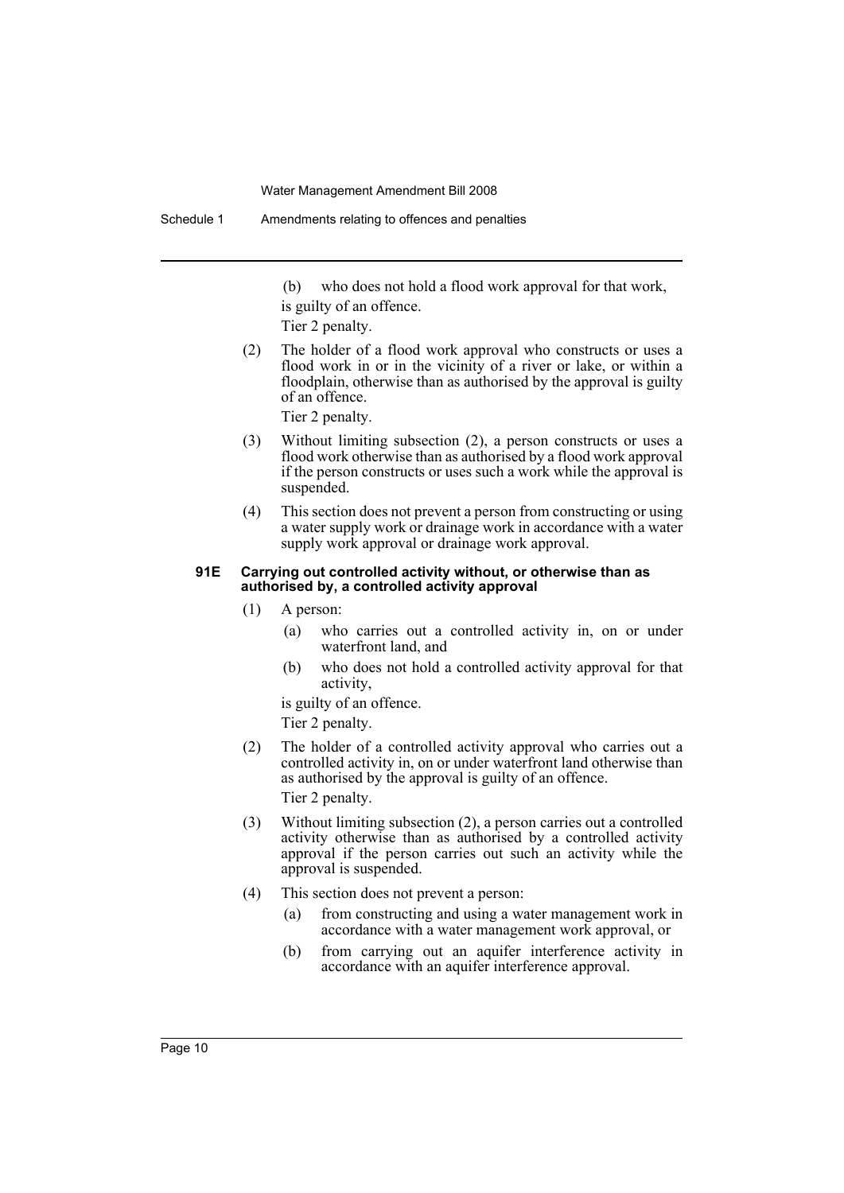(b) who does not hold a flood work approval for that work,

is guilty of an offence.

Tier 2 penalty.

(2) The holder of a flood work approval who constructs or uses a flood work in or in the vicinity of a river or lake, or within a floodplain, otherwise than as authorised by the approval is guilty of an offence.

Tier 2 penalty.

(3) Without limiting subsection (2), a person constructs or uses a flood work otherwise than as authorised by a flood work approval if the person constructs or uses such a work while the approval is suspended.

(4) This section does not prevent a person from constructing or using a water supply work or drainage work in accordance with a water supply work approval or drainage work approval.

**91E Carrying out controlled activity without, or otherwise than as authorised by, a controlled activity approval**

(1) A person:

(a) who carries out a controlled activity in, on or under waterfront land, and

(b) who does not hold a controlled activity approval for that activity,

is guilty of an offence.

Tier 2 penalty.

(2) The holder of a controlled activity approval who carries out a controlled activity in, on or under waterfront land otherwise than as authorised by the approval is guilty of an offence.

Tier 2 penalty.

(3) Without limiting subsection (2), a person carries out a controlled activity otherwise than as authorised by a controlled activity approval if the person carries out such an activity while the approval is suspended.

(4) This section does not prevent a person:

(a) from constructing and using a water management work in accordance with a water management work approval, or

(b) from carrying out an aquifer interference activity in accordance with an aquifer interference approval.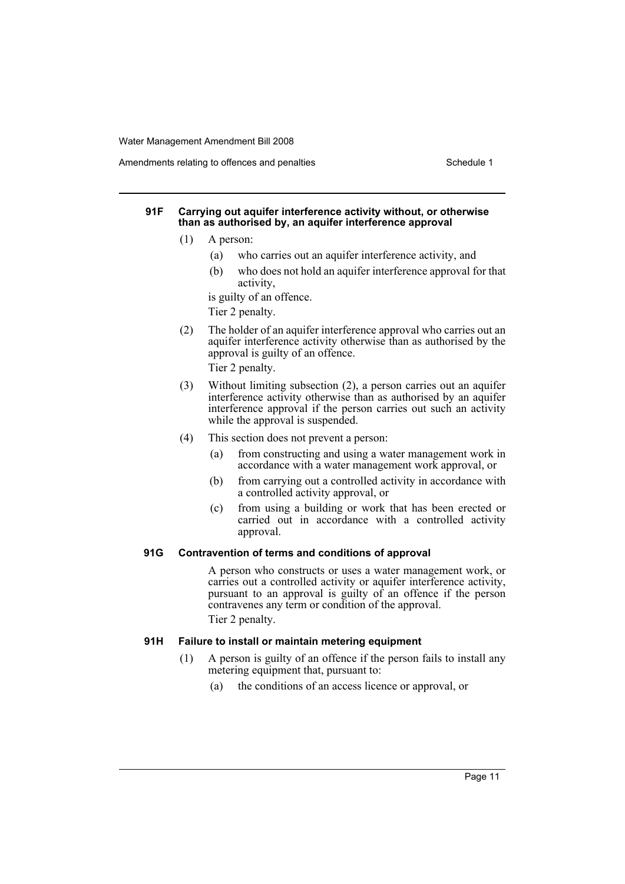#### 91F Carrying out aquifer interference activity without, or otherwise than as authorised by, an aquifer interference approval

(1) A person:

(a) who carries out an aquifer interference activity, and

(b) who does not hold an aquifer interference approval for that activity,

is guilty of an offence.

Tier 2 penalty.

(2) The holder of an aquifer interference approval who carries out an aquifer interference activity otherwise than as authorised by the approval is guilty of an offence.

Tier 2 penalty.

(3) Without limiting subsection (2), a person carries out an aquifer interference activity otherwise than as authorised by an aquifer interference approval if the person carries out such an activity while the approval is suspended.

(4) This section does not prevent a person:

(a) from constructing and using a water management work in accordance with a water management work approval, or

(b) from carrying out a controlled activity in accordance with a controlled activity approval, or

(c) from using a building or work that has been erected or carried out in accordance with a controlled activity approval.

#### 91G Contravention of terms and conditions of approval

A person who constructs or uses a water management work, or carries out a controlled activity or aquifer interference activity, pursuant to an approval is guilty of an offence if the person contravenes any term or condition of the approval.

Tier 2 penalty.

#### 91H Failure to install or maintain metering equipment

(1) A person is guilty of an offence if the person fails to install any metering equipment that, pursuant to:

(a) the conditions of an access licence or approval, or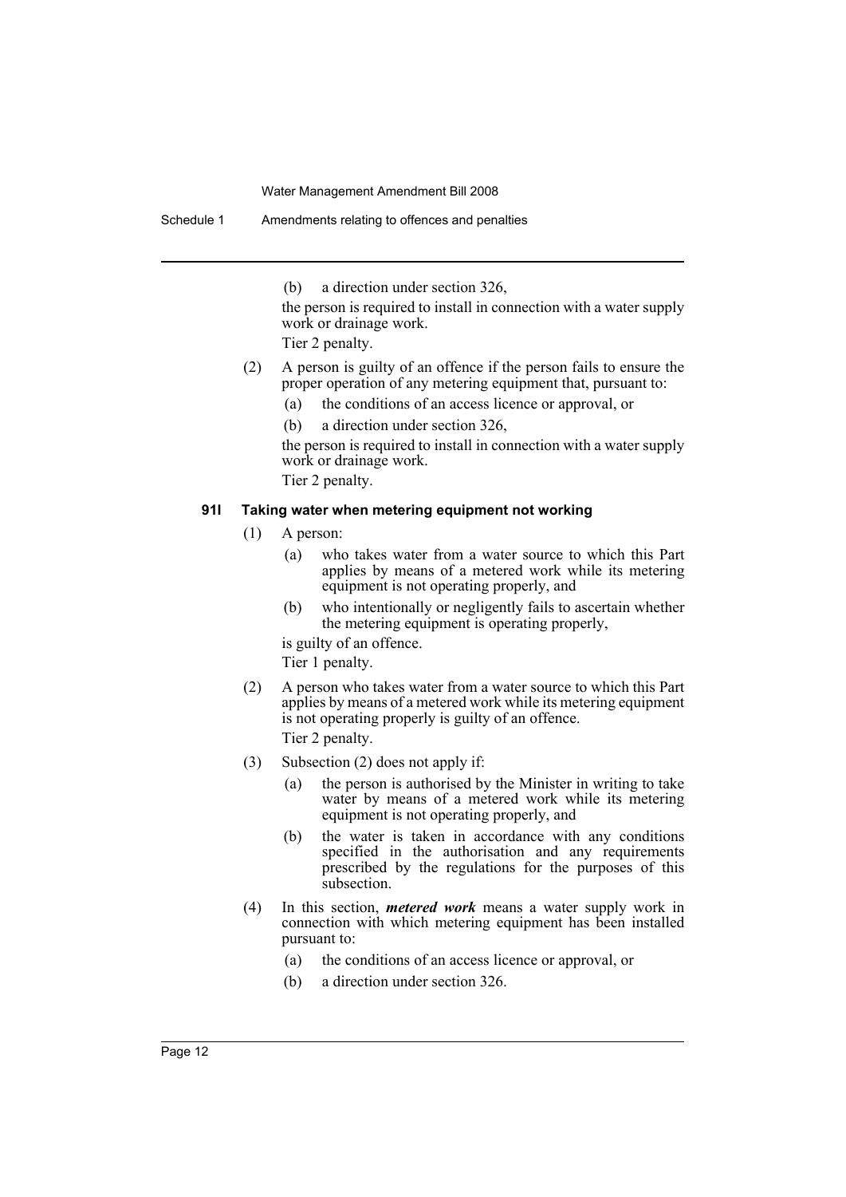(b) a direction under section 326,

the person is required to install in connection with a water supply work or drainage work.

Tier 2 penalty.

(2) A person is guilty of an offence if the person fails to ensure the proper operation of any metering equipment that, pursuant to:

(a) the conditions of an access licence or approval, or

(b) a direction under section 326,

the person is required to install in connection with a water supply work or drainage work.

Tier 2 penalty.

### 91I Taking water when metering equipment not working

(1) A person:

(a) who takes water from a water source to which this Part applies by means of a metered work while its metering equipment is not operating properly, and

(b) who intentionally or negligently fails to ascertain whether the metering equipment is operating properly,

is guilty of an offence.

Tier 1 penalty.

(2) A person who takes water from a water source to which this Part applies by means of a metered work while its metering equipment is not operating properly is guilty of an offence.

Tier 2 penalty.

(3) Subsection (2) does not apply if:

(a) the person is authorised by the Minister in writing to take water by means of a metered work while its metering equipment is not operating properly, and

(b) the water is taken in accordance with any conditions specified in the authorisation and any requirements prescribed by the regulations for the purposes of this subsection.

(4) In this section, ***metered work*** means a water supply work in connection with which metering equipment has been installed pursuant to:

(a) the conditions of an access licence or approval, or

(b) a direction under section 326.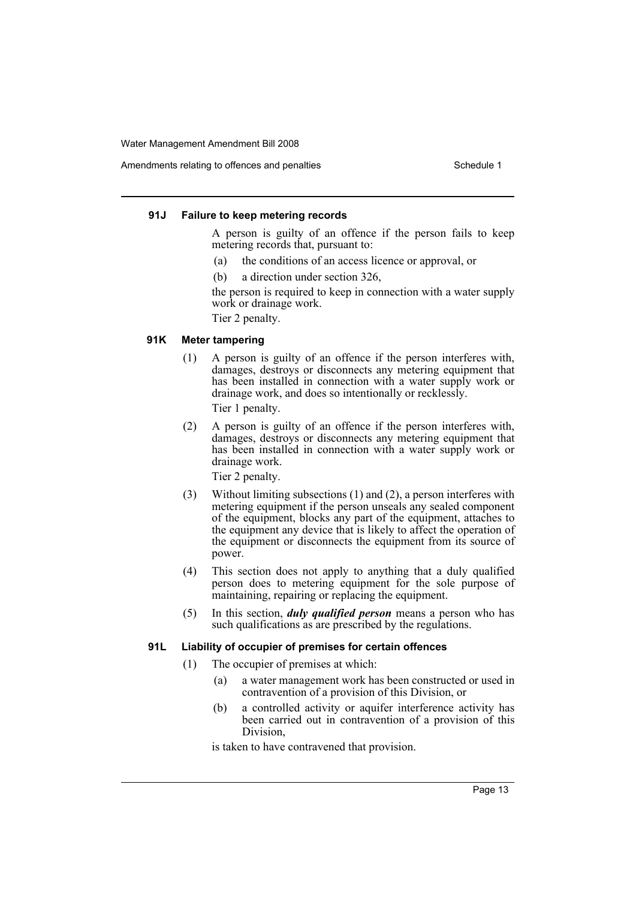#### 91J Failure to keep metering records

A person is guilty of an offence if the person fails to keep metering records that, pursuant to:

(a) the conditions of an access licence or approval, or

(b) a direction under section 326,

the person is required to keep in connection with a water supply work or drainage work.

Tier 2 penalty.

#### 91K Meter tampering

(1) A person is guilty of an offence if the person interferes with, damages, destroys or disconnects any metering equipment that has been installed in connection with a water supply work or drainage work, and does so intentionally or recklessly.

Tier 1 penalty.

(2) A person is guilty of an offence if the person interferes with, damages, destroys or disconnects any metering equipment that has been installed in connection with a water supply work or drainage work.

Tier 2 penalty.

(3) Without limiting subsections (1) and (2), a person interferes with metering equipment if the person unseals any sealed component of the equipment, blocks any part of the equipment, attaches to the equipment any device that is likely to affect the operation of the equipment or disconnects the equipment from its source of power.

(4) This section does not apply to anything that a duly qualified person does to metering equipment for the sole purpose of maintaining, repairing or replacing the equipment.

(5) In this section, ***duly qualified person*** means a person who has such qualifications as are prescribed by the regulations.

#### 91L Liability of occupier of premises for certain offences

(1) The occupier of premises at which:

(a) a water management work has been constructed or used in contravention of a provision of this Division, or

(b) a controlled activity or aquifer interference activity has been carried out in contravention of a provision of this Division,

is taken to have contravened that provision.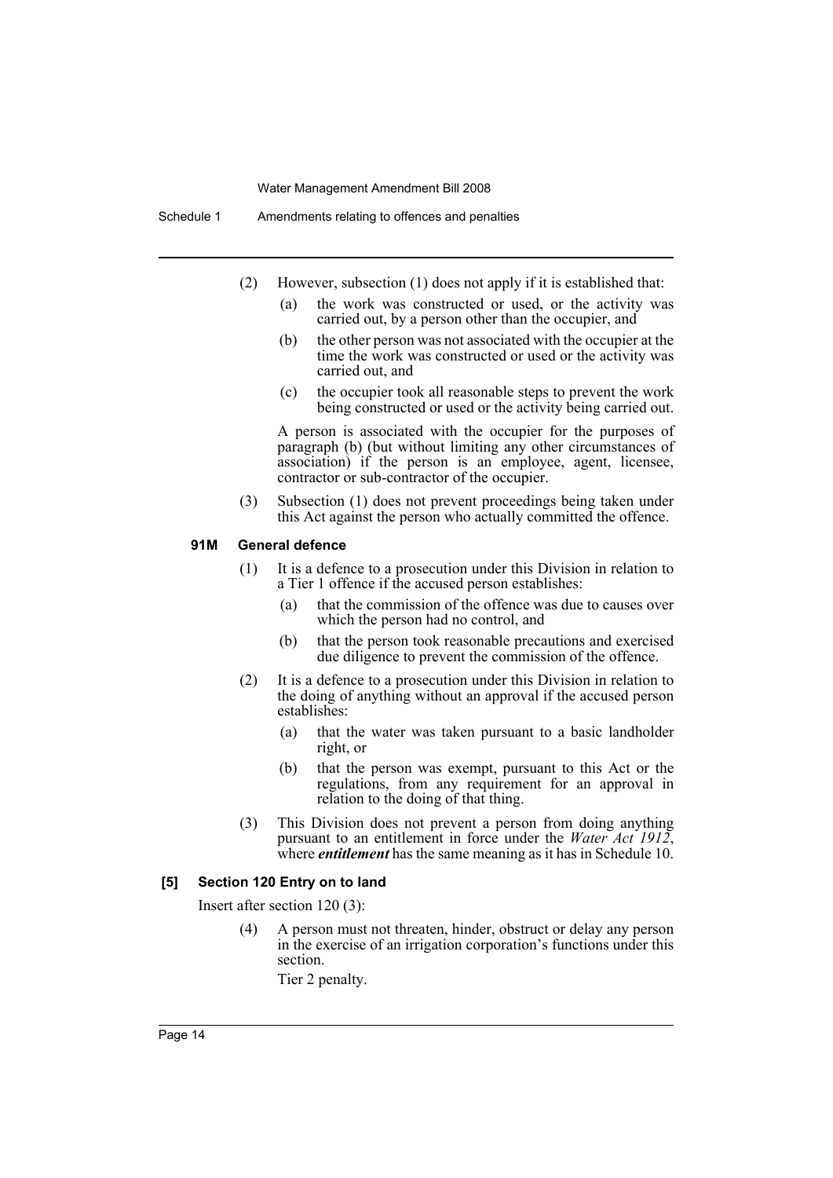(2) However, subsection (1) does not apply if it is established that:

(a) the work was constructed or used, or the activity was carried out, by a person other than the occupier, and

(b) the other person was not associated with the occupier at the time the work was constructed or used or the activity was carried out, and

(c) the occupier took all reasonable steps to prevent the work being constructed or used or the activity being carried out.

A person is associated with the occupier for the purposes of paragraph (b) (but without limiting any other circumstances of association) if the person is an employee, agent, licensee, contractor or sub-contractor of the occupier.

(3) Subsection (1) does not prevent proceedings being taken under this Act against the person who actually committed the offence.

#### 91M General defence

(1) It is a defence to a prosecution under this Division in relation to a Tier 1 offence if the accused person establishes:

(a) that the commission of the offence was due to causes over which the person had no control, and

(b) that the person took reasonable precautions and exercised due diligence to prevent the commission of the offence.

(2) It is a defence to a prosecution under this Division in relation to the doing of anything without an approval if the accused person establishes:

(a) that the water was taken pursuant to a basic landholder right, or

(b) that the person was exempt, pursuant to this Act or the regulations, from any requirement for an approval in relation to the doing of that thing.

(3) This Division does not prevent a person from doing anything pursuant to an entitlement in force under the *Water Act 1912*, where ***entitlement*** has the same meaning as it has in Schedule 10.

### [5] Section 120 Entry on to land

Insert after section 120 (3):

(4) A person must not threaten, hinder, obstruct or delay any person in the exercise of an irrigation corporation's functions under this section.

Tier 2 penalty.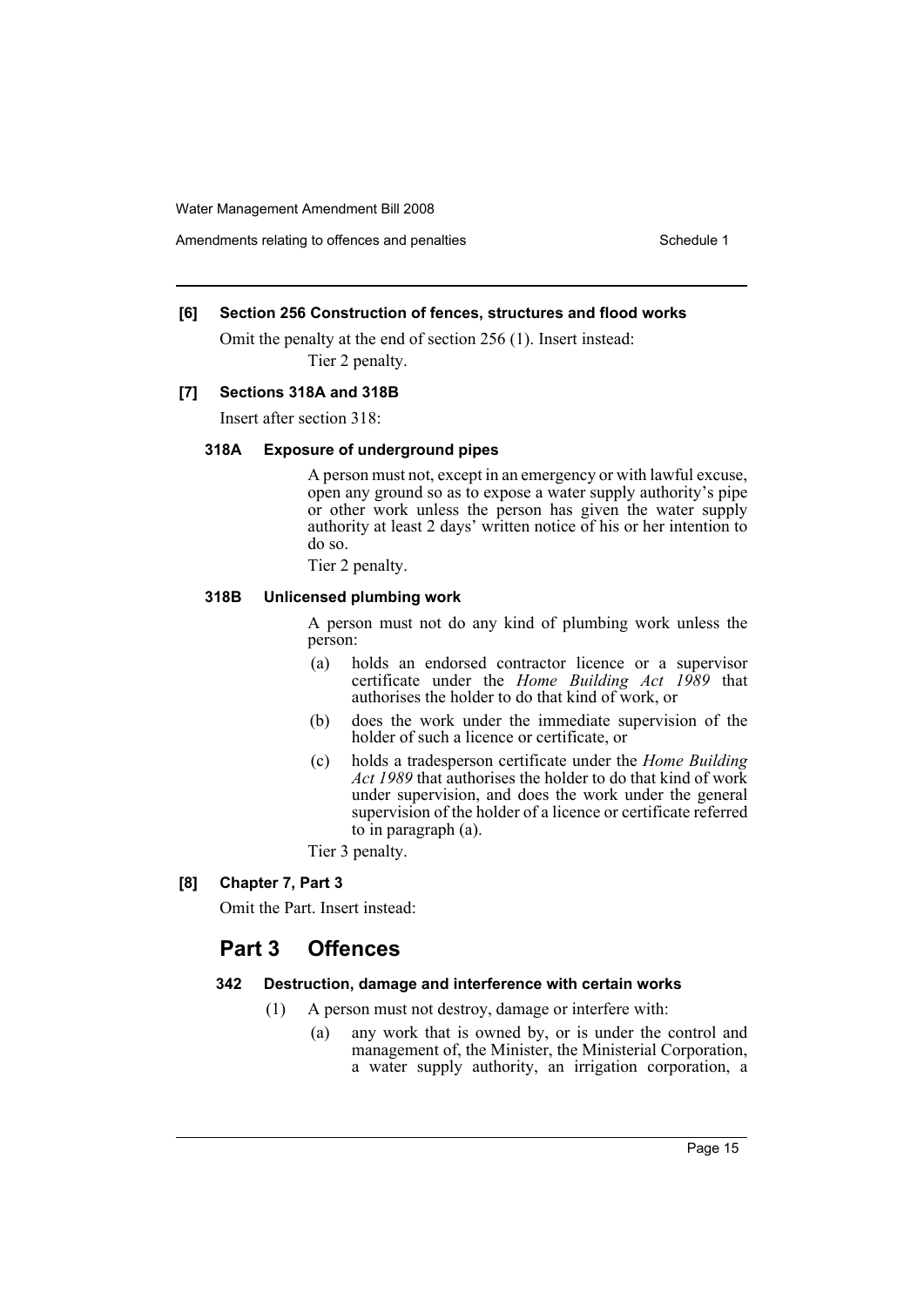**[6] Section 256 Construction of fences, structures and flood works**

Omit the penalty at the end of section 256 (1). Insert instead:

Tier 2 penalty.

**[7] Sections 318A and 318B**

Insert after section 318:

**318A Exposure of underground pipes**

A person must not, except in an emergency or with lawful excuse, open any ground so as to expose a water supply authority's pipe or other work unless the person has given the water supply authority at least 2 days' written notice of his or her intention to do so.

Tier 2 penalty.

**318B Unlicensed plumbing work**

A person must not do any kind of plumbing work unless the person:

(a) holds an endorsed contractor licence or a supervisor certificate under the *Home Building Act 1989* that authorises the holder to do that kind of work, or

(b) does the work under the immediate supervision of the holder of such a licence or certificate, or

(c) holds a tradesperson certificate under the *Home Building Act 1989* that authorises the holder to do that kind of work under supervision, and does the work under the general supervision of the holder of a licence or certificate referred to in paragraph (a).

Tier 3 penalty.

**[8] Chapter 7, Part 3**

Omit the Part. Insert instead:

## Part 3 Offences

**342 Destruction, damage and interference with certain works**

(1) A person must not destroy, damage or interfere with:

(a) any work that is owned by, or is under the control and management of, the Minister, the Ministerial Corporation, a water supply authority, an irrigation corporation, a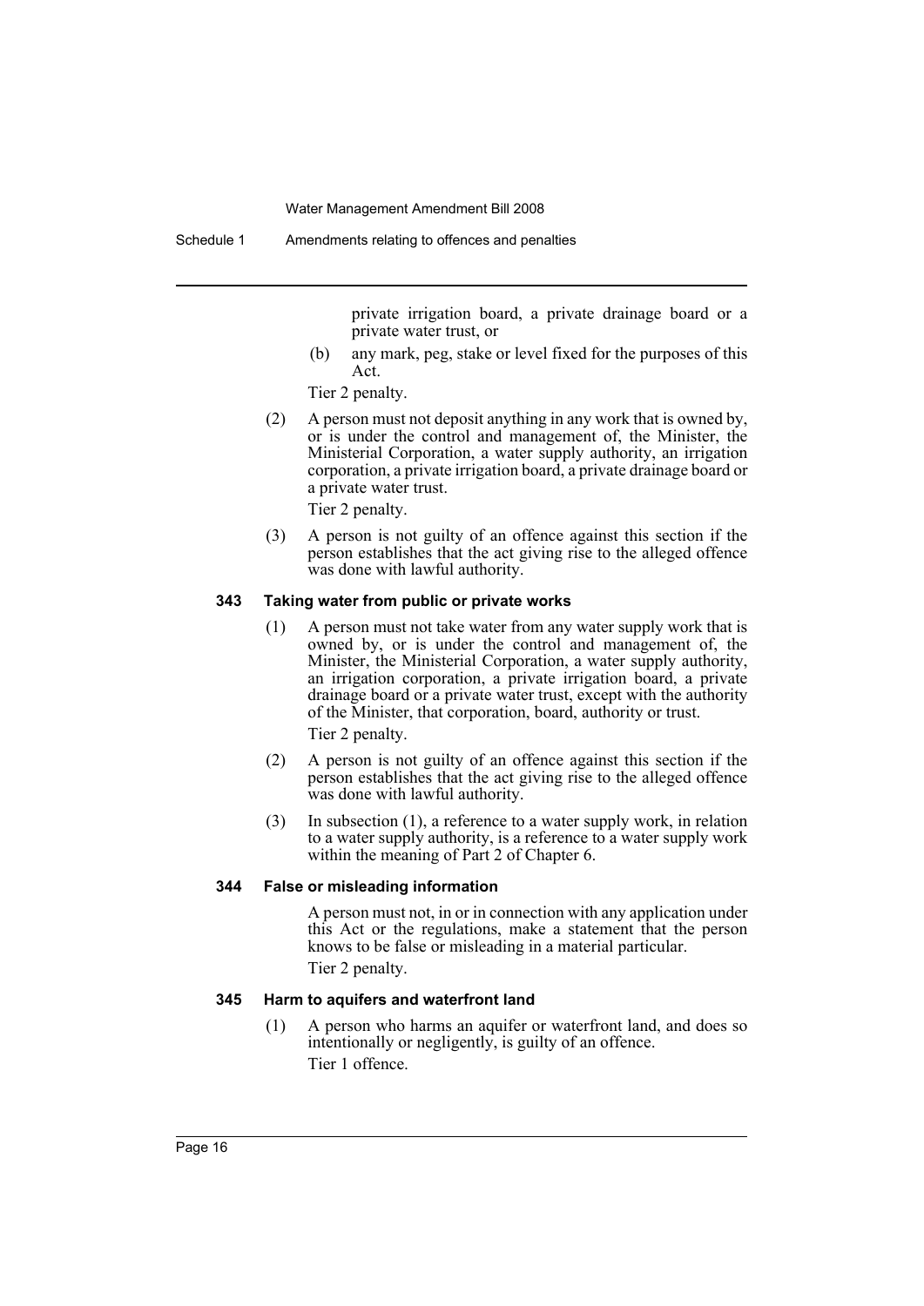private irrigation board, a private drainage board or a private water trust, or

(b) any mark, peg, stake or level fixed for the purposes of this Act.

Tier 2 penalty.

(2) A person must not deposit anything in any work that is owned by, or is under the control and management of, the Minister, the Ministerial Corporation, a water supply authority, an irrigation corporation, a private irrigation board, a private drainage board or a private water trust.

Tier 2 penalty.

(3) A person is not guilty of an offence against this section if the person establishes that the act giving rise to the alleged offence was done with lawful authority.

#### 343 Taking water from public or private works

(1) A person must not take water from any water supply work that is owned by, or is under the control and management of, the Minister, the Ministerial Corporation, a water supply authority, an irrigation corporation, a private irrigation board, a private drainage board or a private water trust, except with the authority of the Minister, that corporation, board, authority or trust.

Tier 2 penalty.

(2) A person is not guilty of an offence against this section if the person establishes that the act giving rise to the alleged offence was done with lawful authority.

(3) In subsection (1), a reference to a water supply work, in relation to a water supply authority, is a reference to a water supply work within the meaning of Part 2 of Chapter 6.

#### 344 False or misleading information

A person must not, in or in connection with any application under this Act or the regulations, make a statement that the person knows to be false or misleading in a material particular.

Tier 2 penalty.

#### 345 Harm to aquifers and waterfront land

(1) A person who harms an aquifer or waterfront land, and does so intentionally or negligently, is guilty of an offence.

Tier 1 offence.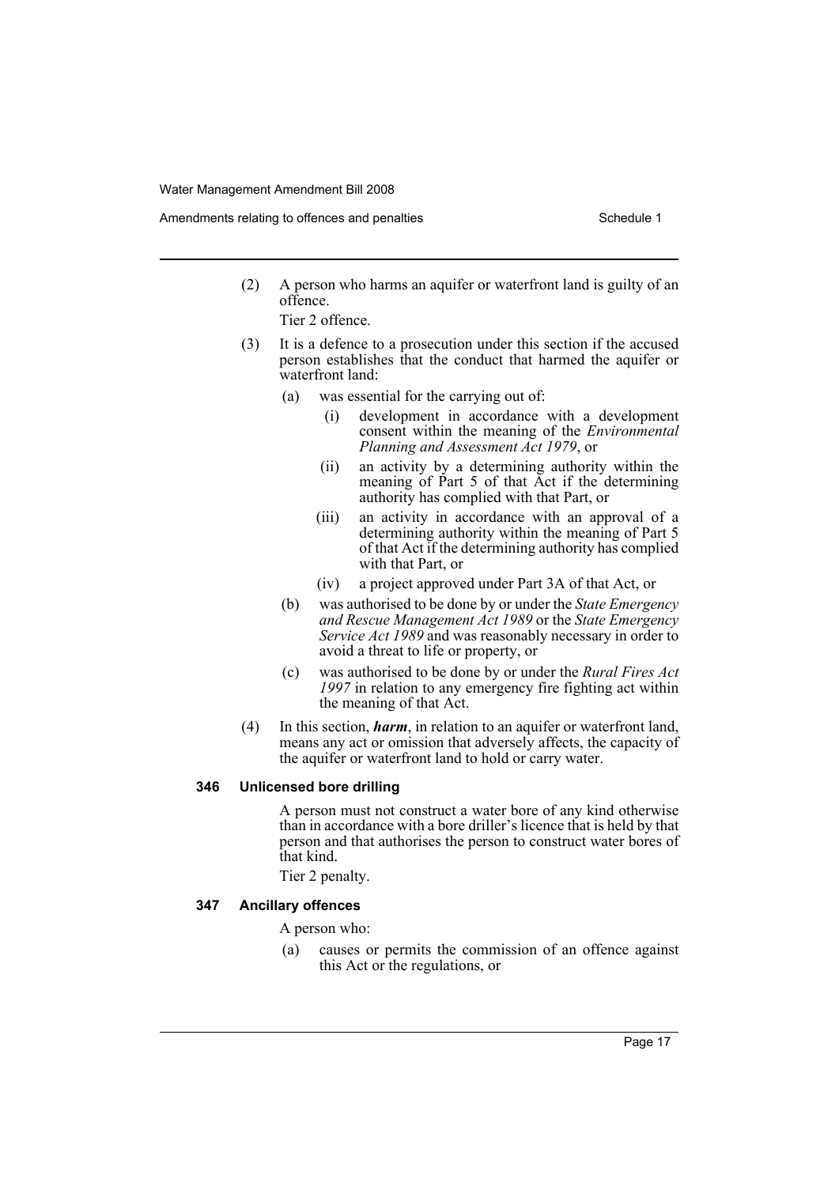(2) A person who harms an aquifer or waterfront land is guilty of an offence.

Tier 2 offence.

(3) It is a defence to a prosecution under this section if the accused person establishes that the conduct that harmed the aquifer or waterfront land:

(a) was essential for the carrying out of:

(i) development in accordance with a development consent within the meaning of the *Environmental Planning and Assessment Act 1979*, or

(ii) an activity by a determining authority within the meaning of Part 5 of that Act if the determining authority has complied with that Part, or

(iii) an activity in accordance with an approval of a determining authority within the meaning of Part 5 of that Act if the determining authority has complied with that Part, or

(iv) a project approved under Part 3A of that Act, or

(b) was authorised to be done by or under the *State Emergency and Rescue Management Act 1989* or the *State Emergency Service Act 1989* and was reasonably necessary in order to avoid a threat to life or property, or

(c) was authorised to be done by or under the *Rural Fires Act 1997* in relation to any emergency fire fighting act within the meaning of that Act.

(4) In this section, ***harm***, in relation to an aquifer or waterfront land, means any act or omission that adversely affects, the capacity of the aquifer or waterfront land to hold or carry water.

**346 Unlicensed bore drilling**

A person must not construct a water bore of any kind otherwise than in accordance with a bore driller's licence that is held by that person and that authorises the person to construct water bores of that kind.

Tier 2 penalty.

**347 Ancillary offences**

A person who:

(a) causes or permits the commission of an offence against this Act or the regulations, or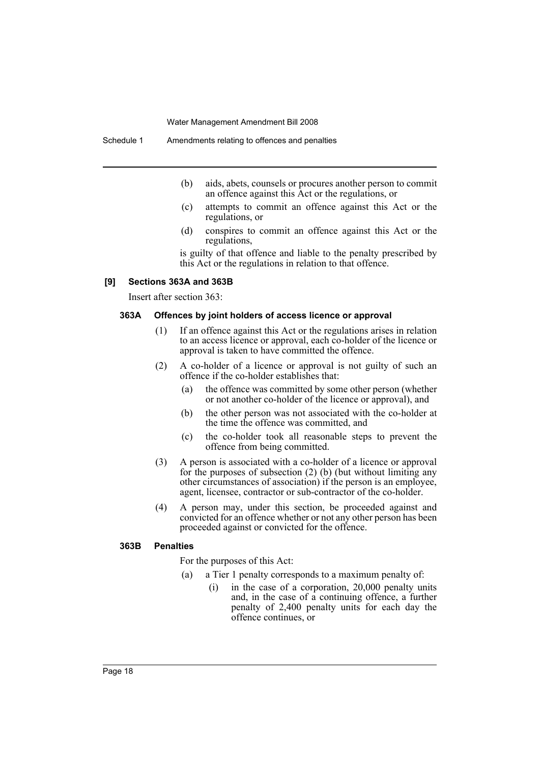(b) aids, abets, counsels or procures another person to commit an offence against this Act or the regulations, or

(c) attempts to commit an offence against this Act or the regulations, or

(d) conspires to commit an offence against this Act or the regulations,

is guilty of that offence and liable to the penalty prescribed by this Act or the regulations in relation to that offence.

#### [9] Sections 363A and 363B

Insert after section 363:

##### 363A Offences by joint holders of access licence or approval

(1) If an offence against this Act or the regulations arises in relation to an access licence or approval, each co-holder of the licence or approval is taken to have committed the offence.

(2) A co-holder of a licence or approval is not guilty of such an offence if the co-holder establishes that:

(a) the offence was committed by some other person (whether or not another co-holder of the licence or approval), and

(b) the other person was not associated with the co-holder at the time the offence was committed, and

(c) the co-holder took all reasonable steps to prevent the offence from being committed.

(3) A person is associated with a co-holder of a licence or approval for the purposes of subsection (2) (b) (but without limiting any other circumstances of association) if the person is an employee, agent, licensee, contractor or sub-contractor of the co-holder.

(4) A person may, under this section, be proceeded against and convicted for an offence whether or not any other person has been proceeded against or convicted for the offence.

##### 363B Penalties

For the purposes of this Act:

(a) a Tier 1 penalty corresponds to a maximum penalty of:

(i) in the case of a corporation, 20,000 penalty units and, in the case of a continuing offence, a further penalty of 2,400 penalty units for each day the offence continues, or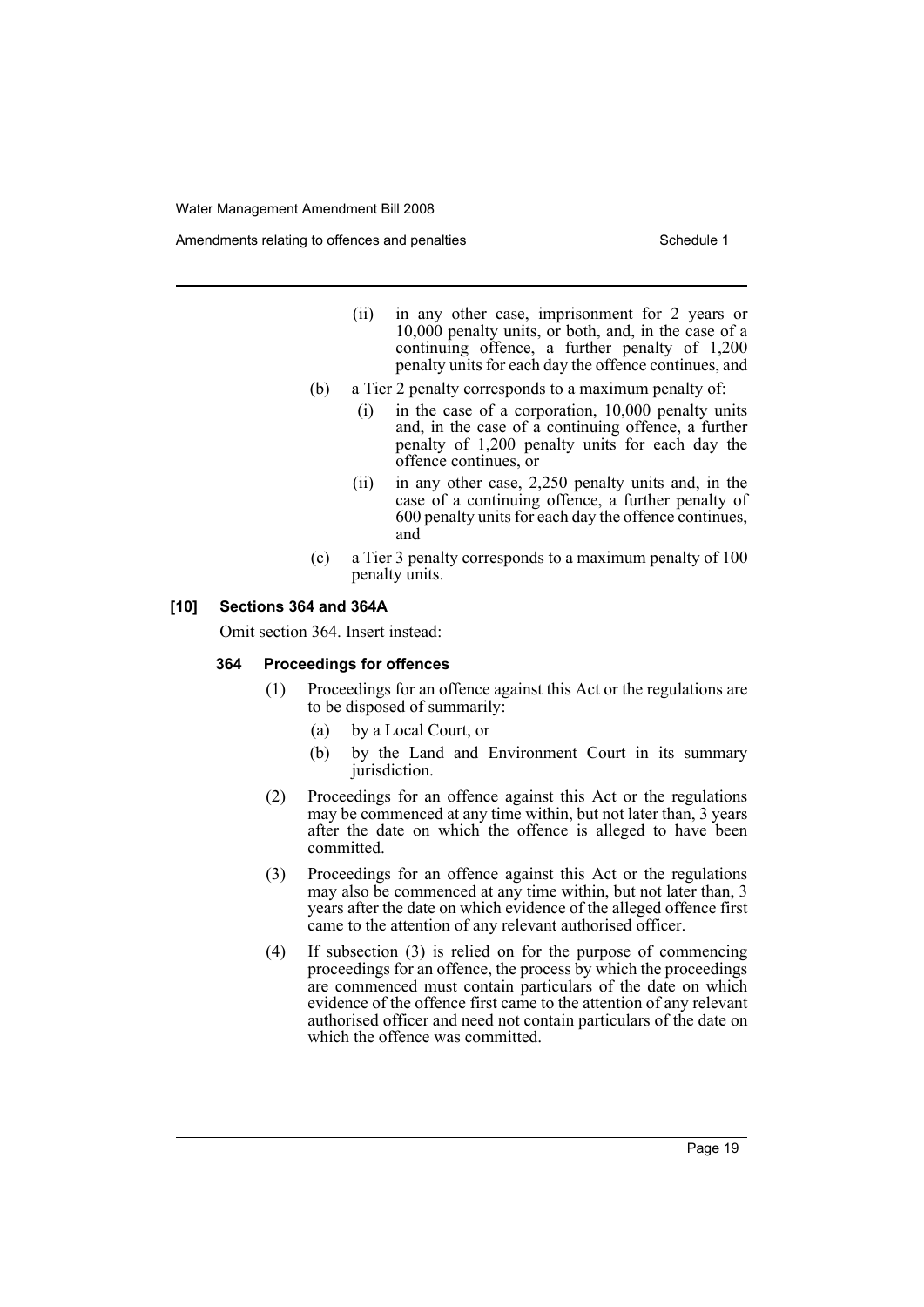(ii) in any other case, imprisonment for 2 years or 10,000 penalty units, or both, and, in the case of a continuing offence, a further penalty of 1,200 penalty units for each day the offence continues, and

(b) a Tier 2 penalty corresponds to a maximum penalty of:

(i) in the case of a corporation, 10,000 penalty units and, in the case of a continuing offence, a further penalty of 1,200 penalty units for each day the offence continues, or

(ii) in any other case, 2,250 penalty units and, in the case of a continuing offence, a further penalty of 600 penalty units for each day the offence continues, and

(c) a Tier 3 penalty corresponds to a maximum penalty of 100 penalty units.

#### [10] Sections 364 and 364A

Omit section 364. Insert instead:

#### 364 Proceedings for offences

(1) Proceedings for an offence against this Act or the regulations are to be disposed of summarily:

(a) by a Local Court, or

(b) by the Land and Environment Court in its summary jurisdiction.

(2) Proceedings for an offence against this Act or the regulations may be commenced at any time within, but not later than, 3 years after the date on which the offence is alleged to have been committed.

(3) Proceedings for an offence against this Act or the regulations may also be commenced at any time within, but not later than, 3 years after the date on which evidence of the alleged offence first came to the attention of any relevant authorised officer.

(4) If subsection (3) is relied on for the purpose of commencing proceedings for an offence, the process by which the proceedings are commenced must contain particulars of the date on which evidence of the offence first came to the attention of any relevant authorised officer and need not contain particulars of the date on which the offence was committed.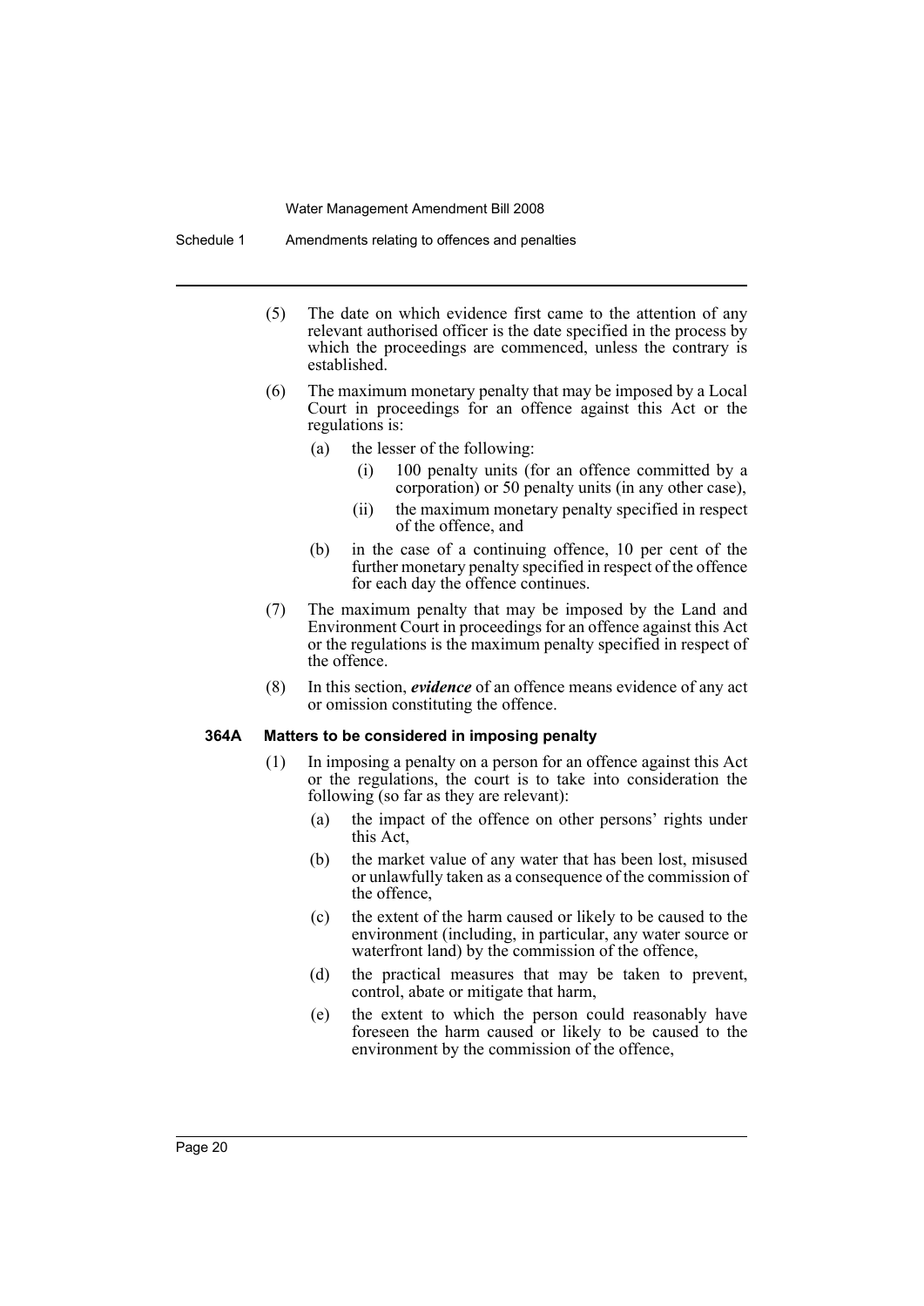(5) The date on which evidence first came to the attention of any relevant authorised officer is the date specified in the process by which the proceedings are commenced, unless the contrary is established.

(6) The maximum monetary penalty that may be imposed by a Local Court in proceedings for an offence against this Act or the regulations is:

  (a) the lesser of the following:

    (i) 100 penalty units (for an offence committed by a corporation) or 50 penalty units (in any other case),

    (ii) the maximum monetary penalty specified in respect of the offence, and

  (b) in the case of a continuing offence, 10 per cent of the further monetary penalty specified in respect of the offence for each day the offence continues.

(7) The maximum penalty that may be imposed by the Land and Environment Court in proceedings for an offence against this Act or the regulations is the maximum penalty specified in respect of the offence.

(8) In this section, ***evidence*** of an offence means evidence of any act or omission constituting the offence.

**364A Matters to be considered in imposing penalty**

(1) In imposing a penalty on a person for an offence against this Act or the regulations, the court is to take into consideration the following (so far as they are relevant):

  (a) the impact of the offence on other persons' rights under this Act,

  (b) the market value of any water that has been lost, misused or unlawfully taken as a consequence of the commission of the offence,

  (c) the extent of the harm caused or likely to be caused to the environment (including, in particular, any water source or waterfront land) by the commission of the offence,

  (d) the practical measures that may be taken to prevent, control, abate or mitigate that harm,

  (e) the extent to which the person could reasonably have foreseen the harm caused or likely to be caused to the environment by the commission of the offence,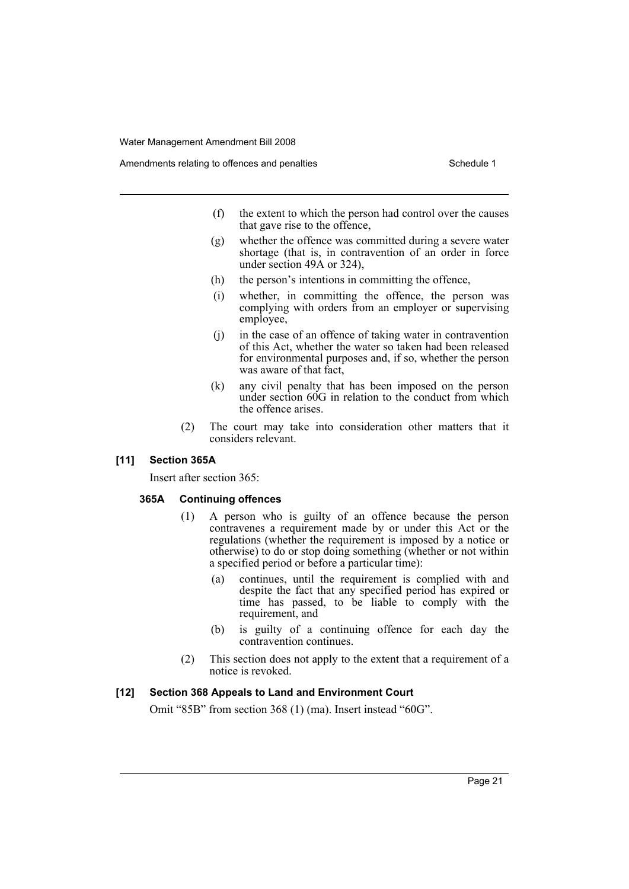(f) the extent to which the person had control over the causes that gave rise to the offence,

(g) whether the offence was committed during a severe water shortage (that is, in contravention of an order in force under section 49A or 324),

(h) the person's intentions in committing the offence,

(i) whether, in committing the offence, the person was complying with orders from an employer or supervising employee,

(j) in the case of an offence of taking water in contravention of this Act, whether the water so taken had been released for environmental purposes and, if so, whether the person was aware of that fact,

(k) any civil penalty that has been imposed on the person under section 60G in relation to the conduct from which the offence arises.

(2) The court may take into consideration other matters that it considers relevant.

### [11] Section 365A

Insert after section 365:

#### 365A Continuing offences

(1) A person who is guilty of an offence because the person contravenes a requirement made by or under this Act or the regulations (whether the requirement is imposed by a notice or otherwise) to do or stop doing something (whether or not within a specified period or before a particular time):

(a) continues, until the requirement is complied with and despite the fact that any specified period has expired or time has passed, to be liable to comply with the requirement, and

(b) is guilty of a continuing offence for each day the contravention continues.

(2) This section does not apply to the extent that a requirement of a notice is revoked.

### [12] Section 368 Appeals to Land and Environment Court

Omit "85B" from section 368 (1) (ma). Insert instead "60G".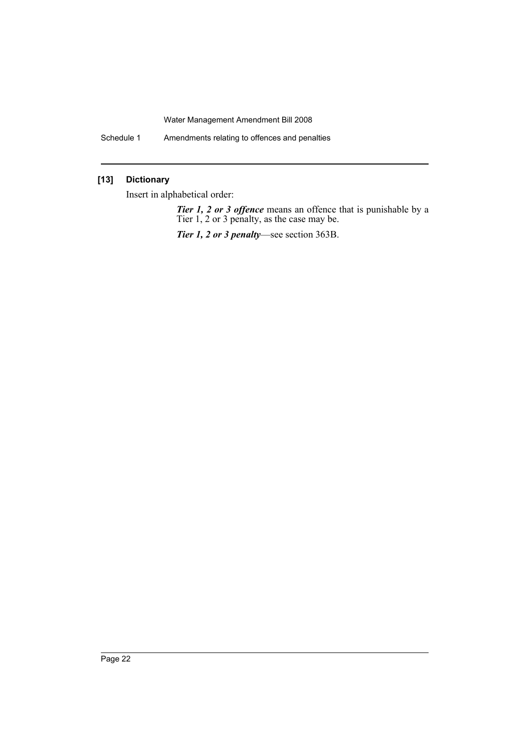### [13] Dictionary

Insert in alphabetical order:

> ***Tier 1, 2 or 3 offence*** means an offence that is punishable by a Tier 1, 2 or 3 penalty, as the case may be.
>
> ***Tier 1, 2 or 3 penalty***—see section 363B.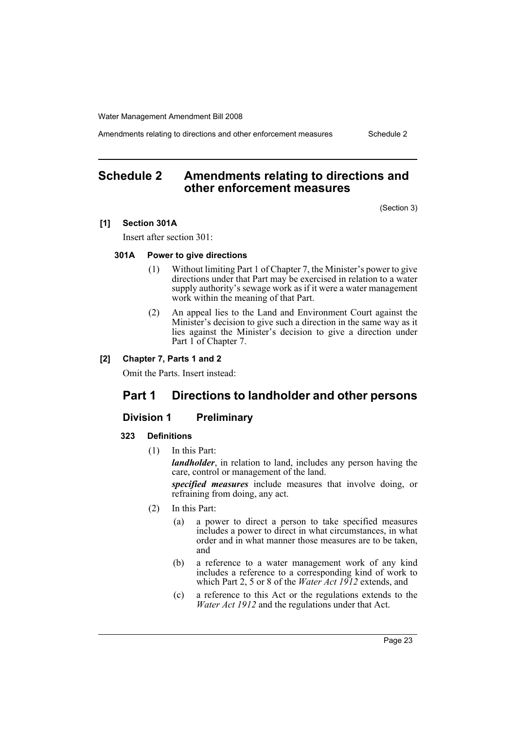# Schedule 2 Amendments relating to directions and other enforcement measures

(Section 3)

**[1] Section 301A**

Insert after section 301:

**301A Power to give directions**

(1) Without limiting Part 1 of Chapter 7, the Minister's power to give directions under that Part may be exercised in relation to a water supply authority's sewage work as if it were a water management work within the meaning of that Part.

(2) An appeal lies to the Land and Environment Court against the Minister's decision to give such a direction in the same way as it lies against the Minister's decision to give a direction under Part 1 of Chapter 7.

**[2] Chapter 7, Parts 1 and 2**

Omit the Parts. Insert instead:

## Part 1 Directions to landholder and other persons

### Division 1 Preliminary

**323 Definitions**

(1) In this Part:

***landholder***, in relation to land, includes any person having the care, control or management of the land.

***specified measures*** include measures that involve doing, or refraining from doing, any act.

(2) In this Part:

(a) a power to direct a person to take specified measures includes a power to direct in what circumstances, in what order and in what manner those measures are to be taken, and

(b) a reference to a water management work of any kind includes a reference to a corresponding kind of work to which Part 2, 5 or 8 of the *Water Act 1912* extends, and

(c) a reference to this Act or the regulations extends to the *Water Act 1912* and the regulations under that Act.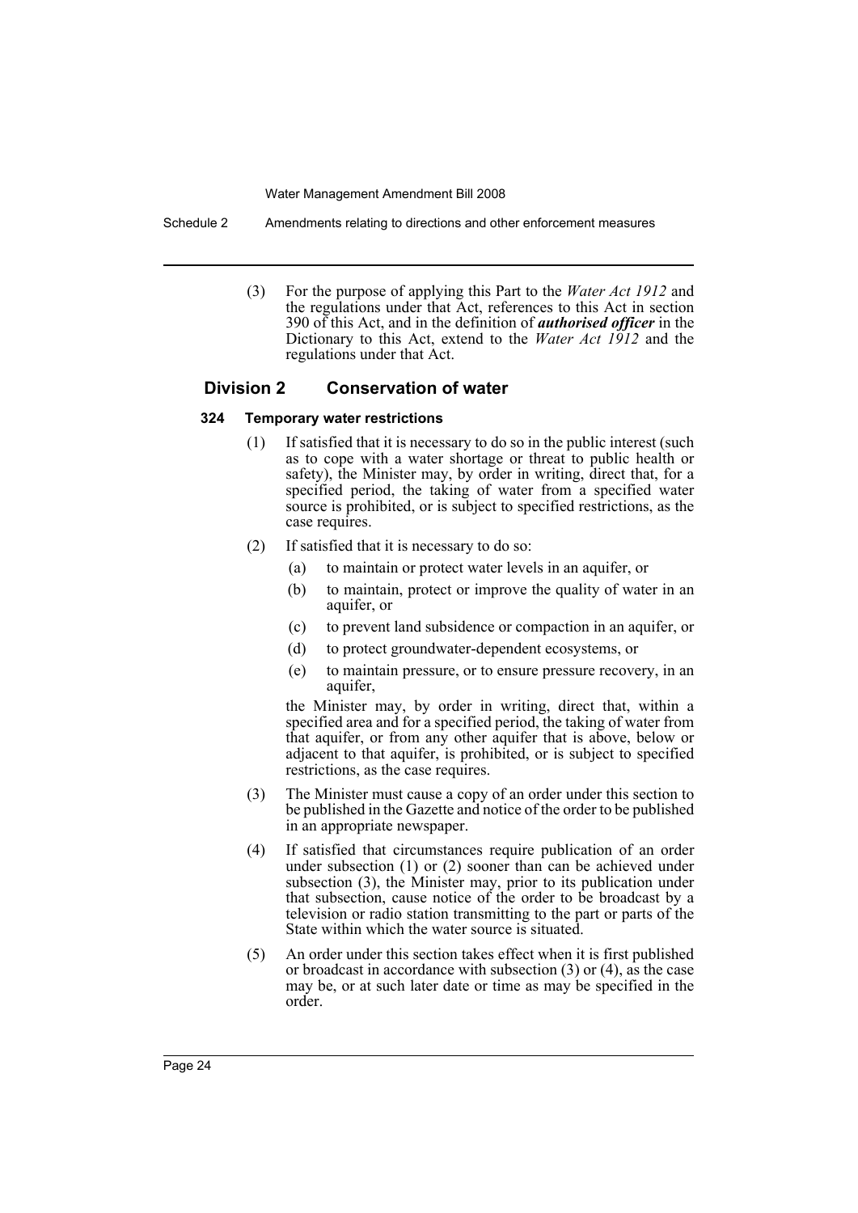(3) For the purpose of applying this Part to the *Water Act 1912* and the regulations under that Act, references to this Act in section 390 of this Act, and in the definition of ***authorised officer*** in the Dictionary to this Act, extend to the *Water Act 1912* and the regulations under that Act.

## Division 2 Conservation of water

### 324 Temporary water restrictions

(1) If satisfied that it is necessary to do so in the public interest (such as to cope with a water shortage or threat to public health or safety), the Minister may, by order in writing, direct that, for a specified period, the taking of water from a specified water source is prohibited, or is subject to specified restrictions, as the case requires.

(2) If satisfied that it is necessary to do so:

(a) to maintain or protect water levels in an aquifer, or

(b) to maintain, protect or improve the quality of water in an aquifer, or

(c) to prevent land subsidence or compaction in an aquifer, or

(d) to protect groundwater-dependent ecosystems, or

(e) to maintain pressure, or to ensure pressure recovery, in an aquifer,

the Minister may, by order in writing, direct that, within a specified area and for a specified period, the taking of water from that aquifer, or from any other aquifer that is above, below or adjacent to that aquifer, is prohibited, or is subject to specified restrictions, as the case requires.

(3) The Minister must cause a copy of an order under this section to be published in the Gazette and notice of the order to be published in an appropriate newspaper.

(4) If satisfied that circumstances require publication of an order under subsection (1) or (2) sooner than can be achieved under subsection (3), the Minister may, prior to its publication under that subsection, cause notice of the order to be broadcast by a television or radio station transmitting to the part or parts of the State within which the water source is situated.

(5) An order under this section takes effect when it is first published or broadcast in accordance with subsection (3) or (4), as the case may be, or at such later date or time as may be specified in the order.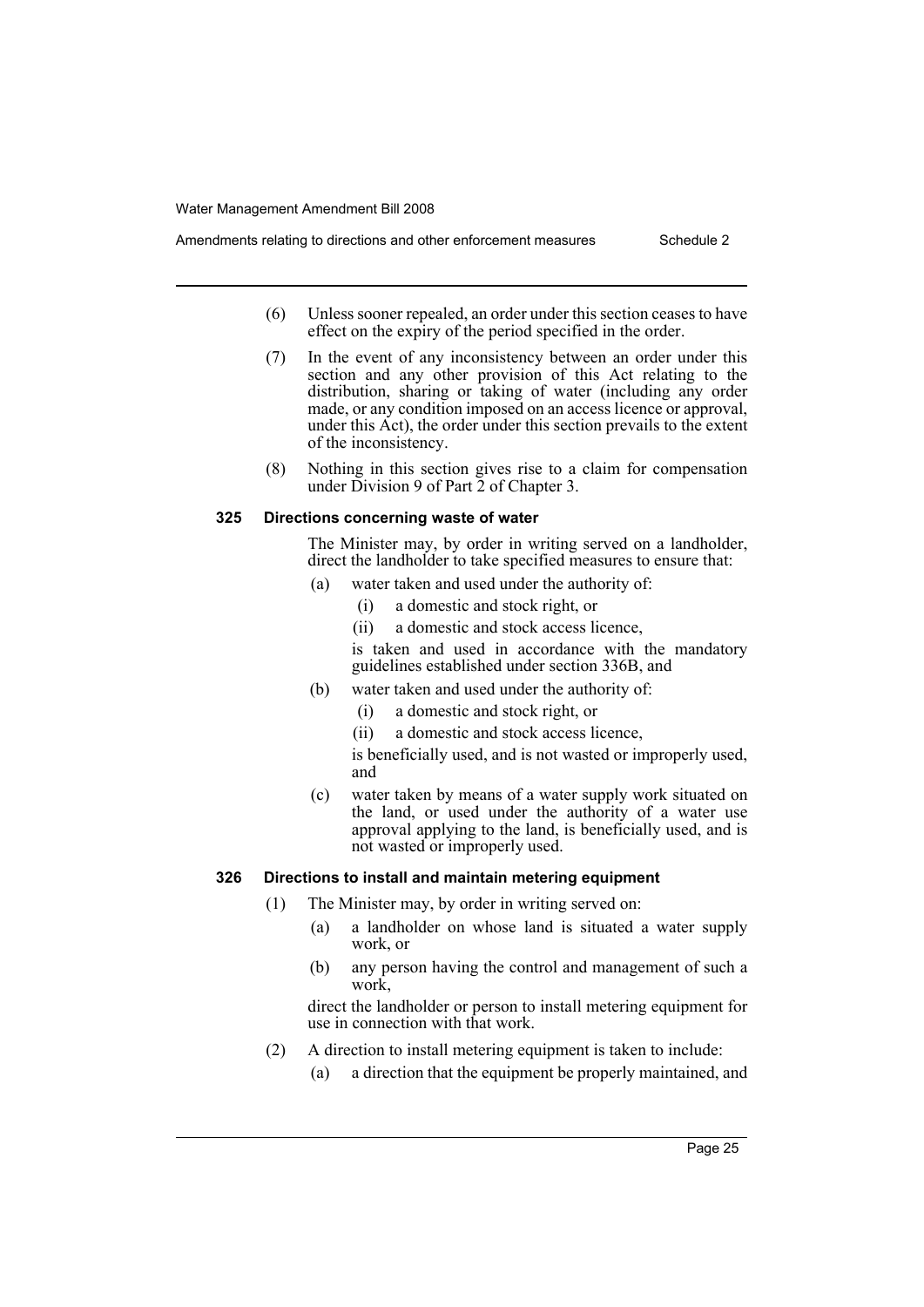(6) Unless sooner repealed, an order under this section ceases to have effect on the expiry of the period specified in the order.

(7) In the event of any inconsistency between an order under this section and any other provision of this Act relating to the distribution, sharing or taking of water (including any order made, or any condition imposed on an access licence or approval, under this Act), the order under this section prevails to the extent of the inconsistency.

(8) Nothing in this section gives rise to a claim for compensation under Division 9 of Part 2 of Chapter 3.

### 325 Directions concerning waste of water

The Minister may, by order in writing served on a landholder, direct the landholder to take specified measures to ensure that:

- (a) water taken and used under the authority of:
  - (i) a domestic and stock right, or
  - (ii) a domestic and stock access licence,

  is taken and used in accordance with the mandatory guidelines established under section 336B, and
- (b) water taken and used under the authority of:
  - (i) a domestic and stock right, or
  - (ii) a domestic and stock access licence,

  is beneficially used, and is not wasted or improperly used, and
- (c) water taken by means of a water supply work situated on the land, or used under the authority of a water use approval applying to the land, is beneficially used, and is not wasted or improperly used.

### 326 Directions to install and maintain metering equipment

(1) The Minister may, by order in writing served on:

- (a) a landholder on whose land is situated a water supply work, or
- (b) any person having the control and management of such a work,

direct the landholder or person to install metering equipment for use in connection with that work.

(2) A direction to install metering equipment is taken to include:

- (a) a direction that the equipment be properly maintained, and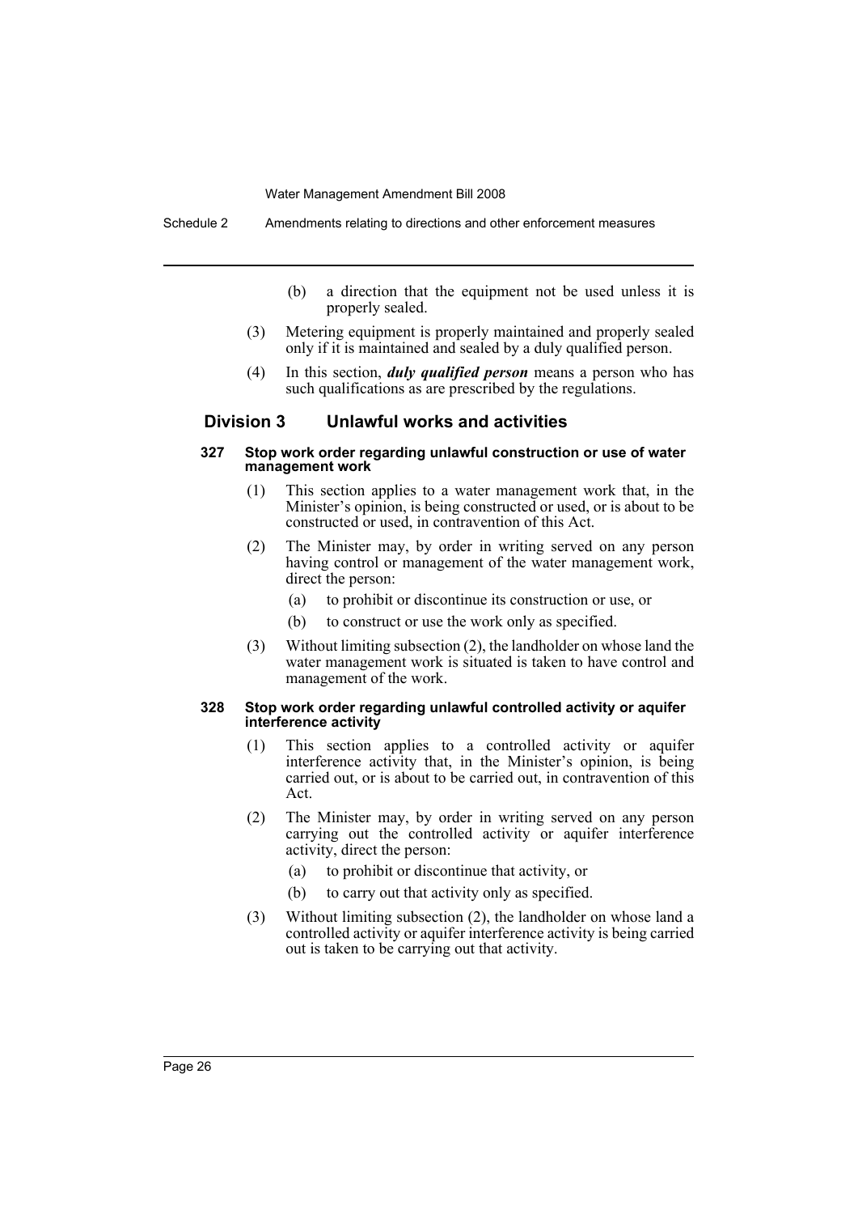(b) a direction that the equipment not be used unless it is properly sealed.

(3) Metering equipment is properly maintained and properly sealed only if it is maintained and sealed by a duly qualified person.

(4) In this section, ***duly qualified person*** means a person who has such qualifications as are prescribed by the regulations.

## Division 3 Unlawful works and activities

#### 327 Stop work order regarding unlawful construction or use of water management work

(1) This section applies to a water management work that, in the Minister's opinion, is being constructed or used, or is about to be constructed or used, in contravention of this Act.

(2) The Minister may, by order in writing served on any person having control or management of the water management work, direct the person:

(a) to prohibit or discontinue its construction or use, or

(b) to construct or use the work only as specified.

(3) Without limiting subsection (2), the landholder on whose land the water management work is situated is taken to have control and management of the work.

#### 328 Stop work order regarding unlawful controlled activity or aquifer interference activity

(1) This section applies to a controlled activity or aquifer interference activity that, in the Minister's opinion, is being carried out, or is about to be carried out, in contravention of this Act.

(2) The Minister may, by order in writing served on any person carrying out the controlled activity or aquifer interference activity, direct the person:

(a) to prohibit or discontinue that activity, or

(b) to carry out that activity only as specified.

(3) Without limiting subsection (2), the landholder on whose land a controlled activity or aquifer interference activity is being carried out is taken to be carrying out that activity.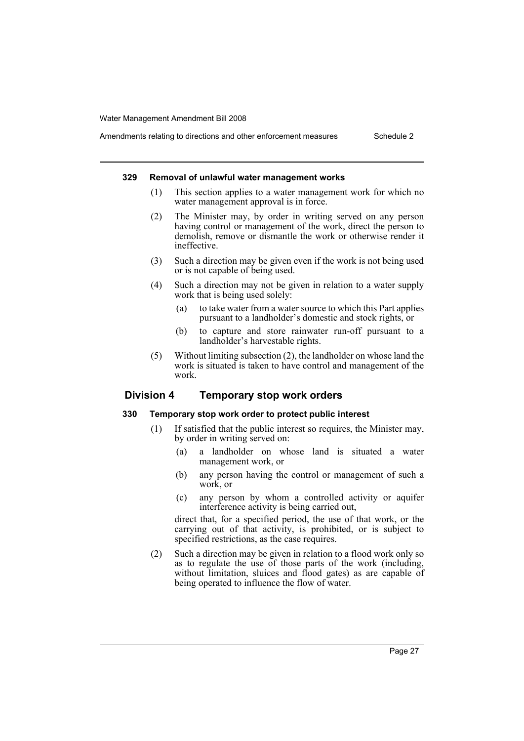#### 329 Removal of unlawful water management works

(1) This section applies to a water management work for which no water management approval is in force.

(2) The Minister may, by order in writing served on any person having control or management of the work, direct the person to demolish, remove or dismantle the work or otherwise render it ineffective.

(3) Such a direction may be given even if the work is not being used or is not capable of being used.

(4) Such a direction may not be given in relation to a water supply work that is being used solely:

- (a) to take water from a water source to which this Part applies pursuant to a landholder's domestic and stock rights, or
- (b) to capture and store rainwater run-off pursuant to a landholder's harvestable rights.

(5) Without limiting subsection (2), the landholder on whose land the work is situated is taken to have control and management of the work.

### Division 4 Temporary stop work orders

#### 330 Temporary stop work order to protect public interest

(1) If satisfied that the public interest so requires, the Minister may, by order in writing served on:

- (a) a landholder on whose land is situated a water management work, or
- (b) any person having the control or management of such a work, or
- (c) any person by whom a controlled activity or aquifer interference activity is being carried out,

direct that, for a specified period, the use of that work, or the carrying out of that activity, is prohibited, or is subject to specified restrictions, as the case requires.

(2) Such a direction may be given in relation to a flood work only so as to regulate the use of those parts of the work (including, without limitation, sluices and flood gates) as are capable of being operated to influence the flow of water.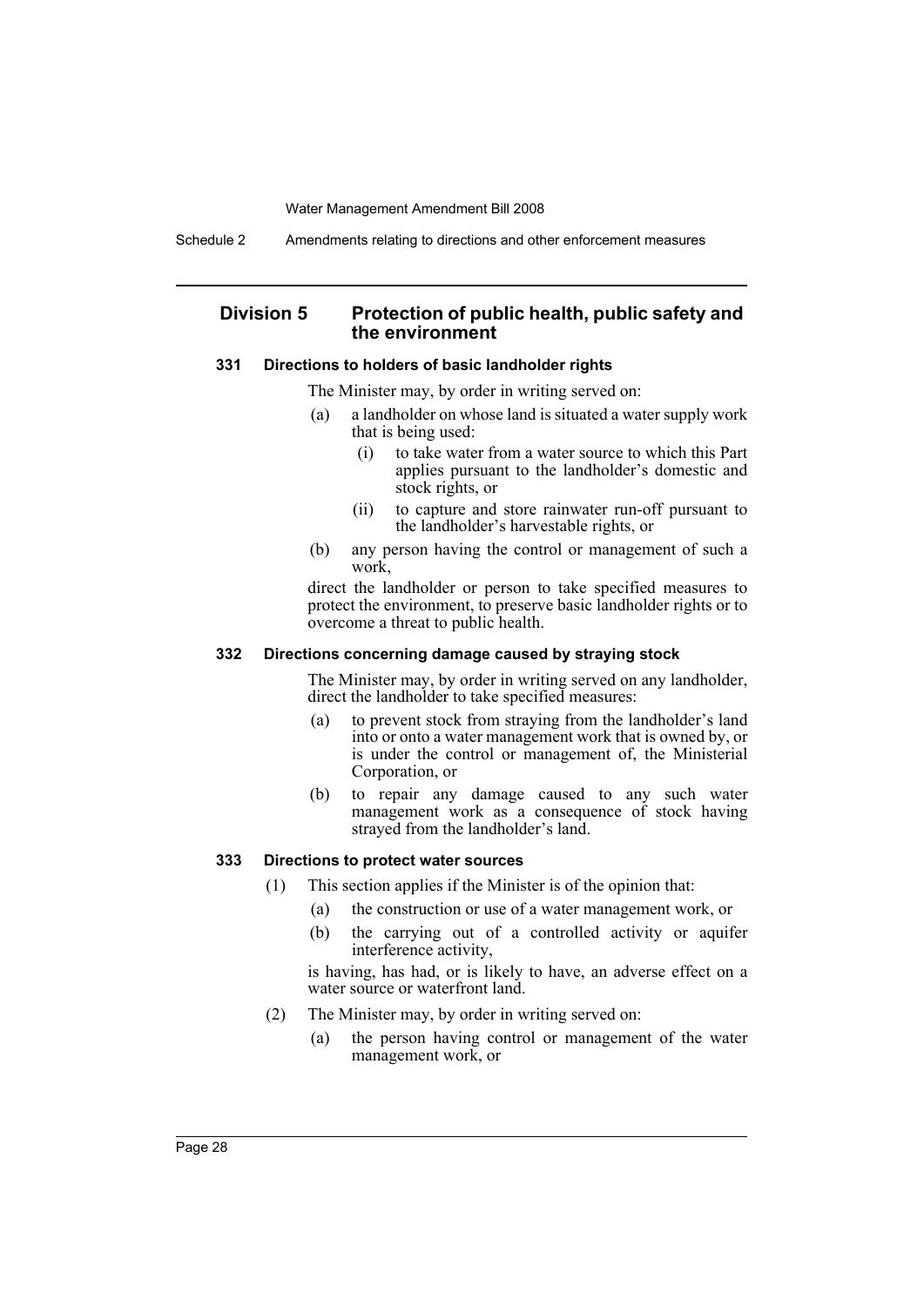## Division 5 Protection of public health, public safety and the environment

### 331 Directions to holders of basic landholder rights

The Minister may, by order in writing served on:

(a) a landholder on whose land is situated a water supply work that is being used:

(i) to take water from a water source to which this Part applies pursuant to the landholder's domestic and stock rights, or

(ii) to capture and store rainwater run-off pursuant to the landholder's harvestable rights, or

(b) any person having the control or management of such a work,

direct the landholder or person to take specified measures to protect the environment, to preserve basic landholder rights or to overcome a threat to public health.

### 332 Directions concerning damage caused by straying stock

The Minister may, by order in writing served on any landholder, direct the landholder to take specified measures:

(a) to prevent stock from straying from the landholder's land into or onto a water management work that is owned by, or is under the control or management of, the Ministerial Corporation, or

(b) to repair any damage caused to any such water management work as a consequence of stock having strayed from the landholder's land.

### 333 Directions to protect water sources

(1) This section applies if the Minister is of the opinion that:

(a) the construction or use of a water management work, or

(b) the carrying out of a controlled activity or aquifer interference activity,

is having, has had, or is likely to have, an adverse effect on a water source or waterfront land.

(2) The Minister may, by order in writing served on:

(a) the person having control or management of the water management work, or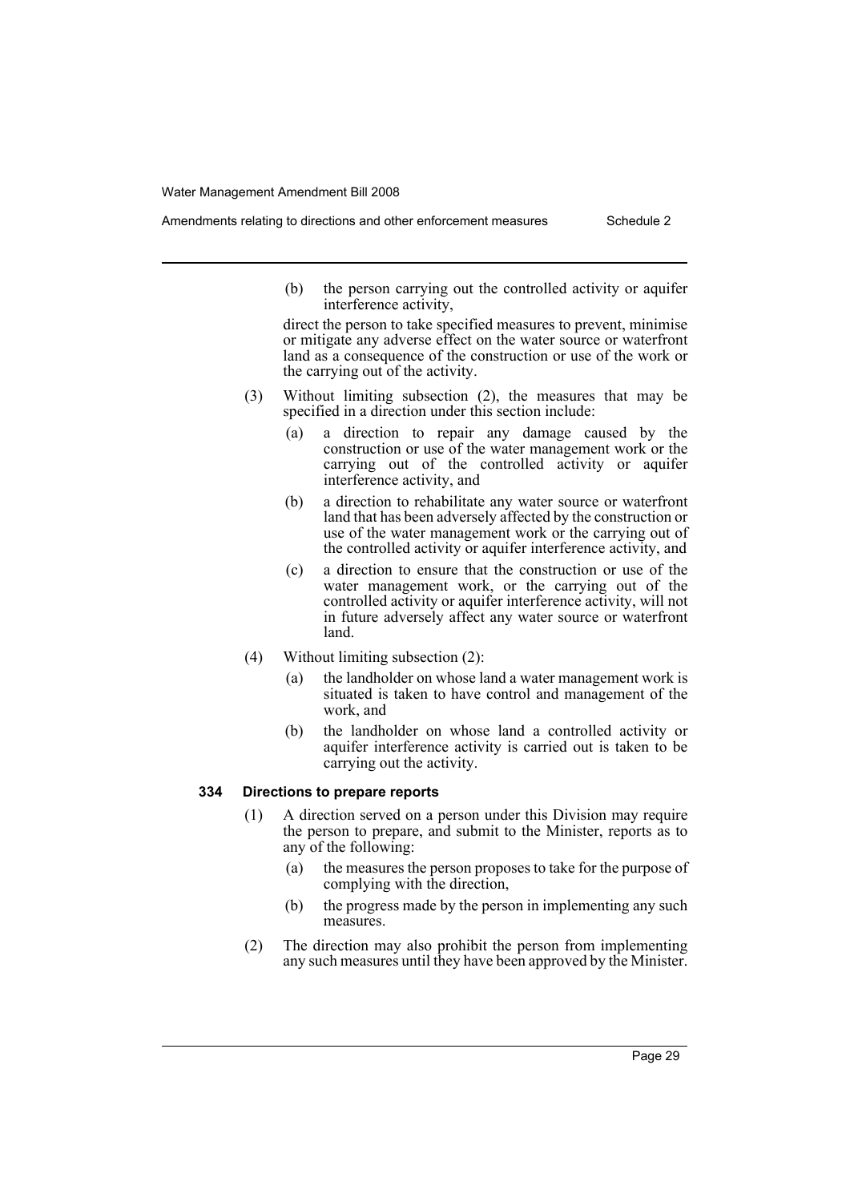(b) the person carrying out the controlled activity or aquifer interference activity,

direct the person to take specified measures to prevent, minimise or mitigate any adverse effect on the water source or waterfront land as a consequence of the construction or use of the work or the carrying out of the activity.

(3) Without limiting subsection (2), the measures that may be specified in a direction under this section include:

(a) a direction to repair any damage caused by the construction or use of the water management work or the carrying out of the controlled activity or aquifer interference activity, and

(b) a direction to rehabilitate any water source or waterfront land that has been adversely affected by the construction or use of the water management work or the carrying out of the controlled activity or aquifer interference activity, and

(c) a direction to ensure that the construction or use of the water management work, or the carrying out of the controlled activity or aquifer interference activity, will not in future adversely affect any water source or waterfront land.

(4) Without limiting subsection (2):

(a) the landholder on whose land a water management work is situated is taken to have control and management of the work, and

(b) the landholder on whose land a controlled activity or aquifer interference activity is carried out is taken to be carrying out the activity.

**334 Directions to prepare reports**

(1) A direction served on a person under this Division may require the person to prepare, and submit to the Minister, reports as to any of the following:

(a) the measures the person proposes to take for the purpose of complying with the direction,

(b) the progress made by the person in implementing any such measures.

(2) The direction may also prohibit the person from implementing any such measures until they have been approved by the Minister.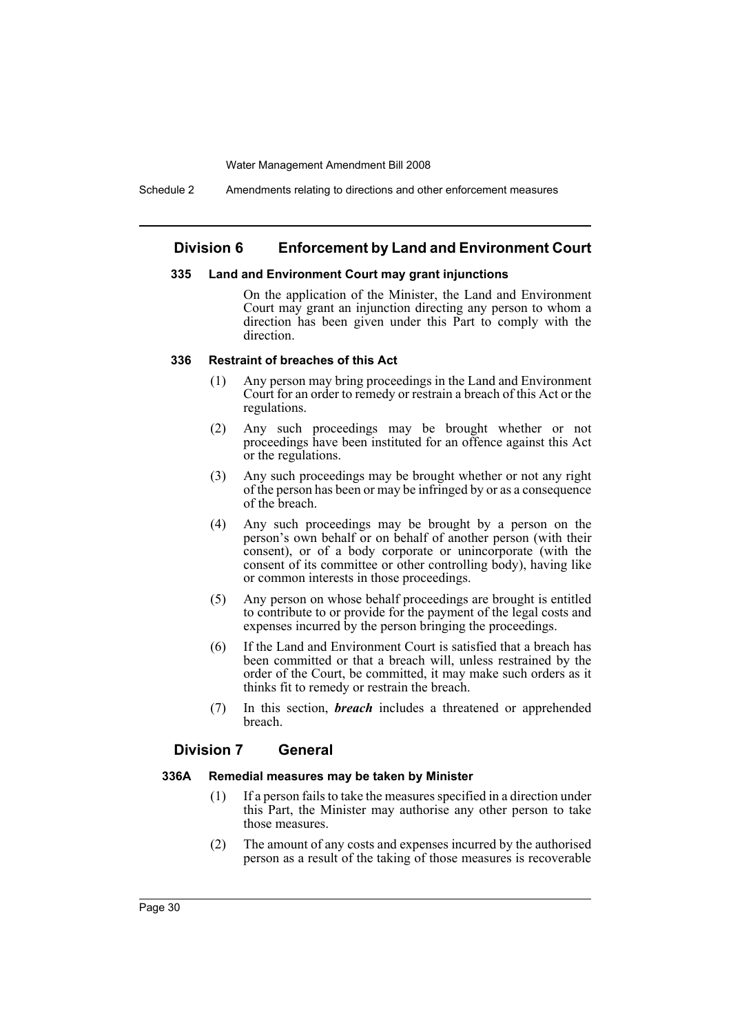## Division 6 Enforcement by Land and Environment Court

### 335 Land and Environment Court may grant injunctions

On the application of the Minister, the Land and Environment Court may grant an injunction directing any person to whom a direction has been given under this Part to comply with the direction.

### 336 Restraint of breaches of this Act

(1) Any person may bring proceedings in the Land and Environment Court for an order to remedy or restrain a breach of this Act or the regulations.

(2) Any such proceedings may be brought whether or not proceedings have been instituted for an offence against this Act or the regulations.

(3) Any such proceedings may be brought whether or not any right of the person has been or may be infringed by or as a consequence of the breach.

(4) Any such proceedings may be brought by a person on the person's own behalf or on behalf of another person (with their consent), or of a body corporate or unincorporate (with the consent of its committee or other controlling body), having like or common interests in those proceedings.

(5) Any person on whose behalf proceedings are brought is entitled to contribute to or provide for the payment of the legal costs and expenses incurred by the person bringing the proceedings.

(6) If the Land and Environment Court is satisfied that a breach has been committed or that a breach will, unless restrained by the order of the Court, be committed, it may make such orders as it thinks fit to remedy or restrain the breach.

(7) In this section, ***breach*** includes a threatened or apprehended breach.

## Division 7 General

### 336A Remedial measures may be taken by Minister

(1) If a person fails to take the measures specified in a direction under this Part, the Minister may authorise any other person to take those measures.

(2) The amount of any costs and expenses incurred by the authorised person as a result of the taking of those measures is recoverable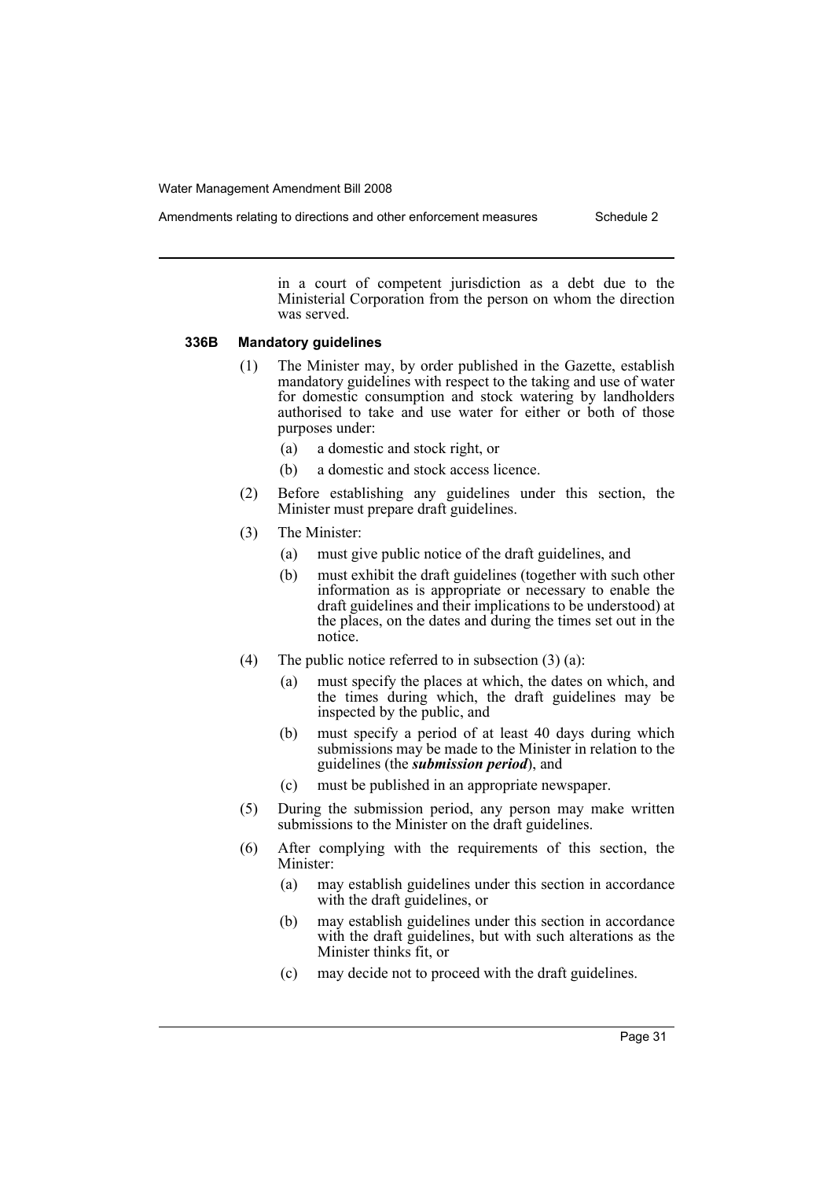in a court of competent jurisdiction as a debt due to the Ministerial Corporation from the person on whom the direction was served.

**336B Mandatory guidelines**

(1) The Minister may, by order published in the Gazette, establish mandatory guidelines with respect to the taking and use of water for domestic consumption and stock watering by landholders authorised to take and use water for either or both of those purposes under:

(a) a domestic and stock right, or

(b) a domestic and stock access licence.

(2) Before establishing any guidelines under this section, the Minister must prepare draft guidelines.

(3) The Minister:

(a) must give public notice of the draft guidelines, and

(b) must exhibit the draft guidelines (together with such other information as is appropriate or necessary to enable the draft guidelines and their implications to be understood) at the places, on the dates and during the times set out in the notice.

(4) The public notice referred to in subsection (3) (a):

(a) must specify the places at which, the dates on which, and the times during which, the draft guidelines may be inspected by the public, and

(b) must specify a period of at least 40 days during which submissions may be made to the Minister in relation to the guidelines (the ***submission period***), and

(c) must be published in an appropriate newspaper.

(5) During the submission period, any person may make written submissions to the Minister on the draft guidelines.

(6) After complying with the requirements of this section, the Minister:

(a) may establish guidelines under this section in accordance with the draft guidelines, or

(b) may establish guidelines under this section in accordance with the draft guidelines, but with such alterations as the Minister thinks fit, or

(c) may decide not to proceed with the draft guidelines.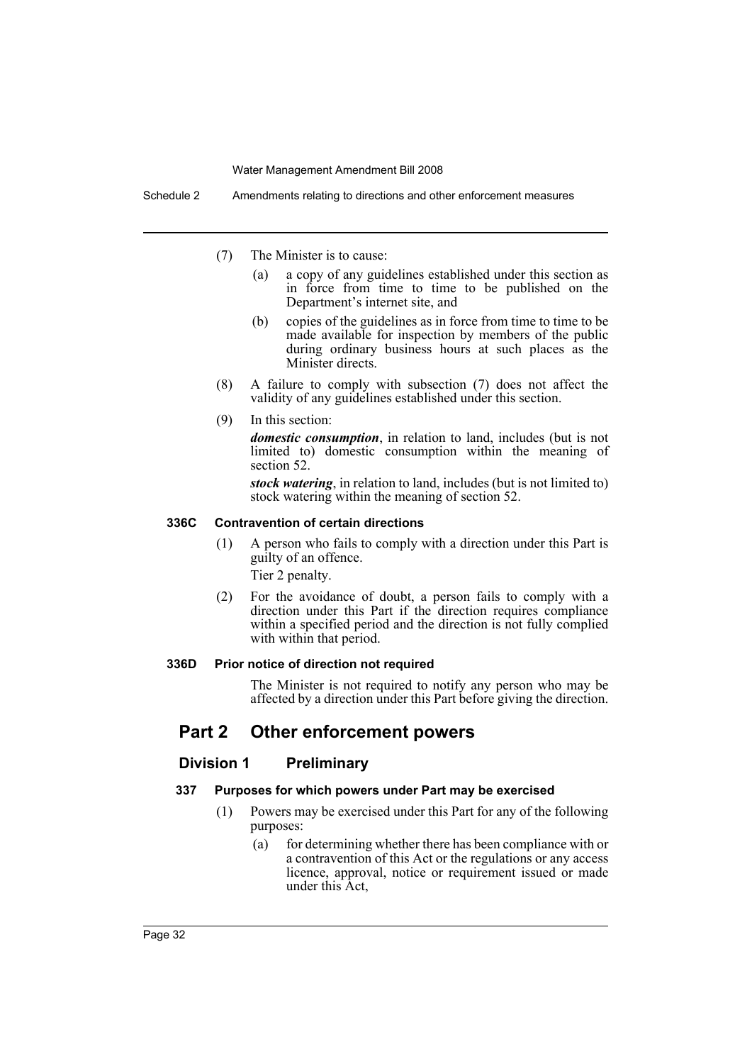(7) The Minister is to cause:

(a) a copy of any guidelines established under this section as in force from time to time to be published on the Department's internet site, and

(b) copies of the guidelines as in force from time to time to be made available for inspection by members of the public during ordinary business hours at such places as the Minister directs.

(8) A failure to comply with subsection (7) does not affect the validity of any guidelines established under this section.

(9) In this section:

***domestic consumption***, in relation to land, includes (but is not limited to) domestic consumption within the meaning of section 52.

***stock watering***, in relation to land, includes (but is not limited to) stock watering within the meaning of section 52.

#### 336C Contravention of certain directions

(1) A person who fails to comply with a direction under this Part is guilty of an offence.

Tier 2 penalty.

(2) For the avoidance of doubt, a person fails to comply with a direction under this Part if the direction requires compliance within a specified period and the direction is not fully complied with within that period.

#### 336D Prior notice of direction not required

The Minister is not required to notify any person who may be affected by a direction under this Part before giving the direction.

## Part 2 Other enforcement powers

### Division 1 Preliminary

#### 337 Purposes for which powers under Part may be exercised

(1) Powers may be exercised under this Part for any of the following purposes:

(a) for determining whether there has been compliance with or a contravention of this Act or the regulations or any access licence, approval, notice or requirement issued or made under this Act,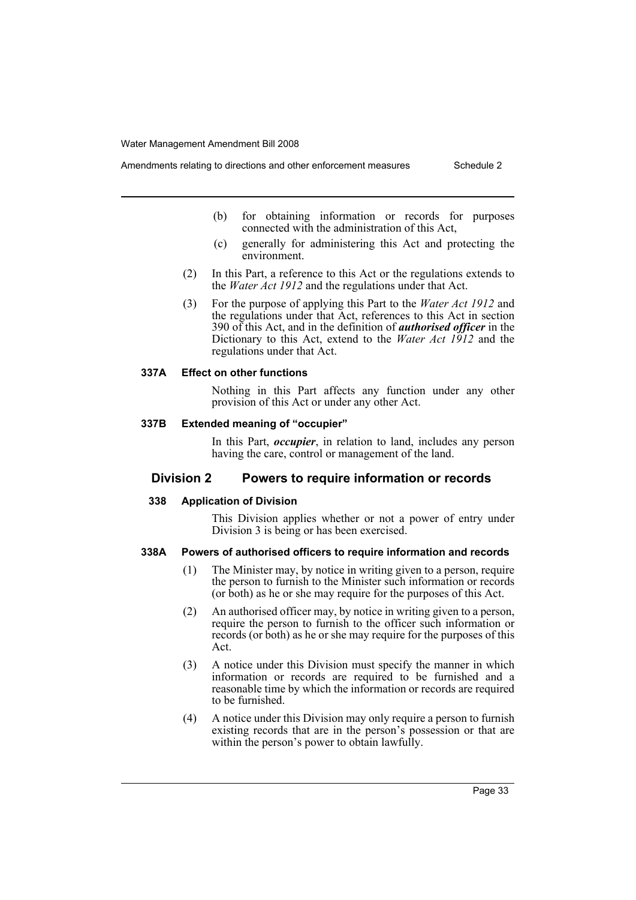(b) for obtaining information or records for purposes connected with the administration of this Act,

(c) generally for administering this Act and protecting the environment.

(2) In this Part, a reference to this Act or the regulations extends to the *Water Act 1912* and the regulations under that Act.

(3) For the purpose of applying this Part to the *Water Act 1912* and the regulations under that Act, references to this Act in section 390 of this Act, and in the definition of ***authorised officer*** in the Dictionary to this Act, extend to the *Water Act 1912* and the regulations under that Act.

#### 337A Effect on other functions

Nothing in this Part affects any function under any other provision of this Act or under any other Act.

#### 337B Extended meaning of "occupier"

In this Part, ***occupier***, in relation to land, includes any person having the care, control or management of the land.

### Division 2 Powers to require information or records

#### 338 Application of Division

This Division applies whether or not a power of entry under Division 3 is being or has been exercised.

#### 338A Powers of authorised officers to require information and records

(1) The Minister may, by notice in writing given to a person, require the person to furnish to the Minister such information or records (or both) as he or she may require for the purposes of this Act.

(2) An authorised officer may, by notice in writing given to a person, require the person to furnish to the officer such information or records (or both) as he or she may require for the purposes of this Act.

(3) A notice under this Division must specify the manner in which information or records are required to be furnished and a reasonable time by which the information or records are required to be furnished.

(4) A notice under this Division may only require a person to furnish existing records that are in the person's possession or that are within the person's power to obtain lawfully.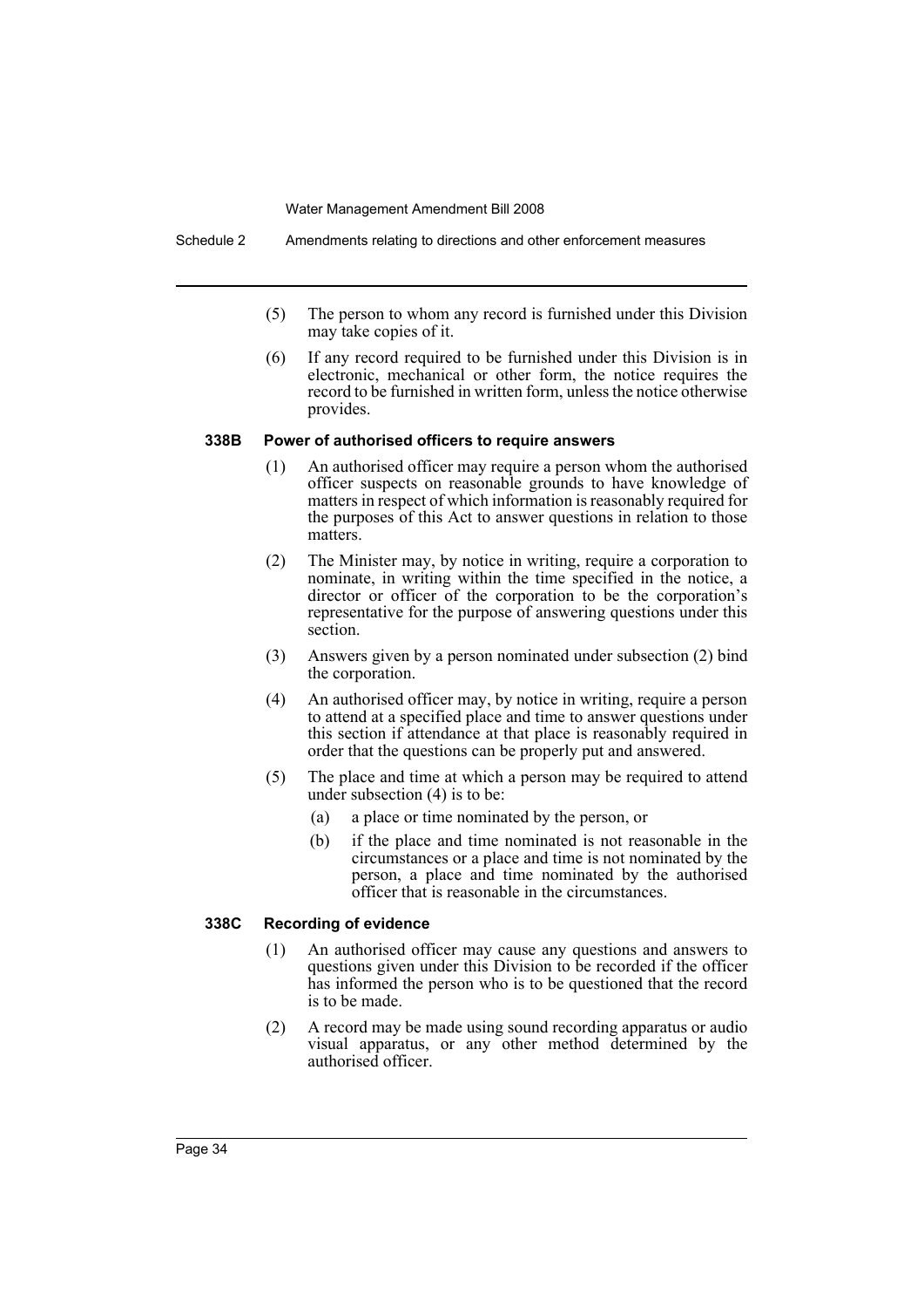(5) The person to whom any record is furnished under this Division may take copies of it.

(6) If any record required to be furnished under this Division is in electronic, mechanical or other form, the notice requires the record to be furnished in written form, unless the notice otherwise provides.

#### 338B Power of authorised officers to require answers

(1) An authorised officer may require a person whom the authorised officer suspects on reasonable grounds to have knowledge of matters in respect of which information is reasonably required for the purposes of this Act to answer questions in relation to those matters.

(2) The Minister may, by notice in writing, require a corporation to nominate, in writing within the time specified in the notice, a director or officer of the corporation to be the corporation's representative for the purpose of answering questions under this section.

(3) Answers given by a person nominated under subsection (2) bind the corporation.

(4) An authorised officer may, by notice in writing, require a person to attend at a specified place and time to answer questions under this section if attendance at that place is reasonably required in order that the questions can be properly put and answered.

(5) The place and time at which a person may be required to attend under subsection (4) is to be:

- (a) a place or time nominated by the person, or
- (b) if the place and time nominated is not reasonable in the circumstances or a place and time is not nominated by the person, a place and time nominated by the authorised officer that is reasonable in the circumstances.

#### 338C Recording of evidence

(1) An authorised officer may cause any questions and answers to questions given under this Division to be recorded if the officer has informed the person who is to be questioned that the record is to be made.

(2) A record may be made using sound recording apparatus or audio visual apparatus, or any other method determined by the authorised officer.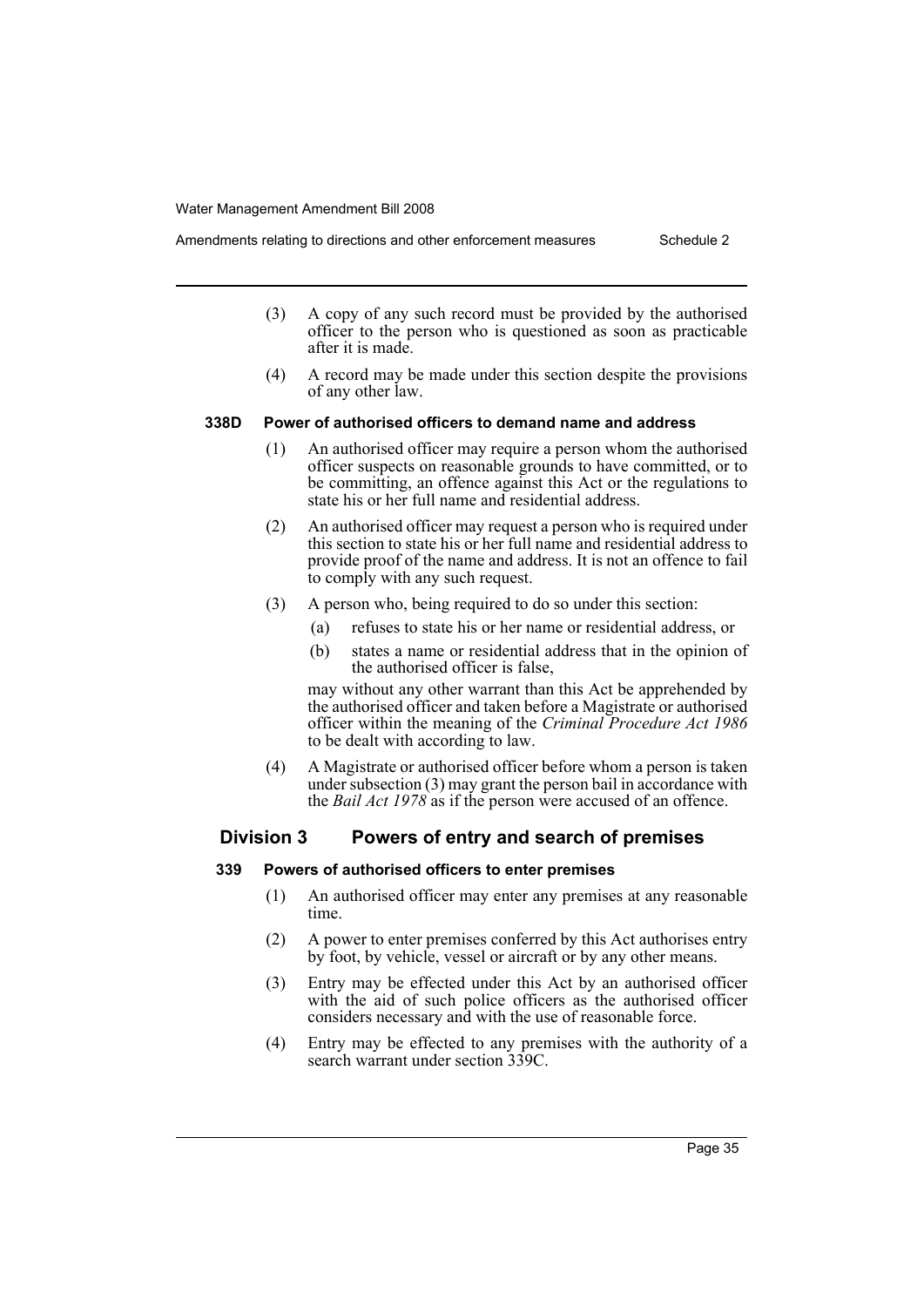(3) A copy of any such record must be provided by the authorised officer to the person who is questioned as soon as practicable after it is made.

(4) A record may be made under this section despite the provisions of any other law.

#### 338D Power of authorised officers to demand name and address

(1) An authorised officer may require a person whom the authorised officer suspects on reasonable grounds to have committed, or to be committing, an offence against this Act or the regulations to state his or her full name and residential address.

(2) An authorised officer may request a person who is required under this section to state his or her full name and residential address to provide proof of the name and address. It is not an offence to fail to comply with any such request.

(3) A person who, being required to do so under this section:

- (a) refuses to state his or her name or residential address, or
- (b) states a name or residential address that in the opinion of the authorised officer is false,

may without any other warrant than this Act be apprehended by the authorised officer and taken before a Magistrate or authorised officer within the meaning of the *Criminal Procedure Act 1986* to be dealt with according to law.

(4) A Magistrate or authorised officer before whom a person is taken under subsection (3) may grant the person bail in accordance with the *Bail Act 1978* as if the person were accused of an offence.

### Division 3 Powers of entry and search of premises

#### 339 Powers of authorised officers to enter premises

(1) An authorised officer may enter any premises at any reasonable time.

(2) A power to enter premises conferred by this Act authorises entry by foot, by vehicle, vessel or aircraft or by any other means.

(3) Entry may be effected under this Act by an authorised officer with the aid of such police officers as the authorised officer considers necessary and with the use of reasonable force.

(4) Entry may be effected to any premises with the authority of a search warrant under section 339C.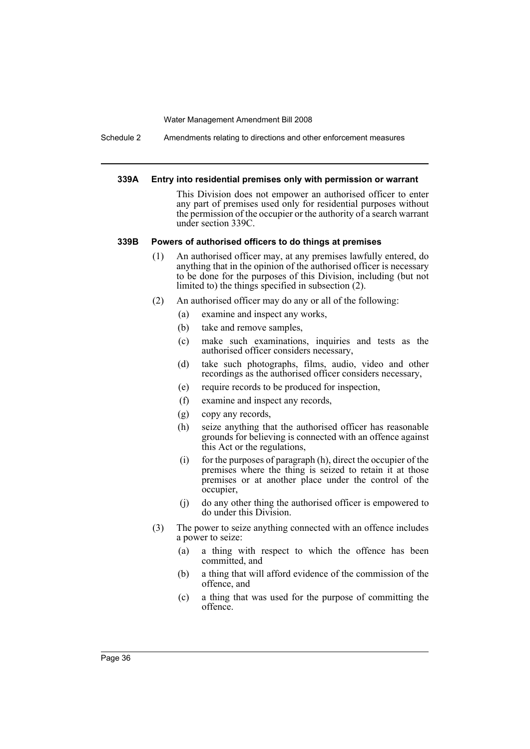#### 339A Entry into residential premises only with permission or warrant

This Division does not empower an authorised officer to enter any part of premises used only for residential purposes without the permission of the occupier or the authority of a search warrant under section 339C.

#### 339B Powers of authorised officers to do things at premises

(1) An authorised officer may, at any premises lawfully entered, do anything that in the opinion of the authorised officer is necessary to be done for the purposes of this Division, including (but not limited to) the things specified in subsection (2).

(2) An authorised officer may do any or all of the following:

(a) examine and inspect any works,

(b) take and remove samples,

(c) make such examinations, inquiries and tests as the authorised officer considers necessary,

(d) take such photographs, films, audio, video and other recordings as the authorised officer considers necessary,

(e) require records to be produced for inspection,

(f) examine and inspect any records,

(g) copy any records,

(h) seize anything that the authorised officer has reasonable grounds for believing is connected with an offence against this Act or the regulations,

(i) for the purposes of paragraph (h), direct the occupier of the premises where the thing is seized to retain it at those premises or at another place under the control of the occupier,

(j) do any other thing the authorised officer is empowered to do under this Division.

(3) The power to seize anything connected with an offence includes a power to seize:

(a) a thing with respect to which the offence has been committed, and

(b) a thing that will afford evidence of the commission of the offence, and

(c) a thing that was used for the purpose of committing the offence.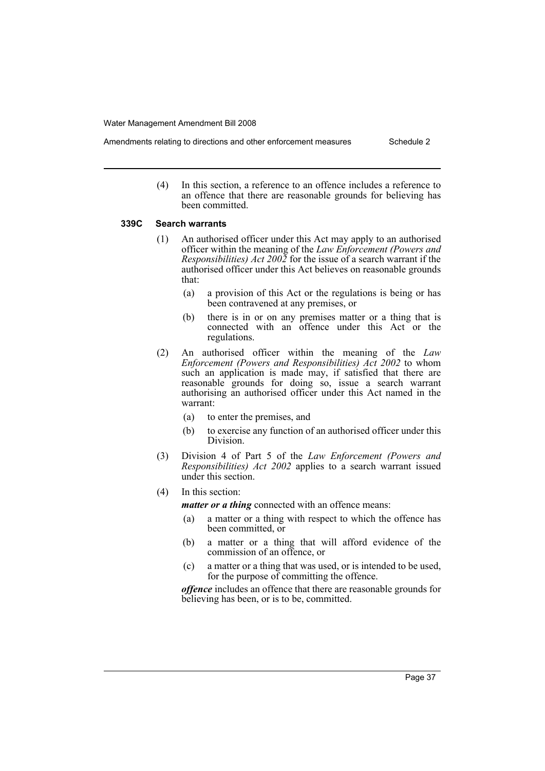(4) In this section, a reference to an offence includes a reference to an offence that there are reasonable grounds for believing has been committed.

### 339C Search warrants

(1) An authorised officer under this Act may apply to an authorised officer within the meaning of the *Law Enforcement (Powers and Responsibilities) Act 2002* for the issue of a search warrant if the authorised officer under this Act believes on reasonable grounds that:

- (a) a provision of this Act or the regulations is being or has been contravened at any premises, or
- (b) there is in or on any premises matter or a thing that is connected with an offence under this Act or the regulations.

(2) An authorised officer within the meaning of the *Law Enforcement (Powers and Responsibilities) Act 2002* to whom such an application is made may, if satisfied that there are reasonable grounds for doing so, issue a search warrant authorising an authorised officer under this Act named in the warrant:

- (a) to enter the premises, and
- (b) to exercise any function of an authorised officer under this Division.

(3) Division 4 of Part 5 of the *Law Enforcement (Powers and Responsibilities) Act 2002* applies to a search warrant issued under this section.

(4) In this section:

***matter or a thing*** connected with an offence means:

- (a) a matter or a thing with respect to which the offence has been committed, or
- (b) a matter or a thing that will afford evidence of the commission of an offence, or
- (c) a matter or a thing that was used, or is intended to be used, for the purpose of committing the offence.

***offence*** includes an offence that there are reasonable grounds for believing has been, or is to be, committed.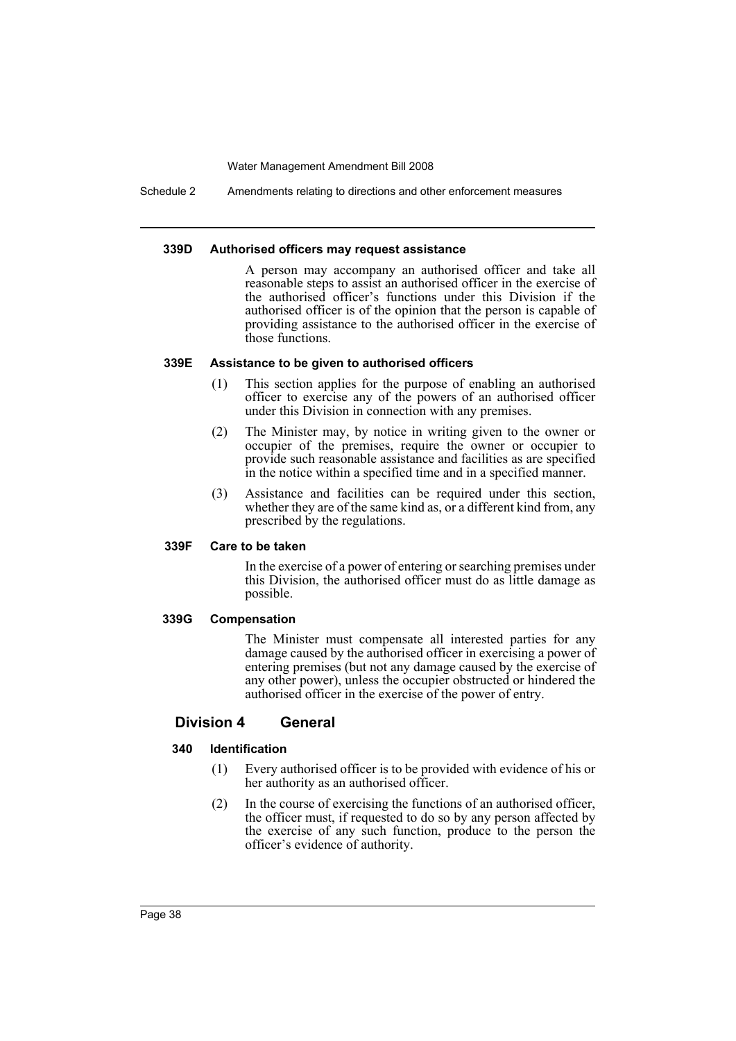#### 339D Authorised officers may request assistance

A person may accompany an authorised officer and take all reasonable steps to assist an authorised officer in the exercise of the authorised officer's functions under this Division if the authorised officer is of the opinion that the person is capable of providing assistance to the authorised officer in the exercise of those functions.

#### 339E Assistance to be given to authorised officers

(1) This section applies for the purpose of enabling an authorised officer to exercise any of the powers of an authorised officer under this Division in connection with any premises.

(2) The Minister may, by notice in writing given to the owner or occupier of the premises, require the owner or occupier to provide such reasonable assistance and facilities as are specified in the notice within a specified time and in a specified manner.

(3) Assistance and facilities can be required under this section, whether they are of the same kind as, or a different kind from, any prescribed by the regulations.

#### 339F Care to be taken

In the exercise of a power of entering or searching premises under this Division, the authorised officer must do as little damage as possible.

#### 339G Compensation

The Minister must compensate all interested parties for any damage caused by the authorised officer in exercising a power of entering premises (but not any damage caused by the exercise of any other power), unless the occupier obstructed or hindered the authorised officer in the exercise of the power of entry.

### Division 4 General

#### 340 Identification

(1) Every authorised officer is to be provided with evidence of his or her authority as an authorised officer.

(2) In the course of exercising the functions of an authorised officer, the officer must, if requested to do so by any person affected by the exercise of any such function, produce to the person the officer's evidence of authority.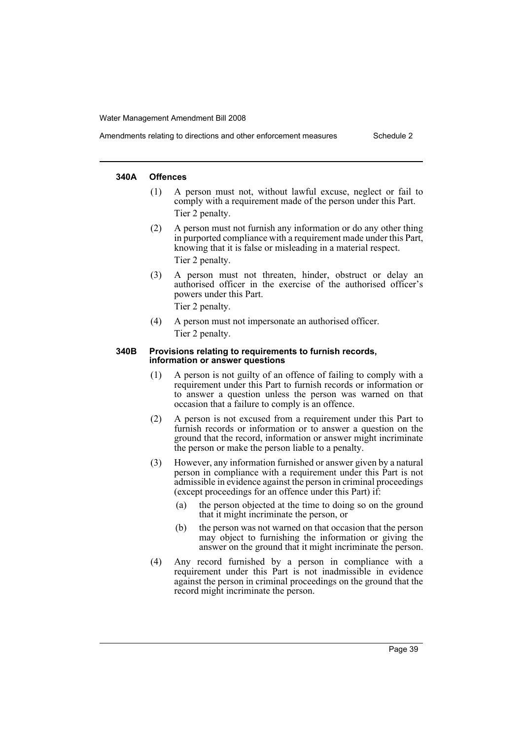#### 340A Offences

(1) A person must not, without lawful excuse, neglect or fail to comply with a requirement made of the person under this Part.

Tier 2 penalty.

(2) A person must not furnish any information or do any other thing in purported compliance with a requirement made under this Part, knowing that it is false or misleading in a material respect.

Tier 2 penalty.

(3) A person must not threaten, hinder, obstruct or delay an authorised officer in the exercise of the authorised officer's powers under this Part.

Tier 2 penalty.

(4) A person must not impersonate an authorised officer.

Tier 2 penalty.

#### 340B Provisions relating to requirements to furnish records, information or answer questions

(1) A person is not guilty of an offence of failing to comply with a requirement under this Part to furnish records or information or to answer a question unless the person was warned on that occasion that a failure to comply is an offence.

(2) A person is not excused from a requirement under this Part to furnish records or information or to answer a question on the ground that the record, information or answer might incriminate the person or make the person liable to a penalty.

(3) However, any information furnished or answer given by a natural person in compliance with a requirement under this Part is not admissible in evidence against the person in criminal proceedings (except proceedings for an offence under this Part) if:

- (a) the person objected at the time to doing so on the ground that it might incriminate the person, or
- (b) the person was not warned on that occasion that the person may object to furnishing the information or giving the answer on the ground that it might incriminate the person.

(4) Any record furnished by a person in compliance with a requirement under this Part is not inadmissible in evidence against the person in criminal proceedings on the ground that the record might incriminate the person.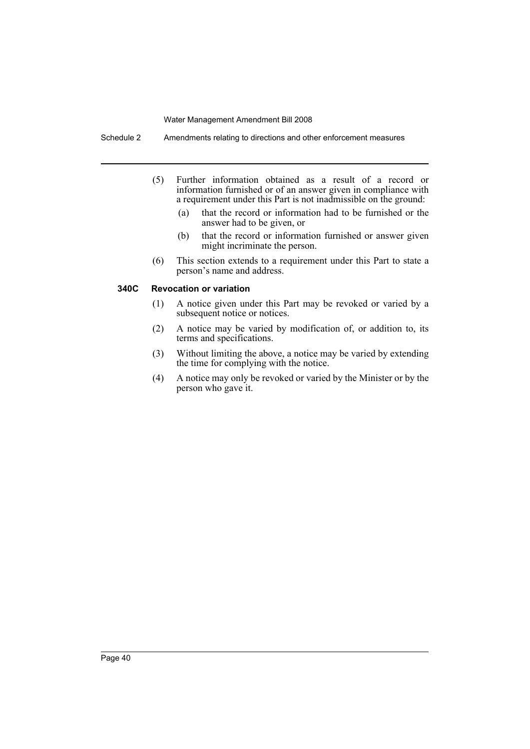(5) Further information obtained as a result of a record or information furnished or of an answer given in compliance with a requirement under this Part is not inadmissible on the ground:

  (a) that the record or information had to be furnished or the answer had to be given, or

  (b) that the record or information furnished or answer given might incriminate the person.

(6) This section extends to a requirement under this Part to state a person's name and address.

### 340C Revocation or variation

(1) A notice given under this Part may be revoked or varied by a subsequent notice or notices.

(2) A notice may be varied by modification of, or addition to, its terms and specifications.

(3) Without limiting the above, a notice may be varied by extending the time for complying with the notice.

(4) A notice may only be revoked or varied by the Minister or by the person who gave it.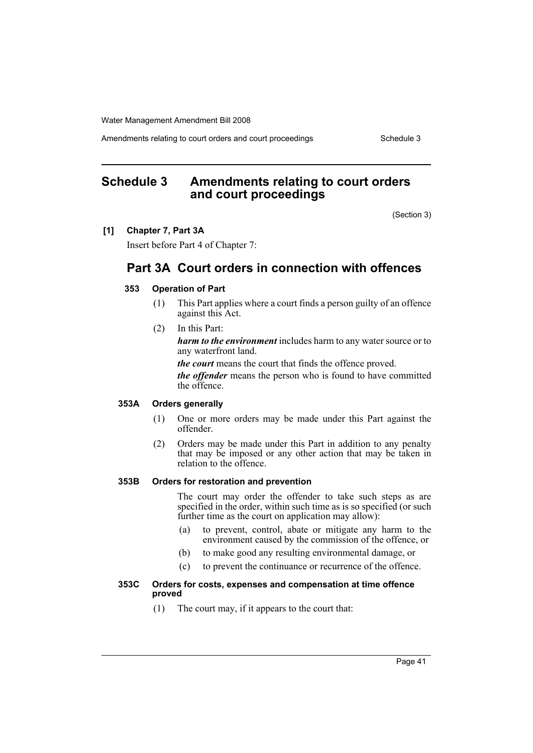## Schedule 3 Amendments relating to court orders and court proceedings

(Section 3)

**[1] Chapter 7, Part 3A**

Insert before Part 4 of Chapter 7:

## Part 3A Court orders in connection with offences

### 353 Operation of Part

(1) This Part applies where a court finds a person guilty of an offence against this Act.

(2) In this Part:

***harm to the environment*** includes harm to any water source or to any waterfront land.

***the court*** means the court that finds the offence proved.

***the offender*** means the person who is found to have committed the offence.

### 353A Orders generally

(1) One or more orders may be made under this Part against the offender.

(2) Orders may be made under this Part in addition to any penalty that may be imposed or any other action that may be taken in relation to the offence.

### 353B Orders for restoration and prevention

The court may order the offender to take such steps as are specified in the order, within such time as is so specified (or such further time as the court on application may allow):

(a) to prevent, control, abate or mitigate any harm to the environment caused by the commission of the offence, or

(b) to make good any resulting environmental damage, or

(c) to prevent the continuance or recurrence of the offence.

### 353C Orders for costs, expenses and compensation at time offence proved

(1) The court may, if it appears to the court that: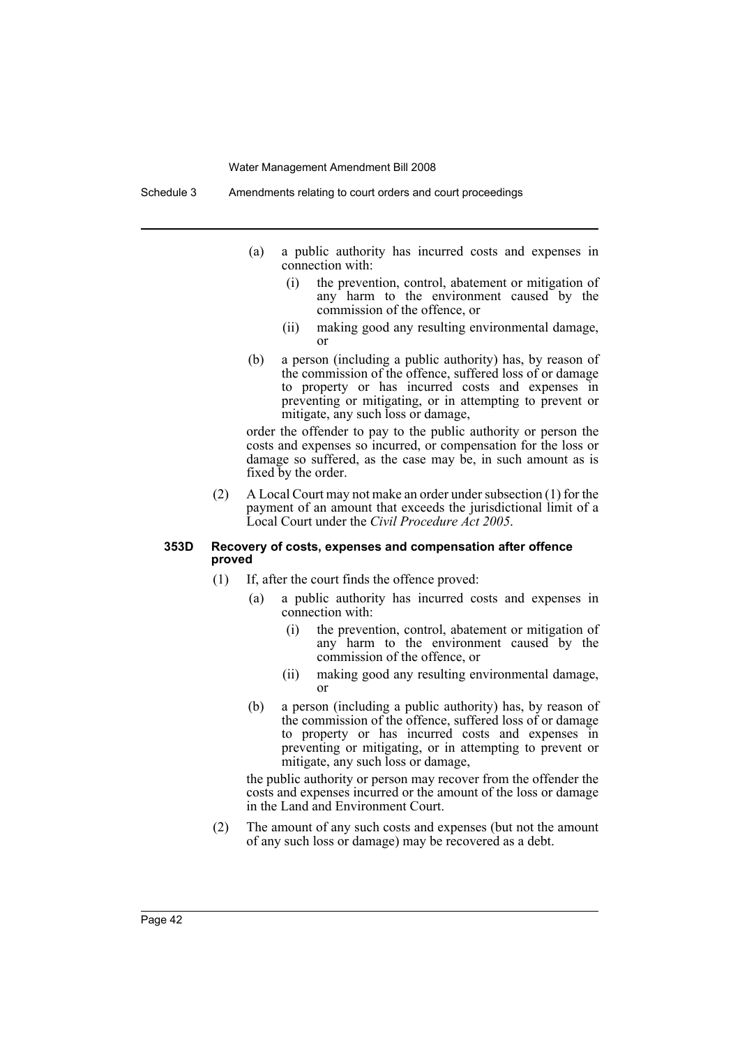(a) a public authority has incurred costs and expenses in connection with:

  (i) the prevention, control, abatement or mitigation of any harm to the environment caused by the commission of the offence, or

  (ii) making good any resulting environmental damage, or

(b) a person (including a public authority) has, by reason of the commission of the offence, suffered loss of or damage to property or has incurred costs and expenses in preventing or mitigating, or in attempting to prevent or mitigate, any such loss or damage,

order the offender to pay to the public authority or person the costs and expenses so incurred, or compensation for the loss or damage so suffered, as the case may be, in such amount as is fixed by the order.

(2) A Local Court may not make an order under subsection (1) for the payment of an amount that exceeds the jurisdictional limit of a Local Court under the *Civil Procedure Act 2005*.

#### 353D Recovery of costs, expenses and compensation after offence proved

(1) If, after the court finds the offence proved:

(a) a public authority has incurred costs and expenses in connection with:

  (i) the prevention, control, abatement or mitigation of any harm to the environment caused by the commission of the offence, or

  (ii) making good any resulting environmental damage, or

(b) a person (including a public authority) has, by reason of the commission of the offence, suffered loss of or damage to property or has incurred costs and expenses in preventing or mitigating, or in attempting to prevent or mitigate, any such loss or damage,

the public authority or person may recover from the offender the costs and expenses incurred or the amount of the loss or damage in the Land and Environment Court.

(2) The amount of any such costs and expenses (but not the amount of any such loss or damage) may be recovered as a debt.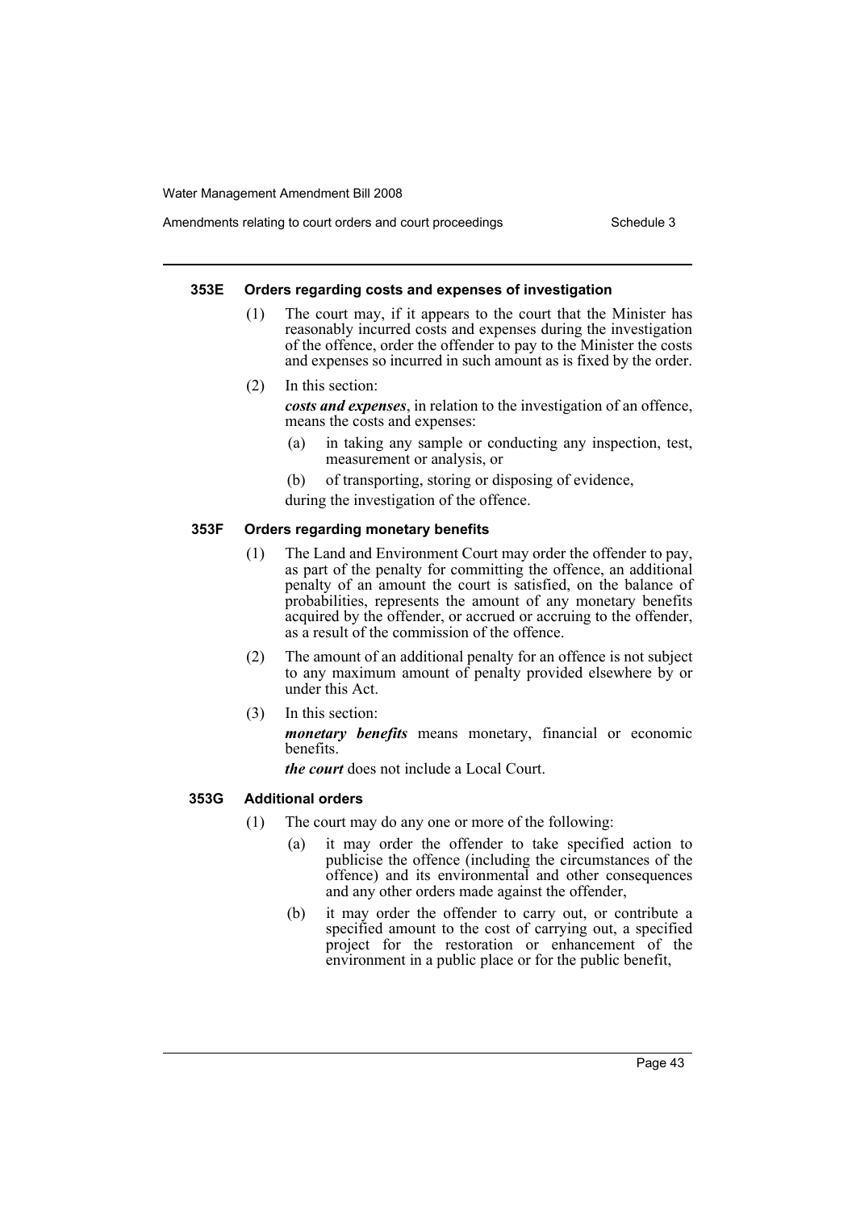#### 353E Orders regarding costs and expenses of investigation

(1) The court may, if it appears to the court that the Minister has reasonably incurred costs and expenses during the investigation of the offence, order the offender to pay to the Minister the costs and expenses so incurred in such amount as is fixed by the order.

(2) In this section:

***costs and expenses***, in relation to the investigation of an offence, means the costs and expenses:

(a) in taking any sample or conducting any inspection, test, measurement or analysis, or

(b) of transporting, storing or disposing of evidence,

during the investigation of the offence.

#### 353F Orders regarding monetary benefits

(1) The Land and Environment Court may order the offender to pay, as part of the penalty for committing the offence, an additional penalty of an amount the court is satisfied, on the balance of probabilities, represents the amount of any monetary benefits acquired by the offender, or accrued or accruing to the offender, as a result of the commission of the offence.

(2) The amount of an additional penalty for an offence is not subject to any maximum amount of penalty provided elsewhere by or under this Act.

(3) In this section:

***monetary benefits*** means monetary, financial or economic benefits.

***the court*** does not include a Local Court.

#### 353G Additional orders

(1) The court may do any one or more of the following:

(a) it may order the offender to take specified action to publicise the offence (including the circumstances of the offence) and its environmental and other consequences and any other orders made against the offender,

(b) it may order the offender to carry out, or contribute a specified amount to the cost of carrying out, a specified project for the restoration or enhancement of the environment in a public place or for the public benefit,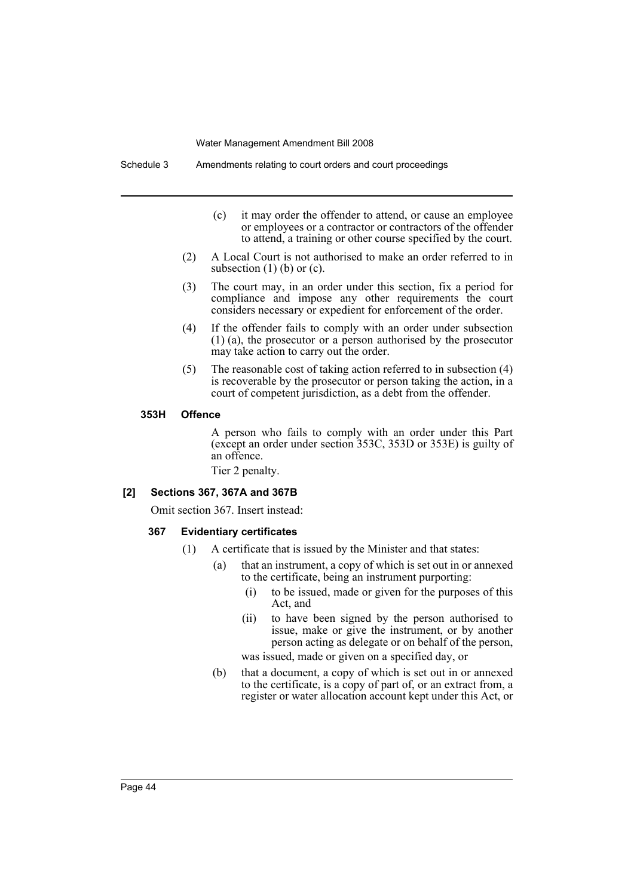(c) it may order the offender to attend, or cause an employee or employees or a contractor or contractors of the offender to attend, a training or other course specified by the court.

(2) A Local Court is not authorised to make an order referred to in subsection (1) (b) or (c).

(3) The court may, in an order under this section, fix a period for compliance and impose any other requirements the court considers necessary or expedient for enforcement of the order.

(4) If the offender fails to comply with an order under subsection (1) (a), the prosecutor or a person authorised by the prosecutor may take action to carry out the order.

(5) The reasonable cost of taking action referred to in subsection (4) is recoverable by the prosecutor or person taking the action, in a court of competent jurisdiction, as a debt from the offender.

#### 353H Offence

A person who fails to comply with an order under this Part (except an order under section 353C, 353D or 353E) is guilty of an offence.

Tier 2 penalty.

### [2] Sections 367, 367A and 367B

Omit section 367. Insert instead:

#### 367 Evidentiary certificates

(1) A certificate that is issued by the Minister and that states:

(a) that an instrument, a copy of which is set out in or annexed to the certificate, being an instrument purporting:

(i) to be issued, made or given for the purposes of this Act, and

(ii) to have been signed by the person authorised to issue, make or give the instrument, or by another person acting as delegate or on behalf of the person,

was issued, made or given on a specified day, or

(b) that a document, a copy of which is set out in or annexed to the certificate, is a copy of part of, or an extract from, a register or water allocation account kept under this Act, or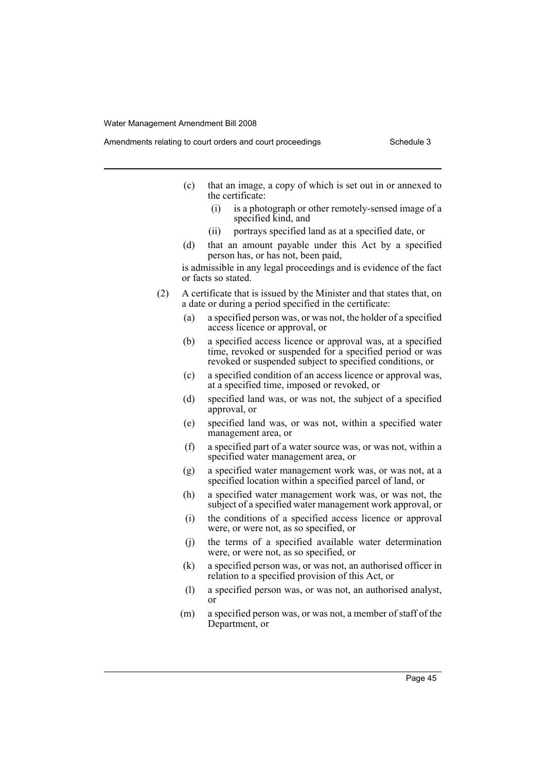(c) that an image, a copy of which is set out in or annexed to the certificate:

   (i) is a photograph or other remotely-sensed image of a specified kind, and

   (ii) portrays specified land as at a specified date, or

(d) that an amount payable under this Act by a specified person has, or has not, been paid,

is admissible in any legal proceedings and is evidence of the fact or facts so stated.

(2) A certificate that is issued by the Minister and that states that, on a date or during a period specified in the certificate:

(a) a specified person was, or was not, the holder of a specified access licence or approval, or

(b) a specified access licence or approval was, at a specified time, revoked or suspended for a specified period or was revoked or suspended subject to specified conditions, or

(c) a specified condition of an access licence or approval was, at a specified time, imposed or revoked, or

(d) specified land was, or was not, the subject of a specified approval, or

(e) specified land was, or was not, within a specified water management area, or

(f) a specified part of a water source was, or was not, within a specified water management area, or

(g) a specified water management work was, or was not, at a specified location within a specified parcel of land, or

(h) a specified water management work was, or was not, the subject of a specified water management work approval, or

(i) the conditions of a specified access licence or approval were, or were not, as so specified, or

(j) the terms of a specified available water determination were, or were not, as so specified, or

(k) a specified person was, or was not, an authorised officer in relation to a specified provision of this Act, or

(l) a specified person was, or was not, an authorised analyst, or

(m) a specified person was, or was not, a member of staff of the Department, or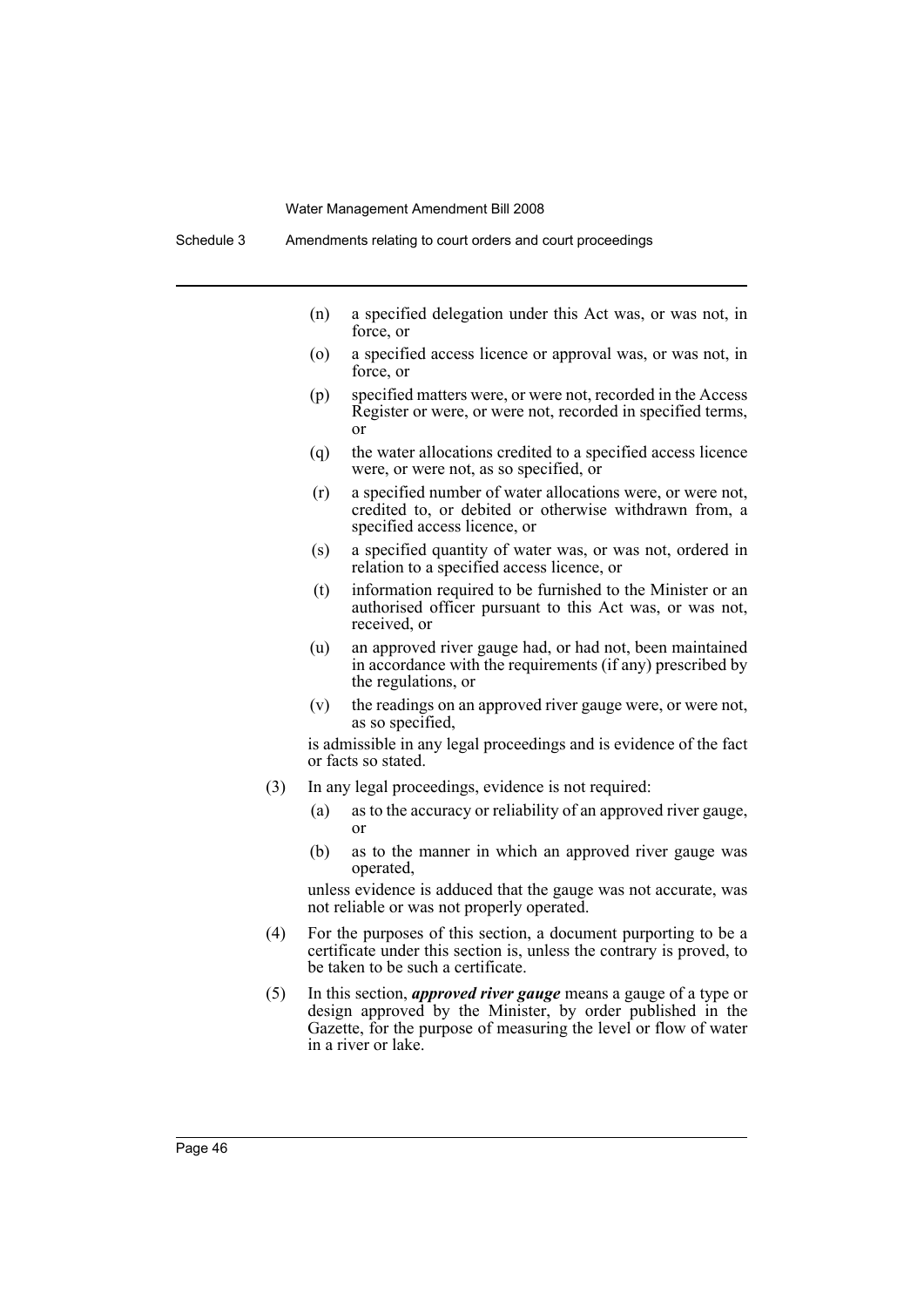(n) a specified delegation under this Act was, or was not, in force, or

(o) a specified access licence or approval was, or was not, in force, or

(p) specified matters were, or were not, recorded in the Access Register or were, or were not, recorded in specified terms, or

(q) the water allocations credited to a specified access licence were, or were not, as so specified, or

(r) a specified number of water allocations were, or were not, credited to, or debited or otherwise withdrawn from, a specified access licence, or

(s) a specified quantity of water was, or was not, ordered in relation to a specified access licence, or

(t) information required to be furnished to the Minister or an authorised officer pursuant to this Act was, or was not, received, or

(u) an approved river gauge had, or had not, been maintained in accordance with the requirements (if any) prescribed by the regulations, or

(v) the readings on an approved river gauge were, or were not, as so specified,

is admissible in any legal proceedings and is evidence of the fact or facts so stated.

(3) In any legal proceedings, evidence is not required:

(a) as to the accuracy or reliability of an approved river gauge, or

(b) as to the manner in which an approved river gauge was operated,

unless evidence is adduced that the gauge was not accurate, was not reliable or was not properly operated.

(4) For the purposes of this section, a document purporting to be a certificate under this section is, unless the contrary is proved, to be taken to be such a certificate.

(5) In this section, ***approved river gauge*** means a gauge of a type or design approved by the Minister, by order published in the Gazette, for the purpose of measuring the level or flow of water in a river or lake.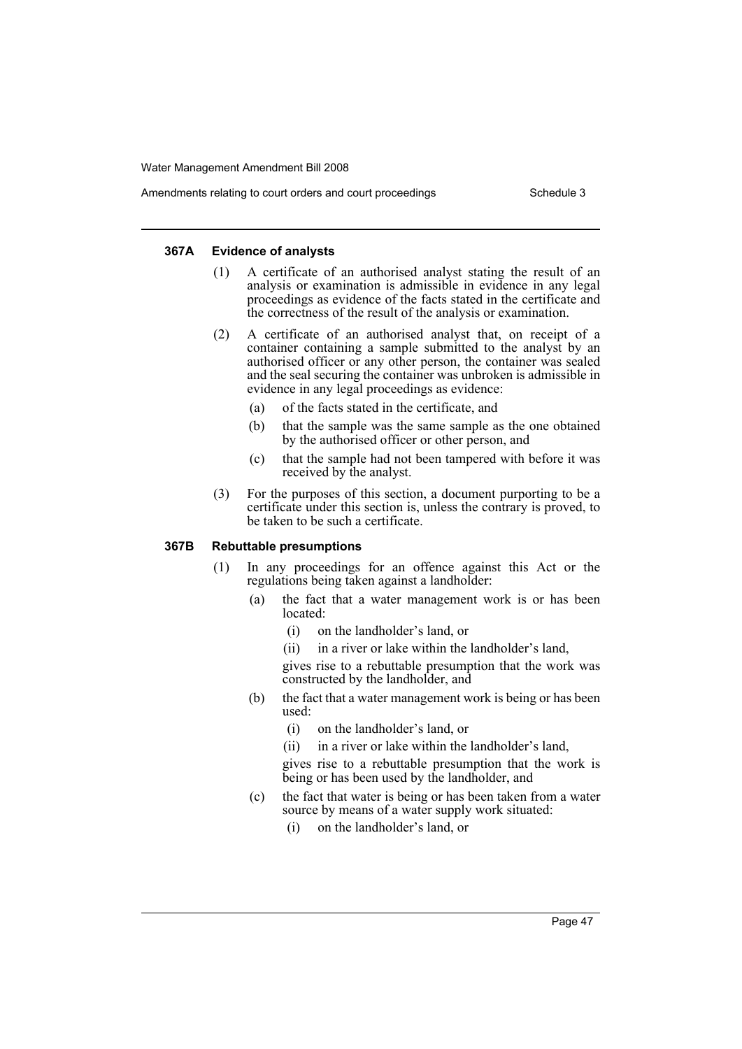#### 367A Evidence of analysts

(1) A certificate of an authorised analyst stating the result of an analysis or examination is admissible in evidence in any legal proceedings as evidence of the facts stated in the certificate and the correctness of the result of the analysis or examination.

(2) A certificate of an authorised analyst that, on receipt of a container containing a sample submitted to the analyst by an authorised officer or any other person, the container was sealed and the seal securing the container was unbroken is admissible in evidence in any legal proceedings as evidence:

- (a) of the facts stated in the certificate, and
- (b) that the sample was the same sample as the one obtained by the authorised officer or other person, and
- (c) that the sample had not been tampered with before it was received by the analyst.

(3) For the purposes of this section, a document purporting to be a certificate under this section is, unless the contrary is proved, to be taken to be such a certificate.

#### 367B Rebuttable presumptions

(1) In any proceedings for an offence against this Act or the regulations being taken against a landholder:

- (a) the fact that a water management work is or has been located:
  - (i) on the landholder's land, or
  - (ii) in a river or lake within the landholder's land,

  gives rise to a rebuttable presumption that the work was constructed by the landholder, and
- (b) the fact that a water management work is being or has been used:
  - (i) on the landholder's land, or
  - (ii) in a river or lake within the landholder's land,

  gives rise to a rebuttable presumption that the work is being or has been used by the landholder, and
- (c) the fact that water is being or has been taken from a water source by means of a water supply work situated:
  - (i) on the landholder's land, or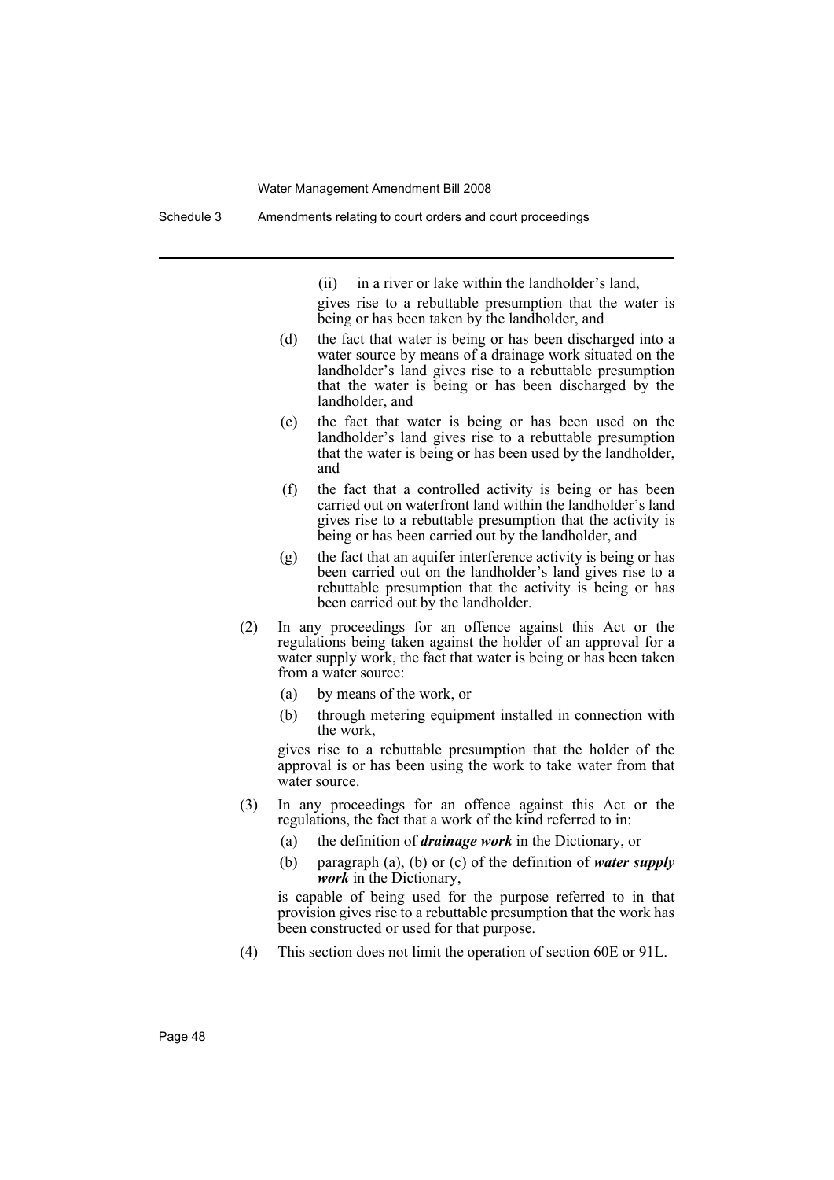(ii) in a river or lake within the landholder's land,

gives rise to a rebuttable presumption that the water is being or has been taken by the landholder, and

(d) the fact that water is being or has been discharged into a water source by means of a drainage work situated on the landholder's land gives rise to a rebuttable presumption that the water is being or has been discharged by the landholder, and

(e) the fact that water is being or has been used on the landholder's land gives rise to a rebuttable presumption that the water is being or has been used by the landholder, and

(f) the fact that a controlled activity is being or has been carried out on waterfront land within the landholder's land gives rise to a rebuttable presumption that the activity is being or has been carried out by the landholder, and

(g) the fact that an aquifer interference activity is being or has been carried out on the landholder's land gives rise to a rebuttable presumption that the activity is being or has been carried out by the landholder.

(2) In any proceedings for an offence against this Act or the regulations being taken against the holder of an approval for a water supply work, the fact that water is being or has been taken from a water source:

(a) by means of the work, or

(b) through metering equipment installed in connection with the work,

gives rise to a rebuttable presumption that the holder of the approval is or has been using the work to take water from that water source.

(3) In any proceedings for an offence against this Act or the regulations, the fact that a work of the kind referred to in:

(a) the definition of ***drainage work*** in the Dictionary, or

(b) paragraph (a), (b) or (c) of the definition of ***water supply work*** in the Dictionary,

is capable of being used for the purpose referred to in that provision gives rise to a rebuttable presumption that the work has been constructed or used for that purpose.

(4) This section does not limit the operation of section 60E or 91L.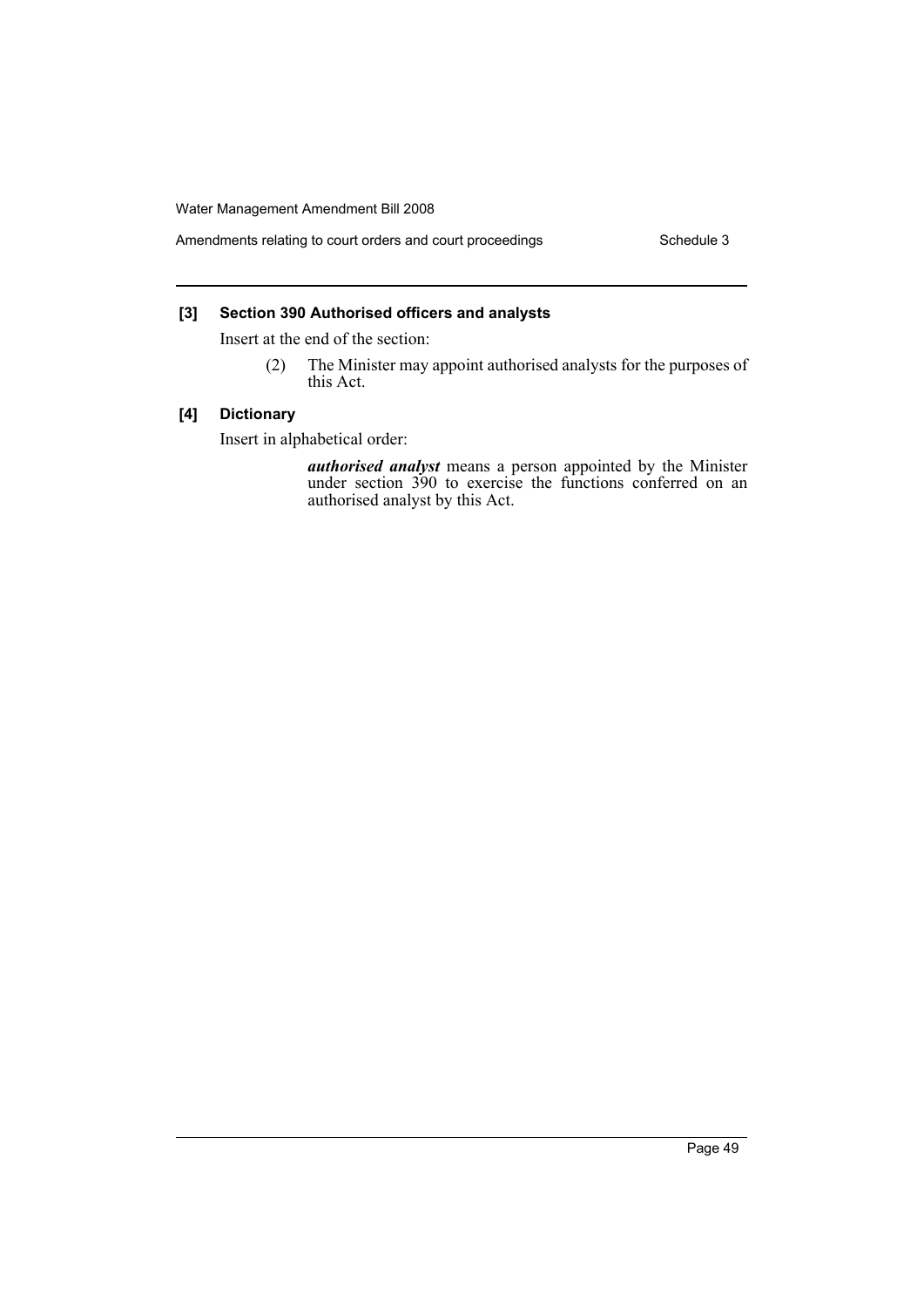### [3] Section 390 Authorised officers and analysts

Insert at the end of the section:

(2) The Minister may appoint authorised analysts for the purposes of this Act.

### [4] Dictionary

Insert in alphabetical order:

***authorised analyst*** means a person appointed by the Minister under section 390 to exercise the functions conferred on an authorised analyst by this Act.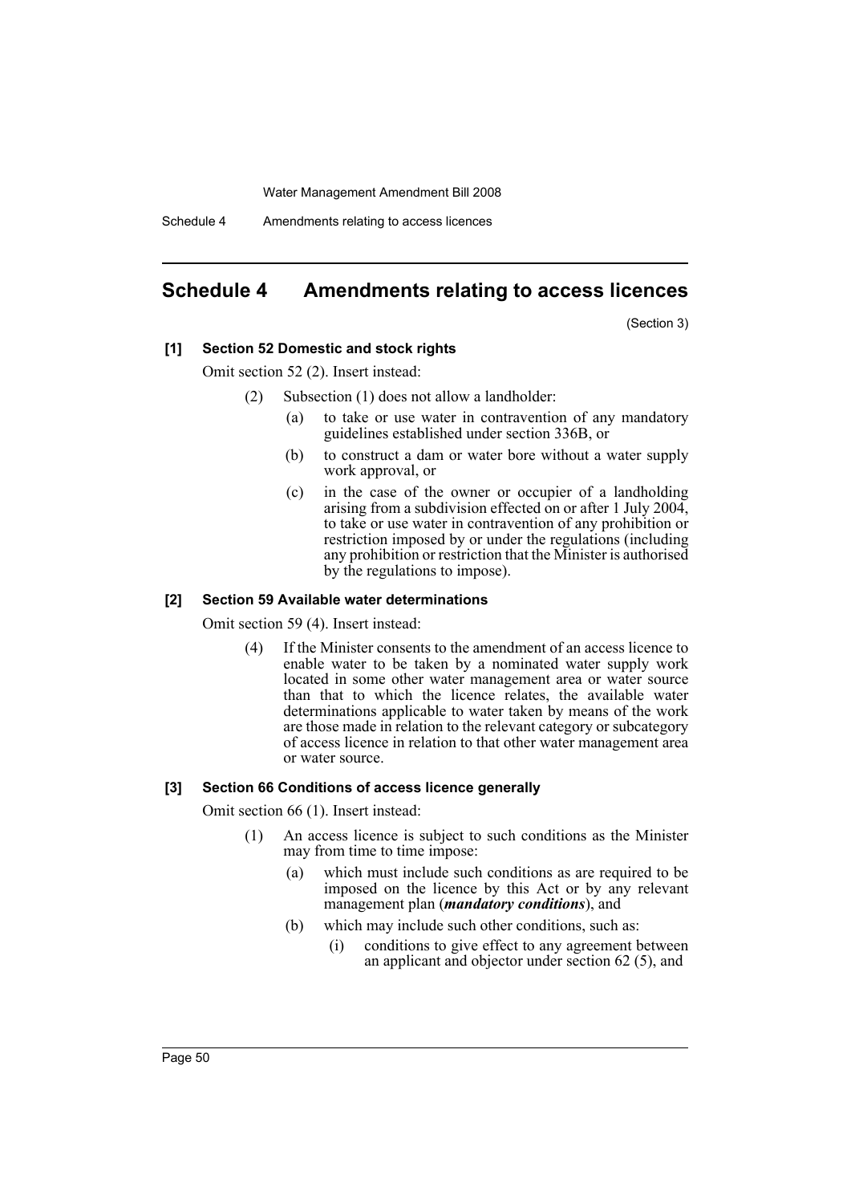## Schedule 4 Amendments relating to access licences

(Section 3)

**[1] Section 52 Domestic and stock rights**

Omit section 52 (2). Insert instead:

(2) Subsection (1) does not allow a landholder:

(a) to take or use water in contravention of any mandatory guidelines established under section 336B, or

(b) to construct a dam or water bore without a water supply work approval, or

(c) in the case of the owner or occupier of a landholding arising from a subdivision effected on or after 1 July 2004, to take or use water in contravention of any prohibition or restriction imposed by or under the regulations (including any prohibition or restriction that the Minister is authorised by the regulations to impose).

**[2] Section 59 Available water determinations**

Omit section 59 (4). Insert instead:

(4) If the Minister consents to the amendment of an access licence to enable water to be taken by a nominated water supply work located in some other water management area or water source than that to which the licence relates, the available water determinations applicable to water taken by means of the work are those made in relation to the relevant category or subcategory of access licence in relation to that other water management area or water source.

**[3] Section 66 Conditions of access licence generally**

Omit section 66 (1). Insert instead:

(1) An access licence is subject to such conditions as the Minister may from time to time impose:

(a) which must include such conditions as are required to be imposed on the licence by this Act or by any relevant management plan (***mandatory conditions***), and

(b) which may include such other conditions, such as:

(i) conditions to give effect to any agreement between an applicant and objector under section 62 (5), and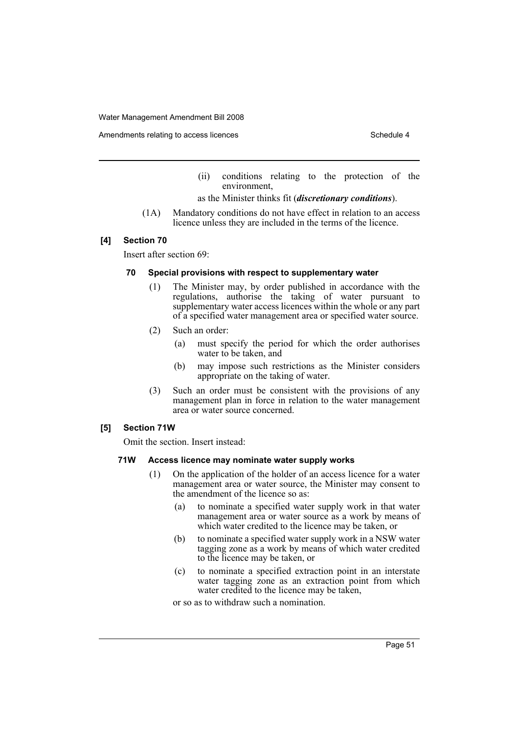(ii) conditions relating to the protection of the environment,

as the Minister thinks fit (***discretionary conditions***).

(1A) Mandatory conditions do not have effect in relation to an access licence unless they are included in the terms of the licence.

### [4] Section 70

Insert after section 69:

#### 70 Special provisions with respect to supplementary water

(1) The Minister may, by order published in accordance with the regulations, authorise the taking of water pursuant to supplementary water access licences within the whole or any part of a specified water management area or specified water source.

(2) Such an order:

(a) must specify the period for which the order authorises water to be taken, and

(b) may impose such restrictions as the Minister considers appropriate on the taking of water.

(3) Such an order must be consistent with the provisions of any management plan in force in relation to the water management area or water source concerned.

### [5] Section 71W

Omit the section. Insert instead:

#### 71W Access licence may nominate water supply works

(1) On the application of the holder of an access licence for a water management area or water source, the Minister may consent to the amendment of the licence so as:

(a) to nominate a specified water supply work in that water management area or water source as a work by means of which water credited to the licence may be taken, or

(b) to nominate a specified water supply work in a NSW water tagging zone as a work by means of which water credited to the licence may be taken, or

(c) to nominate a specified extraction point in an interstate water tagging zone as an extraction point from which water credited to the licence may be taken,

or so as to withdraw such a nomination.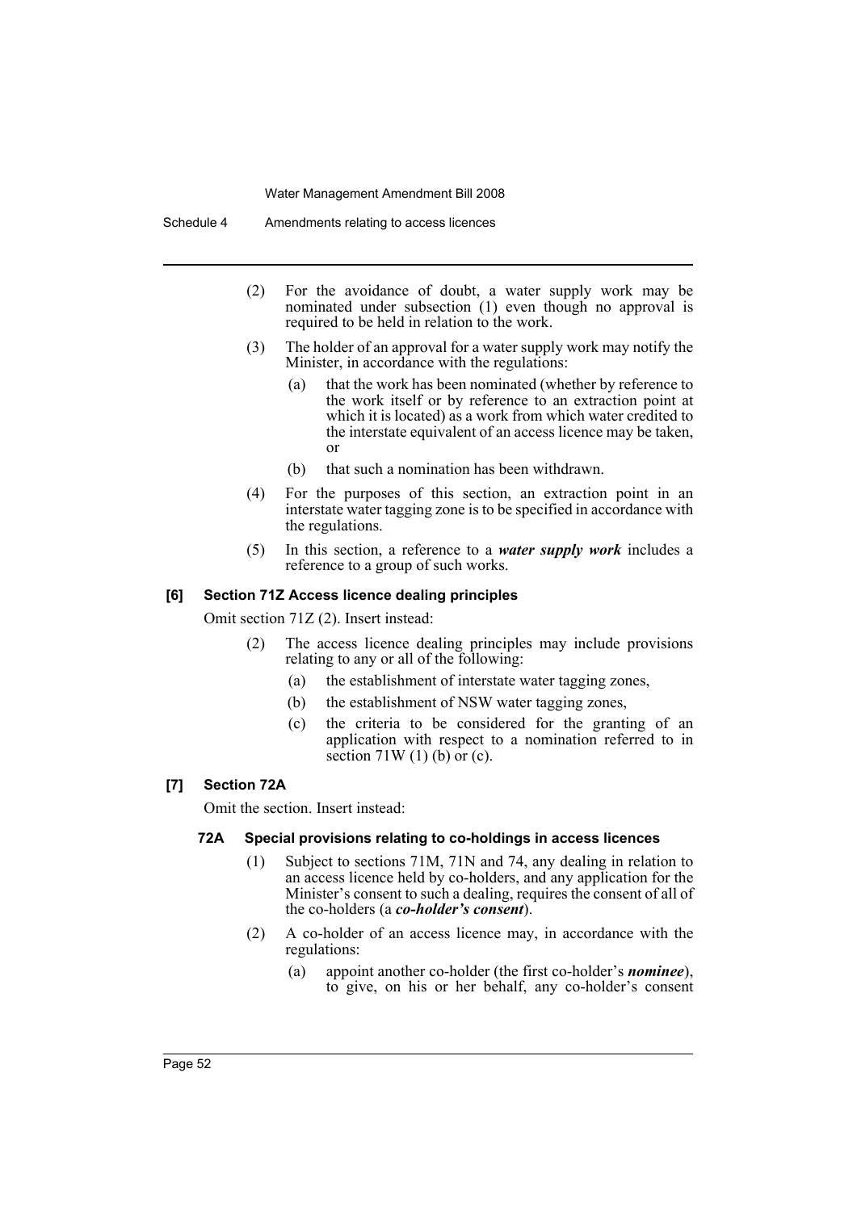(2) For the avoidance of doubt, a water supply work may be nominated under subsection (1) even though no approval is required to be held in relation to the work.

(3) The holder of an approval for a water supply work may notify the Minister, in accordance with the regulations:

(a) that the work has been nominated (whether by reference to the work itself or by reference to an extraction point at which it is located) as a work from which water credited to the interstate equivalent of an access licence may be taken, or

(b) that such a nomination has been withdrawn.

(4) For the purposes of this section, an extraction point in an interstate water tagging zone is to be specified in accordance with the regulations.

(5) In this section, a reference to a ***water supply work*** includes a reference to a group of such works.

#### [6] Section 71Z Access licence dealing principles

Omit section 71Z (2). Insert instead:

(2) The access licence dealing principles may include provisions relating to any or all of the following:

(a) the establishment of interstate water tagging zones,

(b) the establishment of NSW water tagging zones,

(c) the criteria to be considered for the granting of an application with respect to a nomination referred to in section 71W (1) (b) or (c).

#### [7] Section 72A

Omit the section. Insert instead:

##### 72A Special provisions relating to co-holdings in access licences

(1) Subject to sections 71M, 71N and 74, any dealing in relation to an access licence held by co-holders, and any application for the Minister's consent to such a dealing, requires the consent of all of the co-holders (a ***co-holder's consent***).

(2) A co-holder of an access licence may, in accordance with the regulations:

(a) appoint another co-holder (the first co-holder's ***nominee***), to give, on his or her behalf, any co-holder's consent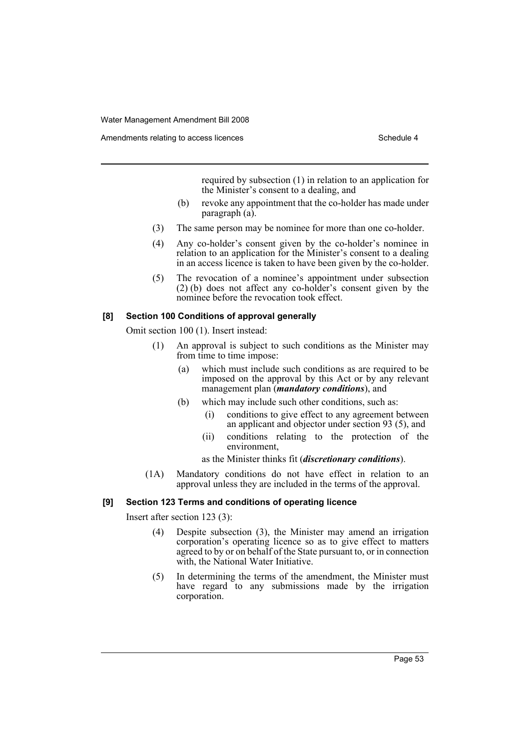required by subsection (1) in relation to an application for the Minister's consent to a dealing, and

(b) revoke any appointment that the co-holder has made under paragraph (a).

(3) The same person may be nominee for more than one co-holder.

(4) Any co-holder's consent given by the co-holder's nominee in relation to an application for the Minister's consent to a dealing in an access licence is taken to have been given by the co-holder.

(5) The revocation of a nominee's appointment under subsection (2) (b) does not affect any co-holder's consent given by the nominee before the revocation took effect.

**[8] Section 100 Conditions of approval generally**

Omit section 100 (1). Insert instead:

(1) An approval is subject to such conditions as the Minister may from time to time impose:

(a) which must include such conditions as are required to be imposed on the approval by this Act or by any relevant management plan (***mandatory conditions***), and

(b) which may include such other conditions, such as:

(i) conditions to give effect to any agreement between an applicant and objector under section 93 (5), and

(ii) conditions relating to the protection of the environment,

as the Minister thinks fit (***discretionary conditions***).

(1A) Mandatory conditions do not have effect in relation to an approval unless they are included in the terms of the approval.

**[9] Section 123 Terms and conditions of operating licence**

Insert after section 123 (3):

(4) Despite subsection (3), the Minister may amend an irrigation corporation's operating licence so as to give effect to matters agreed to by or on behalf of the State pursuant to, or in connection with, the National Water Initiative.

(5) In determining the terms of the amendment, the Minister must have regard to any submissions made by the irrigation corporation.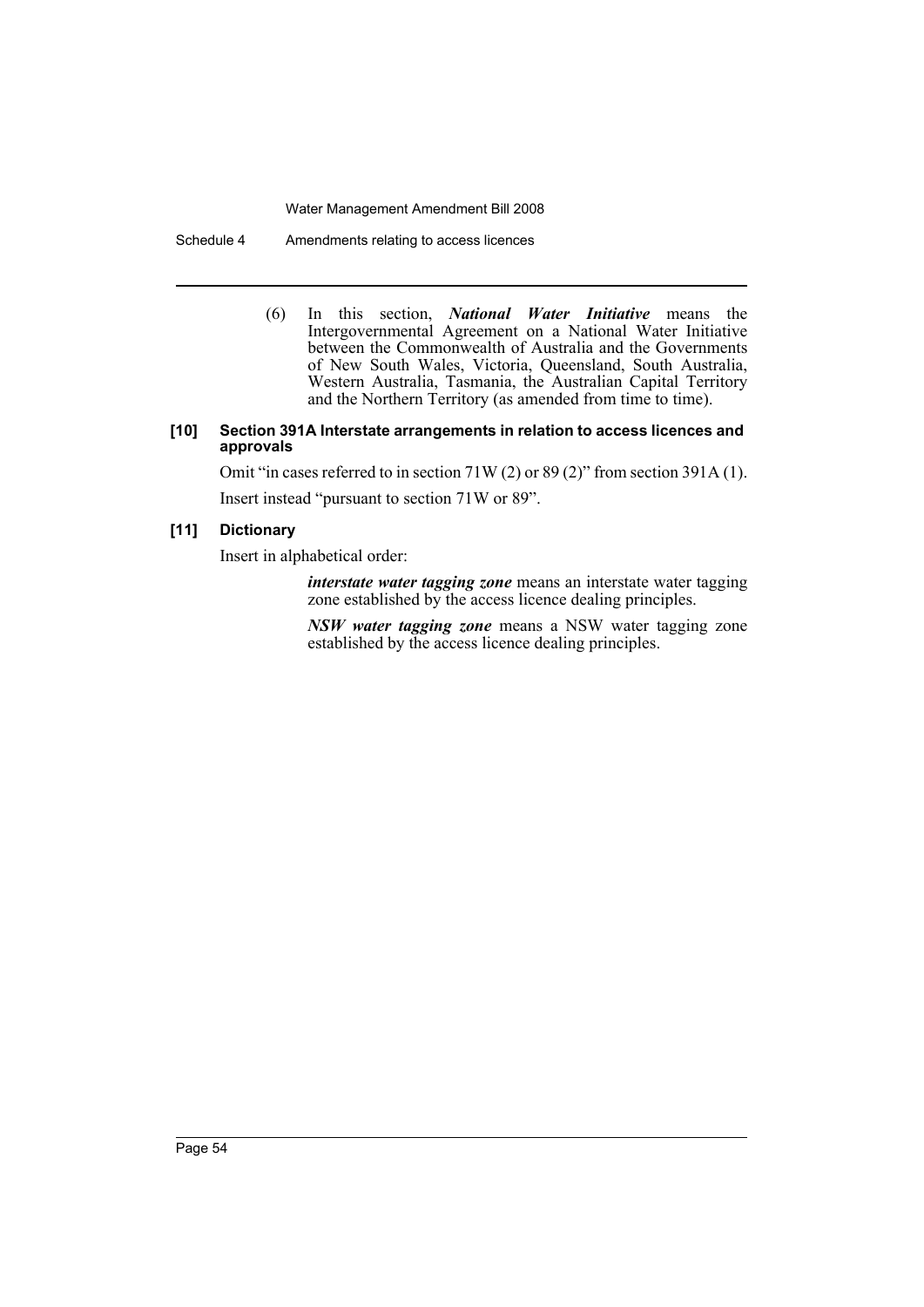(6) In this section, ***National Water Initiative*** means the Intergovernmental Agreement on a National Water Initiative between the Commonwealth of Australia and the Governments of New South Wales, Victoria, Queensland, South Australia, Western Australia, Tasmania, the Australian Capital Territory and the Northern Territory (as amended from time to time).

#### [10] Section 391A Interstate arrangements in relation to access licences and approvals

Omit "in cases referred to in section 71W (2) or 89 (2)" from section 391A (1).

Insert instead "pursuant to section 71W or 89".

#### [11] Dictionary

Insert in alphabetical order:

> ***interstate water tagging zone*** means an interstate water tagging zone established by the access licence dealing principles.
>
> ***NSW water tagging zone*** means a NSW water tagging zone established by the access licence dealing principles.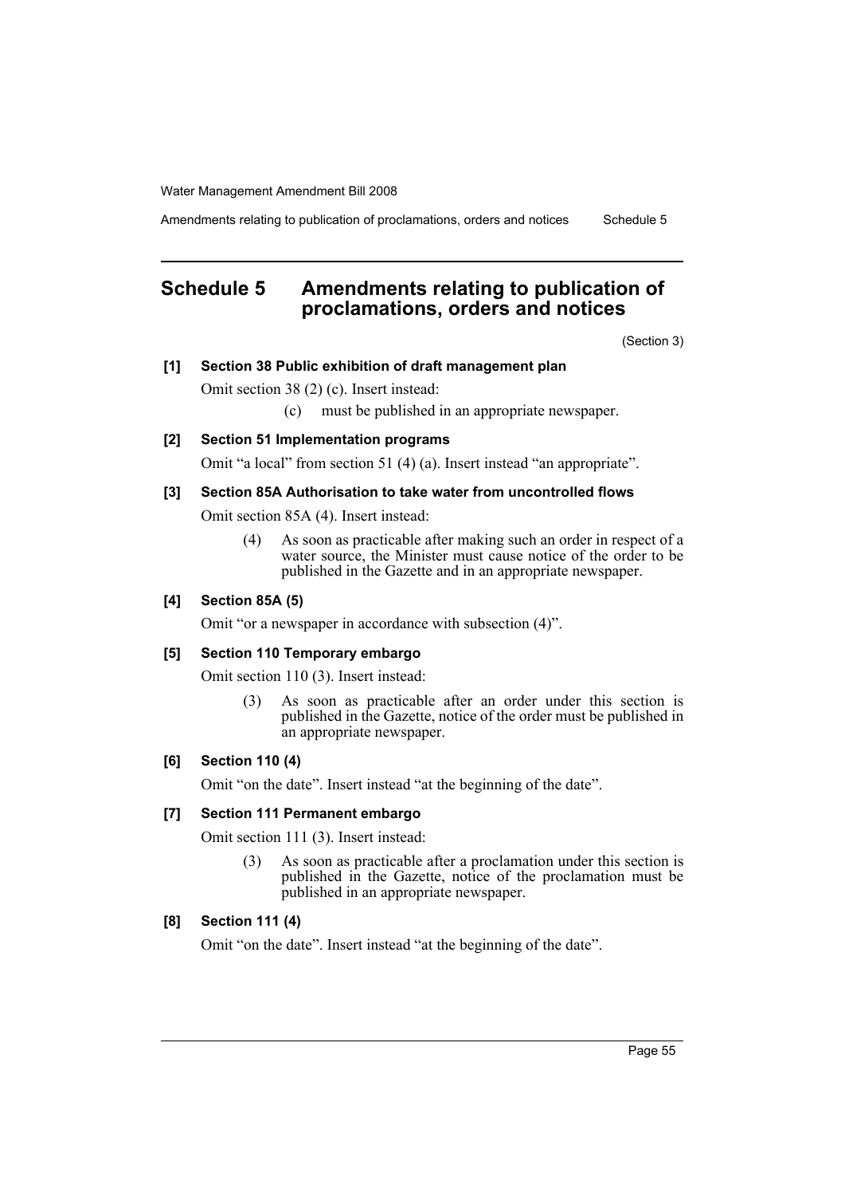# Schedule 5 Amendments relating to publication of proclamations, orders and notices

(Section 3)

**[1] Section 38 Public exhibition of draft management plan**

Omit section 38 (2) (c). Insert instead:

(c) must be published in an appropriate newspaper.

**[2] Section 51 Implementation programs**

Omit "a local" from section 51 (4) (a). Insert instead "an appropriate".

**[3] Section 85A Authorisation to take water from uncontrolled flows**

Omit section 85A (4). Insert instead:

(4) As soon as practicable after making such an order in respect of a water source, the Minister must cause notice of the order to be published in the Gazette and in an appropriate newspaper.

**[4] Section 85A (5)**

Omit "or a newspaper in accordance with subsection (4)".

**[5] Section 110 Temporary embargo**

Omit section 110 (3). Insert instead:

(3) As soon as practicable after an order under this section is published in the Gazette, notice of the order must be published in an appropriate newspaper.

**[6] Section 110 (4)**

Omit "on the date". Insert instead "at the beginning of the date".

**[7] Section 111 Permanent embargo**

Omit section 111 (3). Insert instead:

(3) As soon as practicable after a proclamation under this section is published in the Gazette, notice of the proclamation must be published in an appropriate newspaper.

**[8] Section 111 (4)**

Omit "on the date". Insert instead "at the beginning of the date".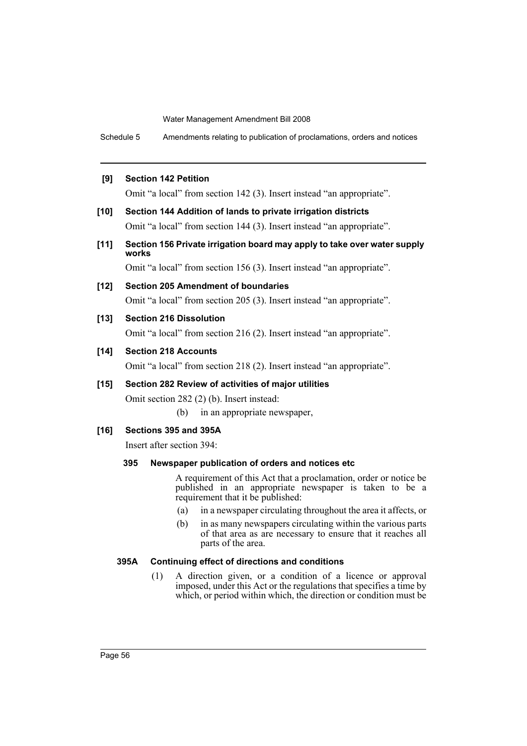**[9] Section 142 Petition**

Omit "a local" from section 142 (3). Insert instead "an appropriate".

**[10] Section 144 Addition of lands to private irrigation districts**

Omit "a local" from section 144 (3). Insert instead "an appropriate".

**[11] Section 156 Private irrigation board may apply to take over water supply works**

Omit "a local" from section 156 (3). Insert instead "an appropriate".

**[12] Section 205 Amendment of boundaries**

Omit "a local" from section 205 (3). Insert instead "an appropriate".

**[13] Section 216 Dissolution**

Omit "a local" from section 216 (2). Insert instead "an appropriate".

**[14] Section 218 Accounts**

Omit "a local" from section 218 (2). Insert instead "an appropriate".

**[15] Section 282 Review of activities of major utilities**

Omit section 282 (2) (b). Insert instead:

(b) in an appropriate newspaper,

**[16] Sections 395 and 395A**

Insert after section 394:

**395 Newspaper publication of orders and notices etc**

A requirement of this Act that a proclamation, order or notice be published in an appropriate newspaper is taken to be a requirement that it be published:

(a) in a newspaper circulating throughout the area it affects, or

(b) in as many newspapers circulating within the various parts of that area as are necessary to ensure that it reaches all parts of the area.

**395A Continuing effect of directions and conditions**

(1) A direction given, or a condition of a licence or approval imposed, under this Act or the regulations that specifies a time by which, or period within which, the direction or condition must be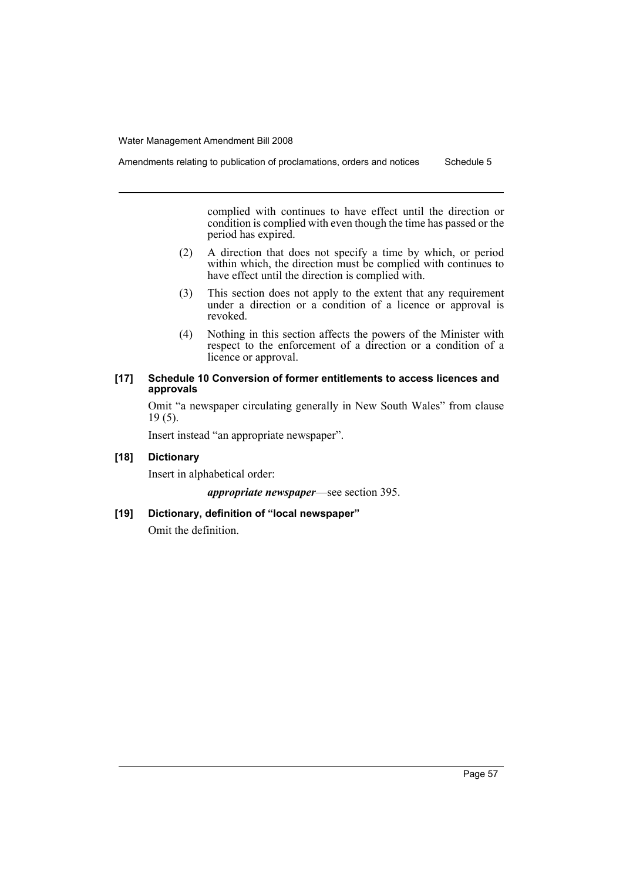complied with continues to have effect until the direction or condition is complied with even though the time has passed or the period has expired.

(2) A direction that does not specify a time by which, or period within which, the direction must be complied with continues to have effect until the direction is complied with.

(3) This section does not apply to the extent that any requirement under a direction or a condition of a licence or approval is revoked.

(4) Nothing in this section affects the powers of the Minister with respect to the enforcement of a direction or a condition of a licence or approval.

**[17] Schedule 10 Conversion of former entitlements to access licences and approvals**

Omit "a newspaper circulating generally in New South Wales" from clause 19 (5).

Insert instead "an appropriate newspaper".

**[18] Dictionary**

Insert in alphabetical order:

***appropriate newspaper***—see section 395.

**[19] Dictionary, definition of "local newspaper"**

Omit the definition.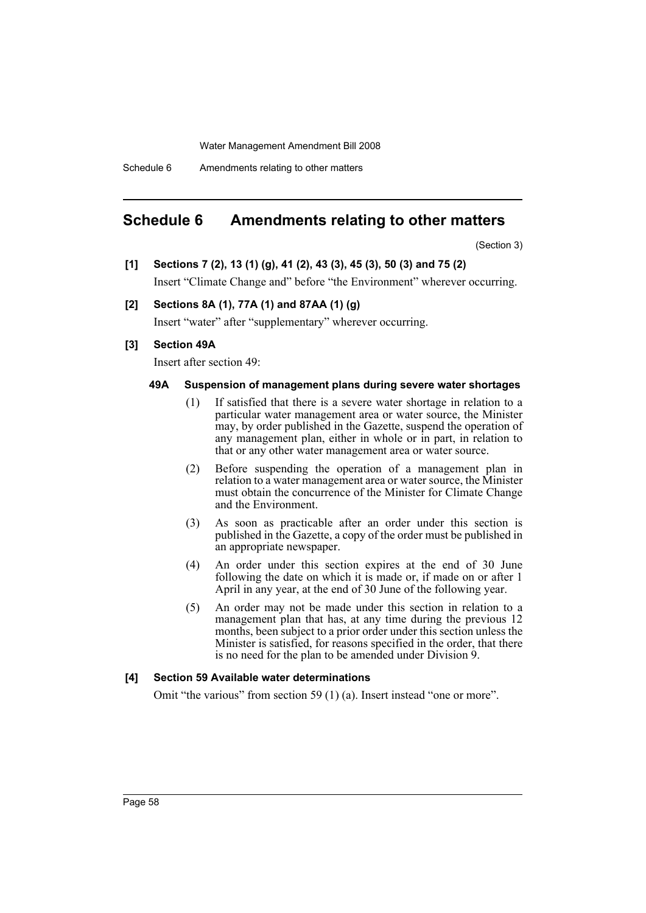# Schedule 6 Amendments relating to other matters

(Section 3)

**[1] Sections 7 (2), 13 (1) (g), 41 (2), 43 (3), 45 (3), 50 (3) and 75 (2)**

Insert "Climate Change and" before "the Environment" wherever occurring.

**[2] Sections 8A (1), 77A (1) and 87AA (1) (g)**

Insert "water" after "supplementary" wherever occurring.

**[3] Section 49A**

Insert after section 49:

**49A Suspension of management plans during severe water shortages**

(1) If satisfied that there is a severe water shortage in relation to a particular water management area or water source, the Minister may, by order published in the Gazette, suspend the operation of any management plan, either in whole or in part, in relation to that or any other water management area or water source.

(2) Before suspending the operation of a management plan in relation to a water management area or water source, the Minister must obtain the concurrence of the Minister for Climate Change and the Environment.

(3) As soon as practicable after an order under this section is published in the Gazette, a copy of the order must be published in an appropriate newspaper.

(4) An order under this section expires at the end of 30 June following the date on which it is made or, if made on or after 1 April in any year, at the end of 30 June of the following year.

(5) An order may not be made under this section in relation to a management plan that has, at any time during the previous 12 months, been subject to a prior order under this section unless the Minister is satisfied, for reasons specified in the order, that there is no need for the plan to be amended under Division 9.

**[4] Section 59 Available water determinations**

Omit "the various" from section 59 (1) (a). Insert instead "one or more".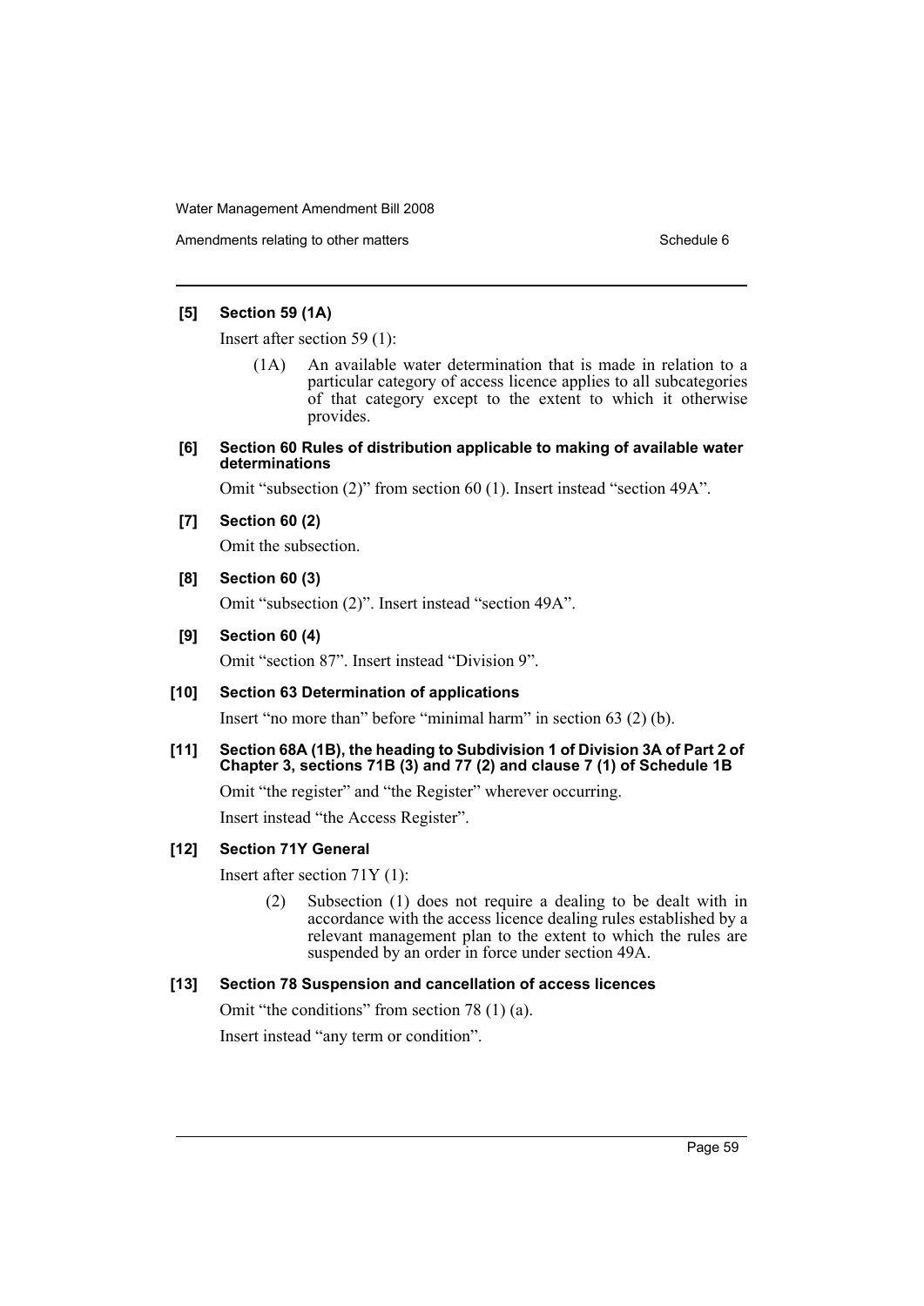**[5] Section 59 (1A)**

Insert after section 59 (1):

(1A) An available water determination that is made in relation to a particular category of access licence applies to all subcategories of that category except to the extent to which it otherwise provides.

**[6] Section 60 Rules of distribution applicable to making of available water determinations**

Omit "subsection (2)" from section 60 (1). Insert instead "section 49A".

**[7] Section 60 (2)**

Omit the subsection.

**[8] Section 60 (3)**

Omit "subsection (2)". Insert instead "section 49A".

**[9] Section 60 (4)**

Omit "section 87". Insert instead "Division 9".

**[10] Section 63 Determination of applications**

Insert "no more than" before "minimal harm" in section 63 (2) (b).

**[11] Section 68A (1B), the heading to Subdivision 1 of Division 3A of Part 2 of Chapter 3, sections 71B (3) and 77 (2) and clause 7 (1) of Schedule 1B**

Omit "the register" and "the Register" wherever occurring.

Insert instead "the Access Register".

**[12] Section 71Y General**

Insert after section 71Y (1):

(2) Subsection (1) does not require a dealing to be dealt with in accordance with the access licence dealing rules established by a relevant management plan to the extent to which the rules are suspended by an order in force under section 49A.

**[13] Section 78 Suspension and cancellation of access licences**

Omit "the conditions" from section 78 (1) (a).

Insert instead "any term or condition".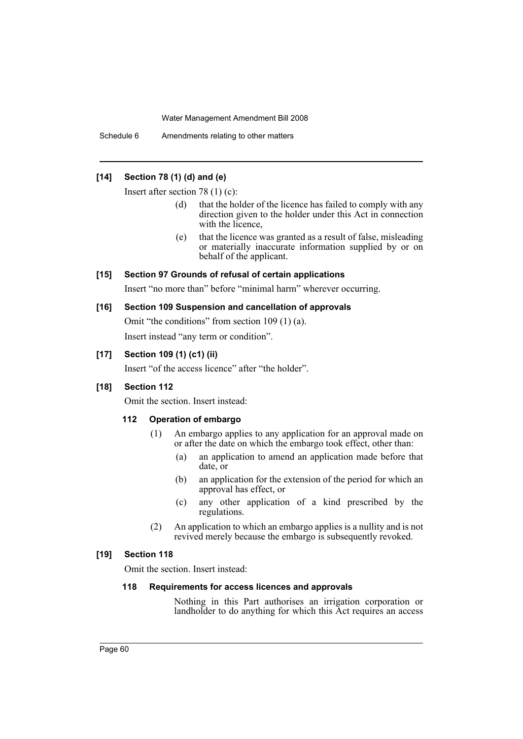### [14] Section 78 (1) (d) and (e)

Insert after section 78 (1) (c):

> (d) that the holder of the licence has failed to comply with any direction given to the holder under this Act in connection with the licence,
>
> (e) that the licence was granted as a result of false, misleading or materially inaccurate information supplied by or on behalf of the applicant.

### [15] Section 97 Grounds of refusal of certain applications

Insert "no more than" before "minimal harm" wherever occurring.

### [16] Section 109 Suspension and cancellation of approvals

Omit "the conditions" from section 109 (1) (a).

Insert instead "any term or condition".

### [17] Section 109 (1) (c1) (ii)

Insert "of the access licence" after "the holder".

### [18] Section 112

Omit the section. Insert instead:

#### 112 Operation of embargo

(1) An embargo applies to any application for an approval made on or after the date on which the embargo took effect, other than:

- (a) an application to amend an application made before that date, or
- (b) an application for the extension of the period for which an approval has effect, or
- (c) any other application of a kind prescribed by the regulations.

(2) An application to which an embargo applies is a nullity and is not revived merely because the embargo is subsequently revoked.

### [19] Section 118

Omit the section. Insert instead:

#### 118 Requirements for access licences and approvals

Nothing in this Part authorises an irrigation corporation or landholder to do anything for which this Act requires an access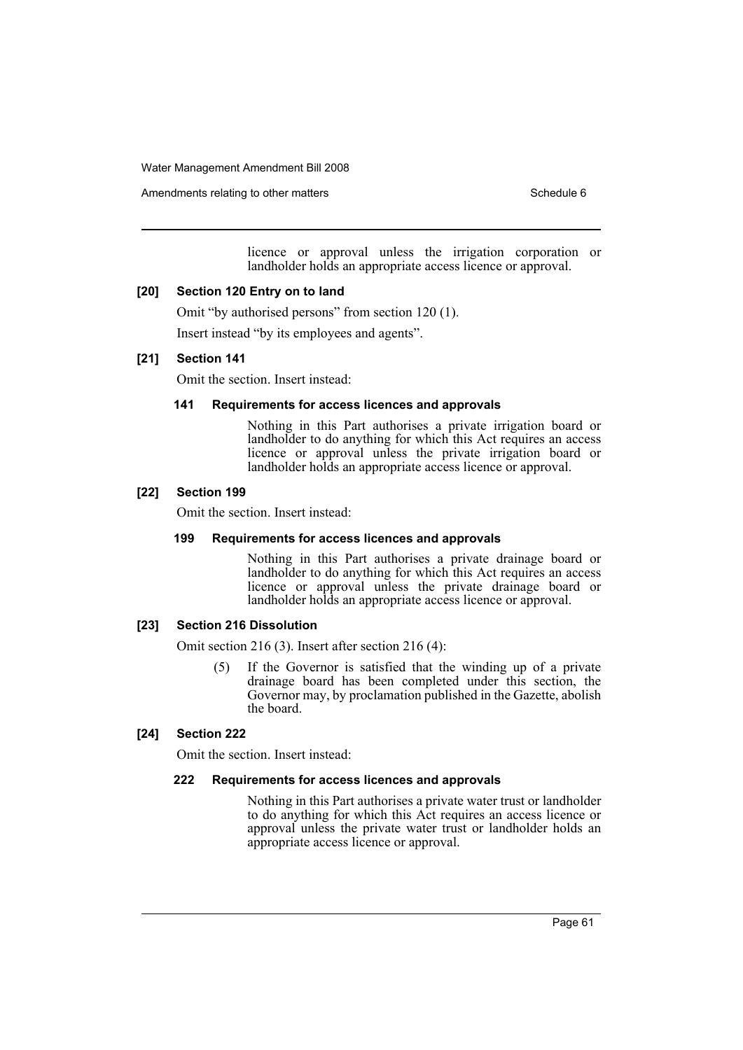licence or approval unless the irrigation corporation or landholder holds an appropriate access licence or approval.

**[20] Section 120 Entry on to land**

Omit "by authorised persons" from section 120 (1).

Insert instead "by its employees and agents".

**[21] Section 141**

Omit the section. Insert instead:

**141 Requirements for access licences and approvals**

Nothing in this Part authorises a private irrigation board or landholder to do anything for which this Act requires an access licence or approval unless the private irrigation board or landholder holds an appropriate access licence or approval.

**[22] Section 199**

Omit the section. Insert instead:

**199 Requirements for access licences and approvals**

Nothing in this Part authorises a private drainage board or landholder to do anything for which this Act requires an access licence or approval unless the private drainage board or landholder holds an appropriate access licence or approval.

**[23] Section 216 Dissolution**

Omit section 216 (3). Insert after section 216 (4):

(5) If the Governor is satisfied that the winding up of a private drainage board has been completed under this section, the Governor may, by proclamation published in the Gazette, abolish the board.

**[24] Section 222**

Omit the section. Insert instead:

**222 Requirements for access licences and approvals**

Nothing in this Part authorises a private water trust or landholder to do anything for which this Act requires an access licence or approval unless the private water trust or landholder holds an appropriate access licence or approval.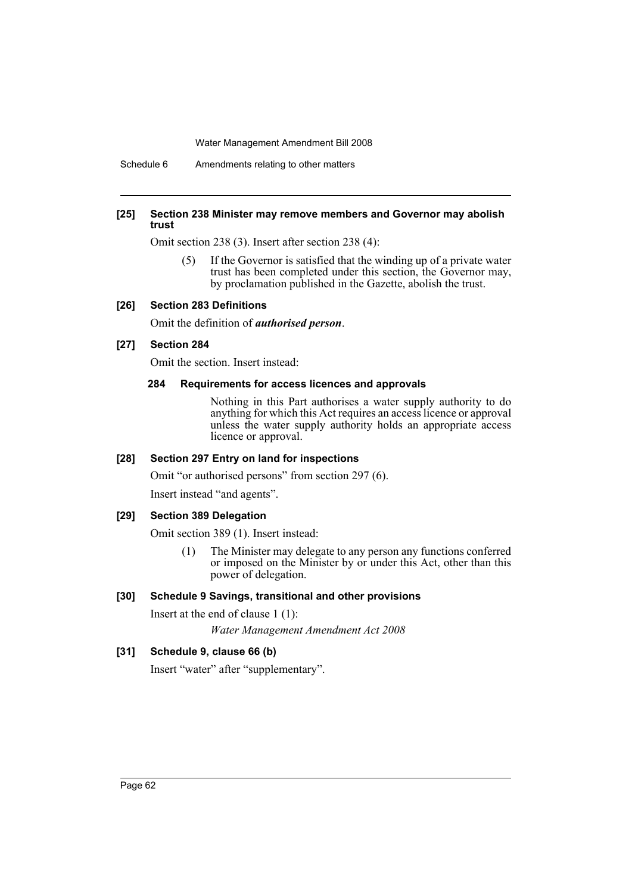**[25] Section 238 Minister may remove members and Governor may abolish trust**

Omit section 238 (3). Insert after section 238 (4):

> (5) If the Governor is satisfied that the winding up of a private water trust has been completed under this section, the Governor may, by proclamation published in the Gazette, abolish the trust.

**[26] Section 283 Definitions**

Omit the definition of ***authorised person***.

**[27] Section 284**

Omit the section. Insert instead:

> **284 Requirements for access licences and approvals**
>
> Nothing in this Part authorises a water supply authority to do anything for which this Act requires an access licence or approval unless the water supply authority holds an appropriate access licence or approval.

**[28] Section 297 Entry on land for inspections**

Omit "or authorised persons" from section 297 (6).

Insert instead "and agents".

**[29] Section 389 Delegation**

Omit section 389 (1). Insert instead:

> (1) The Minister may delegate to any person any functions conferred or imposed on the Minister by or under this Act, other than this power of delegation.

**[30] Schedule 9 Savings, transitional and other provisions**

Insert at the end of clause 1 (1):

> *Water Management Amendment Act 2008*

**[31] Schedule 9, clause 66 (b)**

Insert "water" after "supplementary".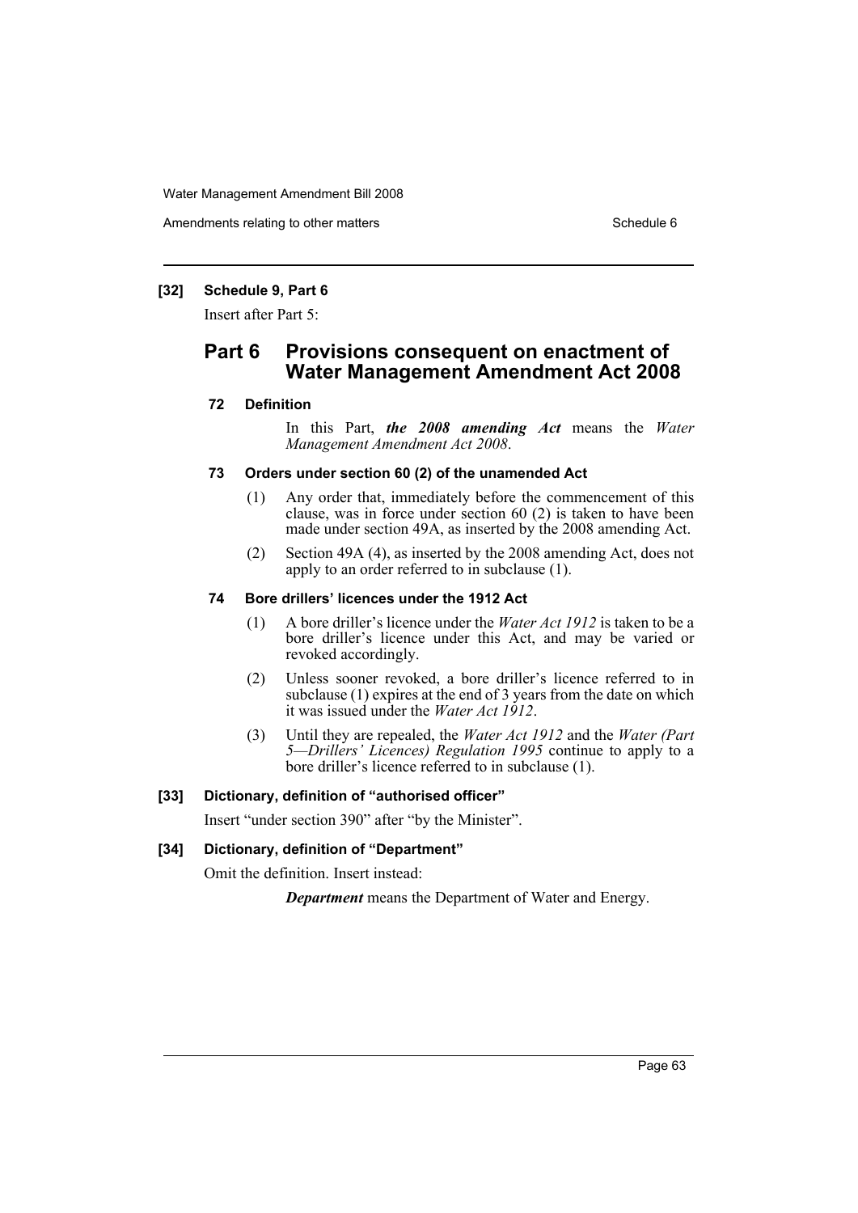**[32] Schedule 9, Part 6**

Insert after Part 5:

## Part 6 Provisions consequent on enactment of Water Management Amendment Act 2008

### 72 Definition

In this Part, ***the 2008 amending Act*** means the *Water Management Amendment Act 2008*.

### 73 Orders under section 60 (2) of the unamended Act

(1) Any order that, immediately before the commencement of this clause, was in force under section 60 (2) is taken to have been made under section 49A, as inserted by the 2008 amending Act.

(2) Section 49A (4), as inserted by the 2008 amending Act, does not apply to an order referred to in subclause (1).

### 74 Bore drillers' licences under the 1912 Act

(1) A bore driller's licence under the *Water Act 1912* is taken to be a bore driller's licence under this Act, and may be varied or revoked accordingly.

(2) Unless sooner revoked, a bore driller's licence referred to in subclause (1) expires at the end of 3 years from the date on which it was issued under the *Water Act 1912*.

(3) Until they are repealed, the *Water Act 1912* and the *Water (Part 5—Drillers' Licences) Regulation 1995* continue to apply to a bore driller's licence referred to in subclause (1).

**[33] Dictionary, definition of "authorised officer"**

Insert "under section 390" after "by the Minister".

**[34] Dictionary, definition of "Department"**

Omit the definition. Insert instead:

***Department*** means the Department of Water and Energy.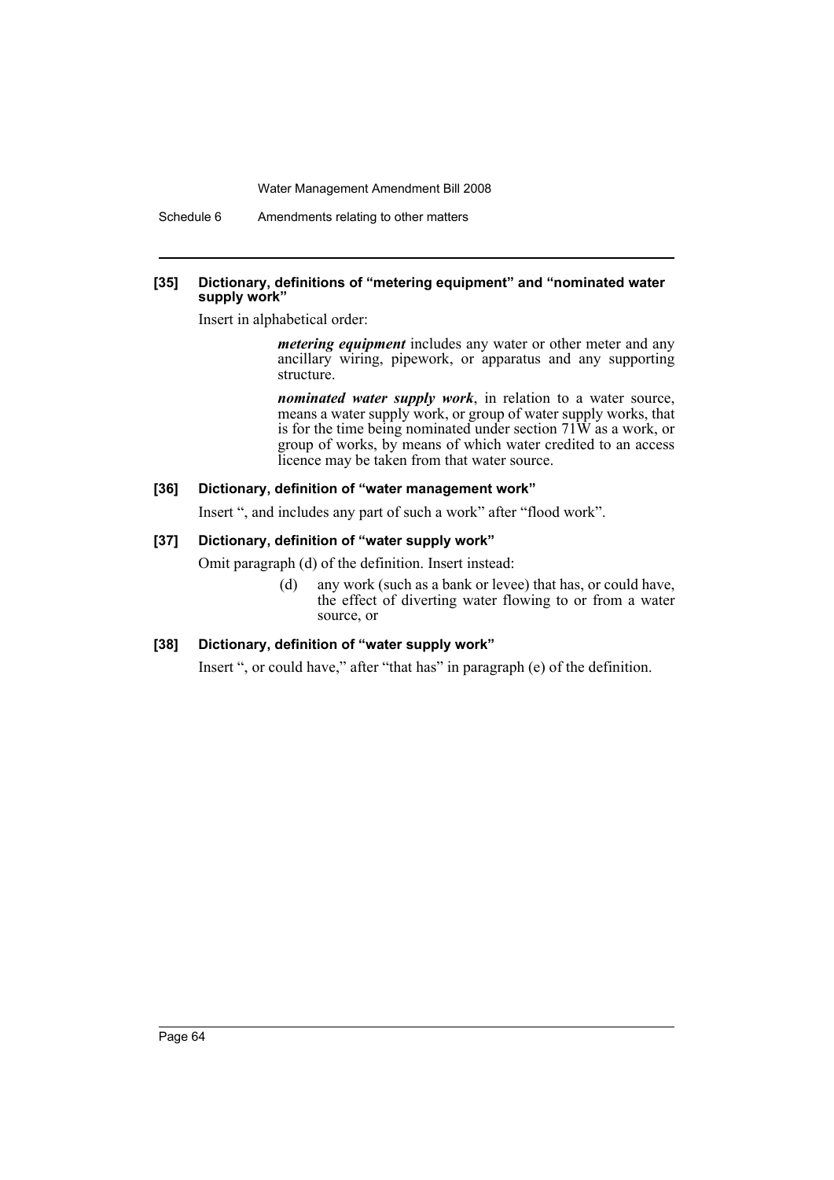#### [35] Dictionary, definitions of "metering equipment" and "nominated water supply work"

Insert in alphabetical order:

> ***metering equipment*** includes any water or other meter and any ancillary wiring, pipework, or apparatus and any supporting structure.
>
> ***nominated water supply work***, in relation to a water source, means a water supply work, or group of water supply works, that is for the time being nominated under section 71W as a work, or group of works, by means of which water credited to an access licence may be taken from that water source.

#### [36] Dictionary, definition of "water management work"

Insert ", and includes any part of such a work" after "flood work".

#### [37] Dictionary, definition of "water supply work"

Omit paragraph (d) of the definition. Insert instead:

> (d) any work (such as a bank or levee) that has, or could have, the effect of diverting water flowing to or from a water source, or

#### [38] Dictionary, definition of "water supply work"

Insert ", or could have," after "that has" in paragraph (e) of the definition.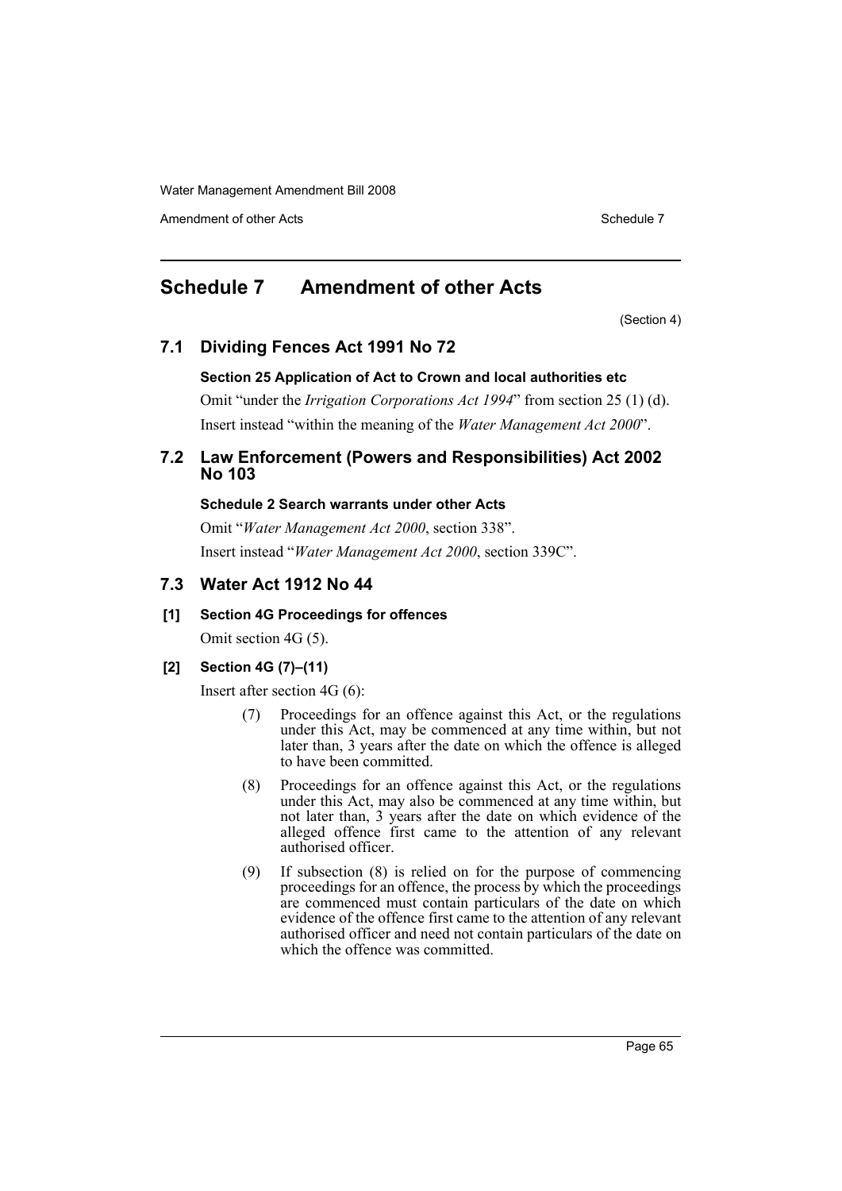# Schedule 7 Amendment of other Acts

(Section 4)

## 7.1 Dividing Fences Act 1991 No 72

### Section 25 Application of Act to Crown and local authorities etc

Omit "under the *Irrigation Corporations Act 1994*" from section 25 (1) (d).

Insert instead "within the meaning of the *Water Management Act 2000*".

## 7.2 Law Enforcement (Powers and Responsibilities) Act 2002 No 103

### Schedule 2 Search warrants under other Acts

Omit "*Water Management Act 2000*, section 338".

Insert instead "*Water Management Act 2000*, section 339C".

## 7.3 Water Act 1912 No 44

### [1] Section 4G Proceedings for offences

Omit section 4G (5).

### [2] Section 4G (7)–(11)

Insert after section 4G (6):

> (7) Proceedings for an offence against this Act, or the regulations under this Act, may be commenced at any time within, but not later than, 3 years after the date on which the offence is alleged to have been committed.
>
> (8) Proceedings for an offence against this Act, or the regulations under this Act, may also be commenced at any time within, but not later than, 3 years after the date on which evidence of the alleged offence first came to the attention of any relevant authorised officer.
>
> (9) If subsection (8) is relied on for the purpose of commencing proceedings for an offence, the process by which the proceedings are commenced must contain particulars of the date on which evidence of the offence first came to the attention of any relevant authorised officer and need not contain particulars of the date on which the offence was committed.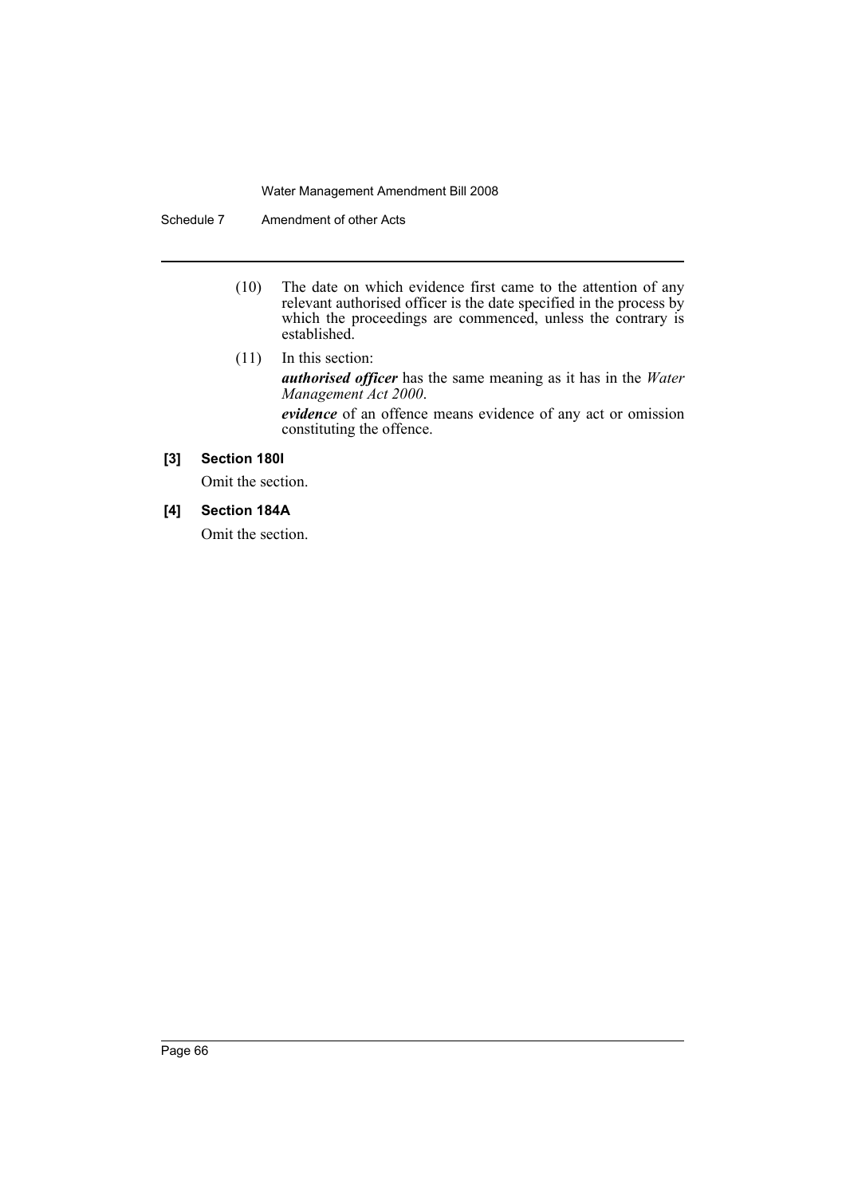(10) The date on which evidence first came to the attention of any relevant authorised officer is the date specified in the process by which the proceedings are commenced, unless the contrary is established.

(11) In this section:

***authorised officer*** has the same meaning as it has in the *Water Management Act 2000*.

***evidence*** of an offence means evidence of any act or omission constituting the offence.

**[3] Section 180I**

Omit the section.

**[4] Section 184A**

Omit the section.